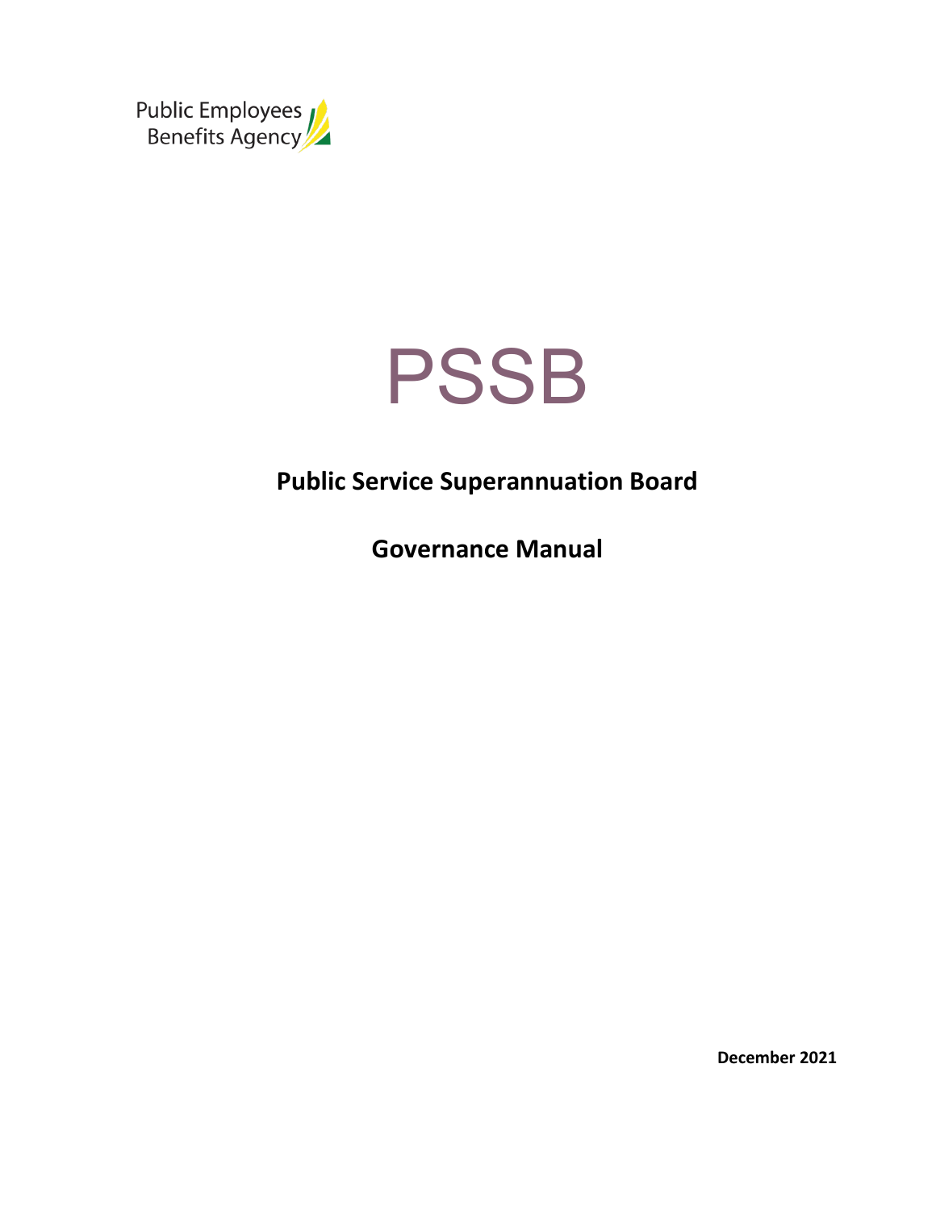Public Employees
Benefits Agency

# PSSB

## Public Service Superannuation Board

## Governance Manual

December 2021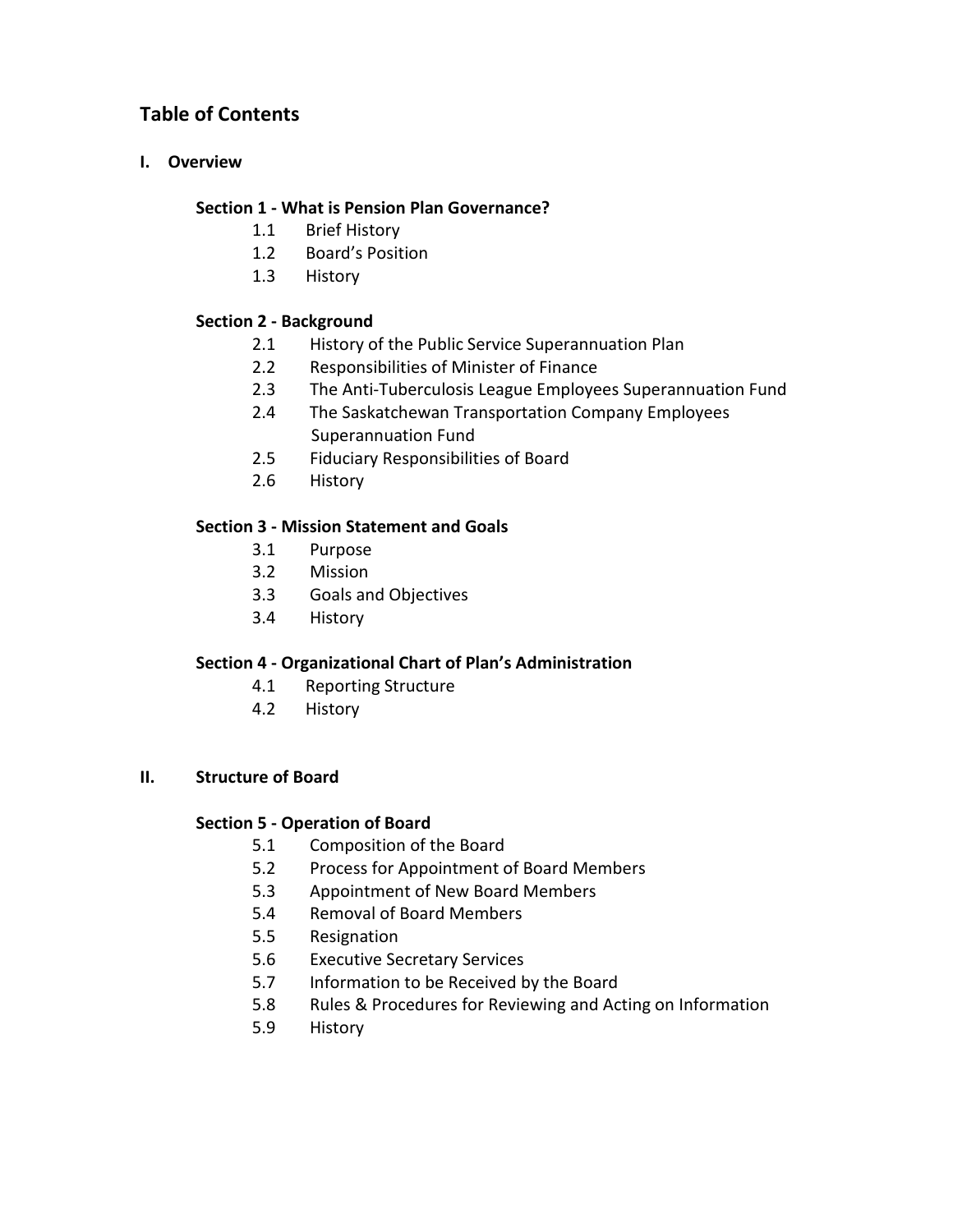## Table of Contents

### I. Overview

**Section 1 - What is Pension Plan Governance?**

- 1.1 Brief History
- 1.2 Board's Position
- 1.3 History

**Section 2 - Background**

- 2.1 History of the Public Service Superannuation Plan
- 2.2 Responsibilities of Minister of Finance
- 2.3 The Anti-Tuberculosis League Employees Superannuation Fund
- 2.4 The Saskatchewan Transportation Company Employees Superannuation Fund
- 2.5 Fiduciary Responsibilities of Board
- 2.6 History

**Section 3 - Mission Statement and Goals**

- 3.1 Purpose
- 3.2 Mission
- 3.3 Goals and Objectives
- 3.4 History

**Section 4 - Organizational Chart of Plan's Administration**

- 4.1 Reporting Structure
- 4.2 History

### II. Structure of Board

**Section 5 - Operation of Board**

- 5.1 Composition of the Board
- 5.2 Process for Appointment of Board Members
- 5.3 Appointment of New Board Members
- 5.4 Removal of Board Members
- 5.5 Resignation
- 5.6 Executive Secretary Services
- 5.7 Information to be Received by the Board
- 5.8 Rules & Procedures for Reviewing and Acting on Information
- 5.9 History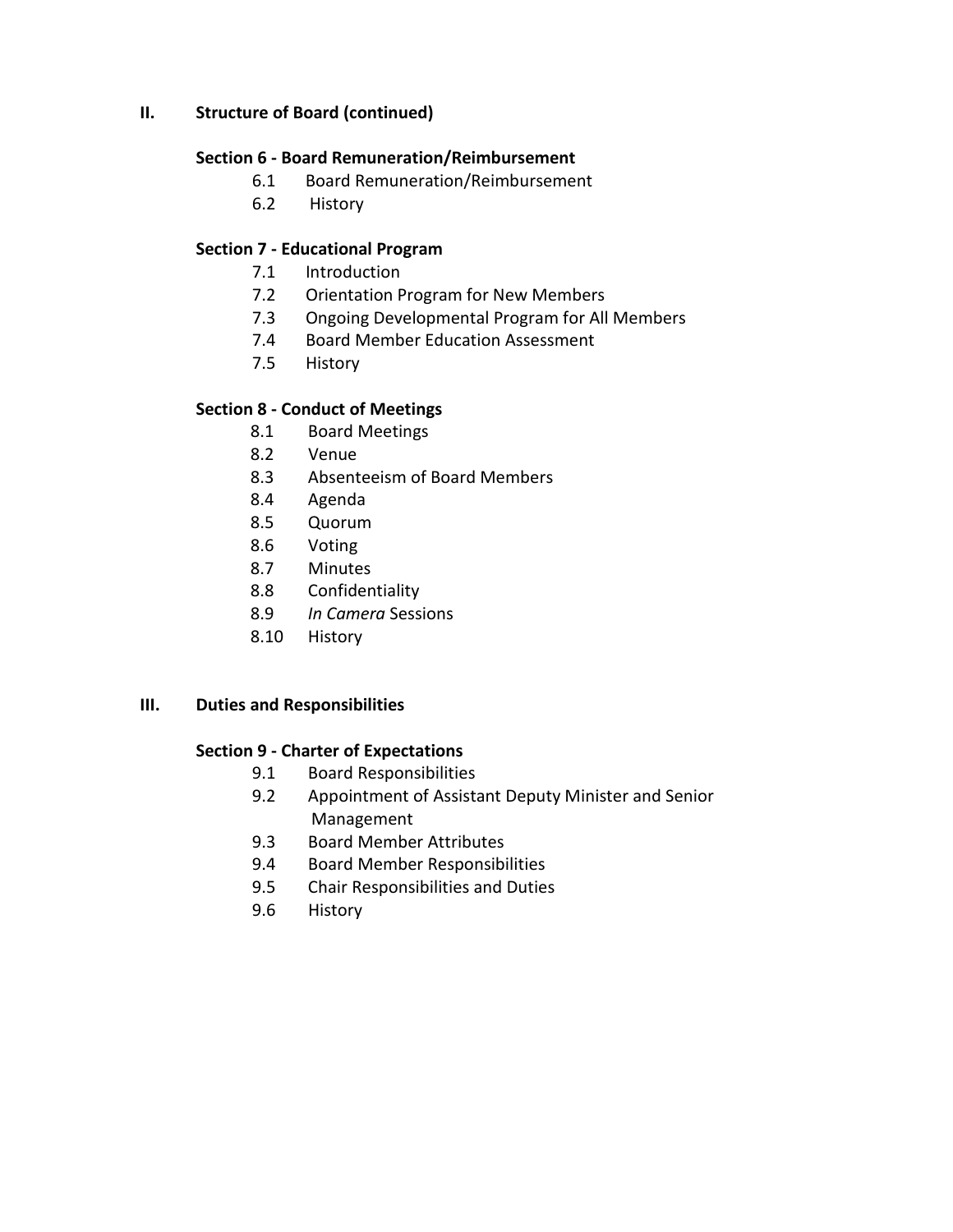## II. Structure of Board (continued)

### Section 6 - Board Remuneration/Reimbursement

- 6.1 Board Remuneration/Reimbursement
- 6.2 History

### Section 7 - Educational Program

- 7.1 Introduction
- 7.2 Orientation Program for New Members
- 7.3 Ongoing Developmental Program for All Members
- 7.4 Board Member Education Assessment
- 7.5 History

### Section 8 - Conduct of Meetings

- 8.1 Board Meetings
- 8.2 Venue
- 8.3 Absenteeism of Board Members
- 8.4 Agenda
- 8.5 Quorum
- 8.6 Voting
- 8.7 Minutes
- 8.8 Confidentiality
- 8.9 *In Camera* Sessions
- 8.10 History

## III. Duties and Responsibilities

### Section 9 - Charter of Expectations

- 9.1 Board Responsibilities
- 9.2 Appointment of Assistant Deputy Minister and Senior Management
- 9.3 Board Member Attributes
- 9.4 Board Member Responsibilities
- 9.5 Chair Responsibilities and Duties
- 9.6 History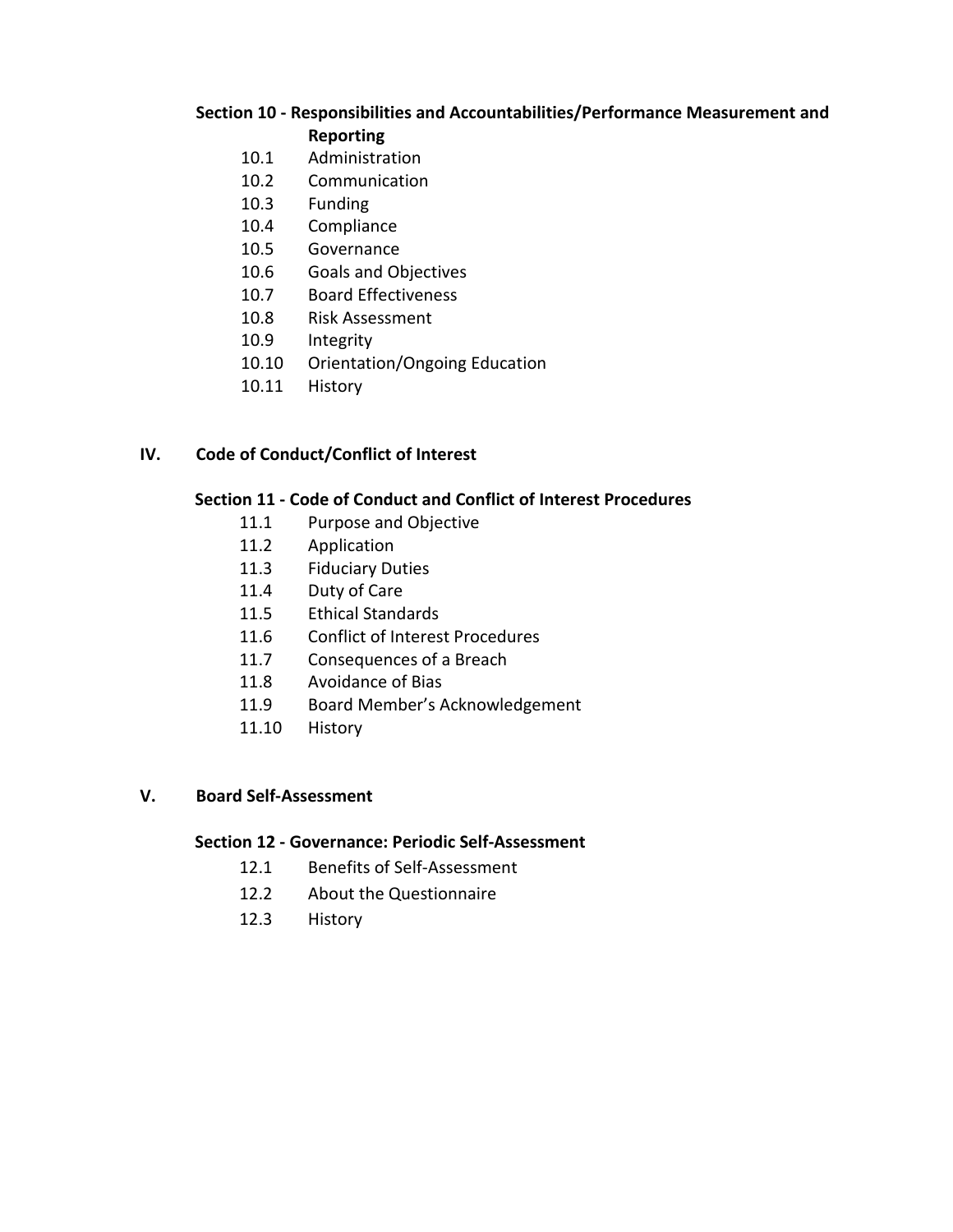**Section 10 - Responsibilities and Accountabilities/Performance Measurement and Reporting**

- 10.1 Administration
- 10.2 Communication
- 10.3 Funding
- 10.4 Compliance
- 10.5 Governance
- 10.6 Goals and Objectives
- 10.7 Board Effectiveness
- 10.8 Risk Assessment
- 10.9 Integrity
- 10.10 Orientation/Ongoing Education
- 10.11 History

## IV. Code of Conduct/Conflict of Interest

**Section 11 - Code of Conduct and Conflict of Interest Procedures**

- 11.1 Purpose and Objective
- 11.2 Application
- 11.3 Fiduciary Duties
- 11.4 Duty of Care
- 11.5 Ethical Standards
- 11.6 Conflict of Interest Procedures
- 11.7 Consequences of a Breach
- 11.8 Avoidance of Bias
- 11.9 Board Member's Acknowledgement
- 11.10 History

## V. Board Self-Assessment

**Section 12 - Governance: Periodic Self-Assessment**

- 12.1 Benefits of Self-Assessment
- 12.2 About the Questionnaire
- 12.3 History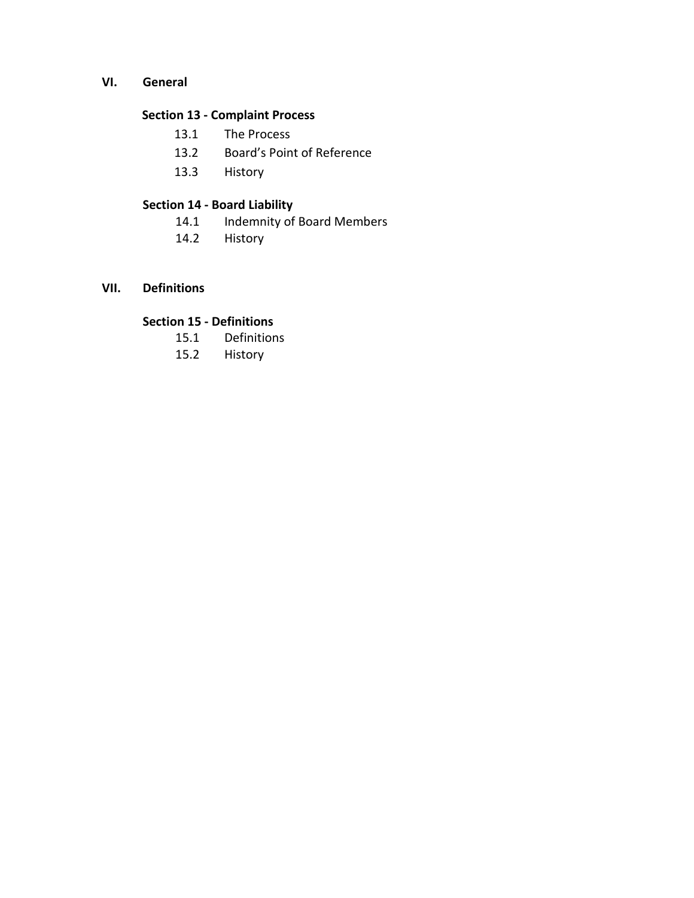## VI. General

### Section 13 - Complaint Process

- 13.1 The Process
- 13.2 Board's Point of Reference
- 13.3 History

### Section 14 - Board Liability

- 14.1 Indemnity of Board Members
- 14.2 History

## VII. Definitions

### Section 15 - Definitions

- 15.1 Definitions
- 15.2 History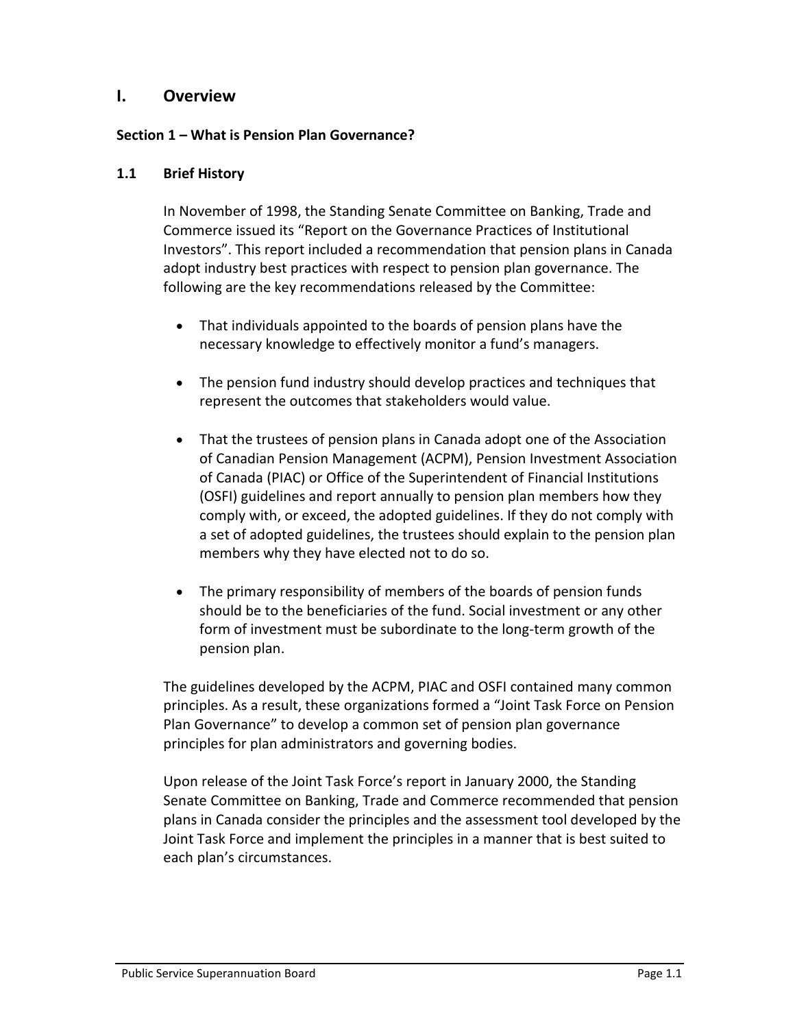# I. Overview

### Section 1 – What is Pension Plan Governance?

### 1.1 Brief History

In November of 1998, the Standing Senate Committee on Banking, Trade and Commerce issued its “Report on the Governance Practices of Institutional Investors”. This report included a recommendation that pension plans in Canada adopt industry best practices with respect to pension plan governance. The following are the key recommendations released by the Committee:

- That individuals appointed to the boards of pension plans have the necessary knowledge to effectively monitor a fund’s managers.
- The pension fund industry should develop practices and techniques that represent the outcomes that stakeholders would value.
- That the trustees of pension plans in Canada adopt one of the Association of Canadian Pension Management (ACPM), Pension Investment Association of Canada (PIAC) or Office of the Superintendent of Financial Institutions (OSFI) guidelines and report annually to pension plan members how they comply with, or exceed, the adopted guidelines. If they do not comply with a set of adopted guidelines, the trustees should explain to the pension plan members why they have elected not to do so.
- The primary responsibility of members of the boards of pension funds should be to the beneficiaries of the fund. Social investment or any other form of investment must be subordinate to the long-term growth of the pension plan.

The guidelines developed by the ACPM, PIAC and OSFI contained many common principles. As a result, these organizations formed a “Joint Task Force on Pension Plan Governance” to develop a common set of pension plan governance principles for plan administrators and governing bodies.

Upon release of the Joint Task Force’s report in January 2000, the Standing Senate Committee on Banking, Trade and Commerce recommended that pension plans in Canada consider the principles and the assessment tool developed by the Joint Task Force and implement the principles in a manner that is best suited to each plan’s circumstances.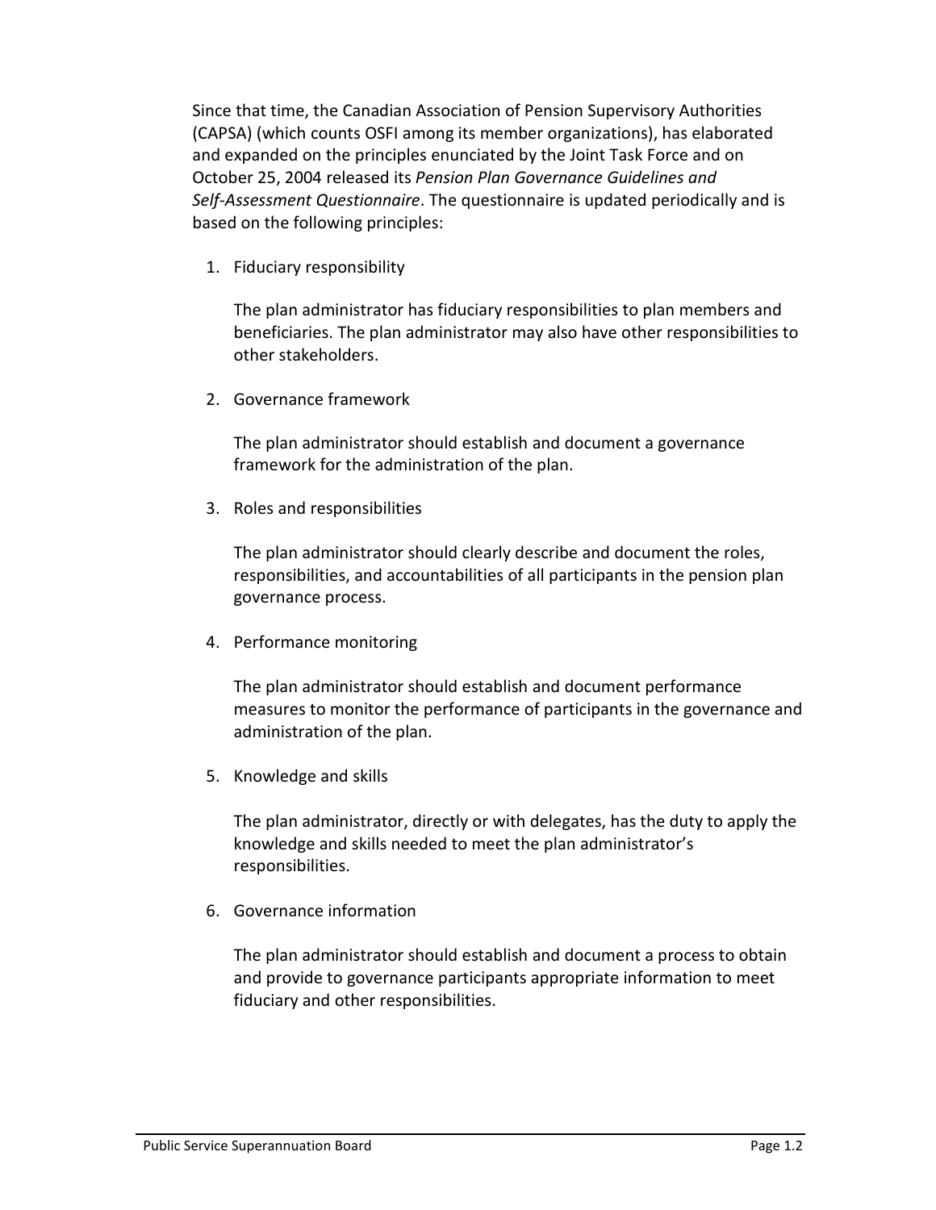Since that time, the Canadian Association of Pension Supervisory Authorities (CAPSA) (which counts OSFI among its member organizations), has elaborated and expanded on the principles enunciated by the Joint Task Force and on October 25, 2004 released its *Pension Plan Governance Guidelines and Self-Assessment Questionnaire*. The questionnaire is updated periodically and is based on the following principles:

1. Fiduciary responsibility

   The plan administrator has fiduciary responsibilities to plan members and beneficiaries. The plan administrator may also have other responsibilities to other stakeholders.

2. Governance framework

   The plan administrator should establish and document a governance framework for the administration of the plan.

3. Roles and responsibilities

   The plan administrator should clearly describe and document the roles, responsibilities, and accountabilities of all participants in the pension plan governance process.

4. Performance monitoring

   The plan administrator should establish and document performance measures to monitor the performance of participants in the governance and administration of the plan.

5. Knowledge and skills

   The plan administrator, directly or with delegates, has the duty to apply the knowledge and skills needed to meet the plan administrator's responsibilities.

6. Governance information

   The plan administrator should establish and document a process to obtain and provide to governance participants appropriate information to meet fiduciary and other responsibilities.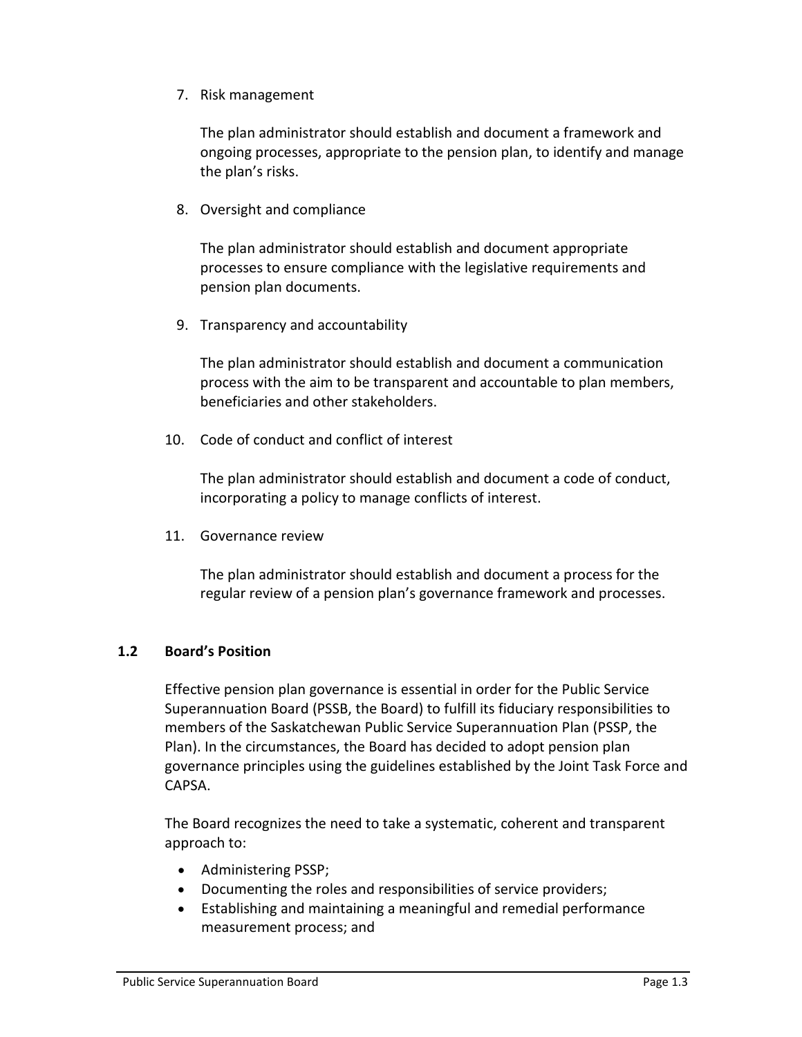7. Risk management

   The plan administrator should establish and document a framework and ongoing processes, appropriate to the pension plan, to identify and manage the plan's risks.

8. Oversight and compliance

   The plan administrator should establish and document appropriate processes to ensure compliance with the legislative requirements and pension plan documents.

9. Transparency and accountability

   The plan administrator should establish and document a communication process with the aim to be transparent and accountable to plan members, beneficiaries and other stakeholders.

10. Code of conduct and conflict of interest

    The plan administrator should establish and document a code of conduct, incorporating a policy to manage conflicts of interest.

11. Governance review

    The plan administrator should establish and document a process for the regular review of a pension plan's governance framework and processes.

### 1.2 Board's Position

Effective pension plan governance is essential in order for the Public Service Superannuation Board (PSSB, the Board) to fulfill its fiduciary responsibilities to members of the Saskatchewan Public Service Superannuation Plan (PSSP, the Plan). In the circumstances, the Board has decided to adopt pension plan governance principles using the guidelines established by the Joint Task Force and CAPSA.

The Board recognizes the need to take a systematic, coherent and transparent approach to:

- Administering PSSP;
- Documenting the roles and responsibilities of service providers;
- Establishing and maintaining a meaningful and remedial performance measurement process; and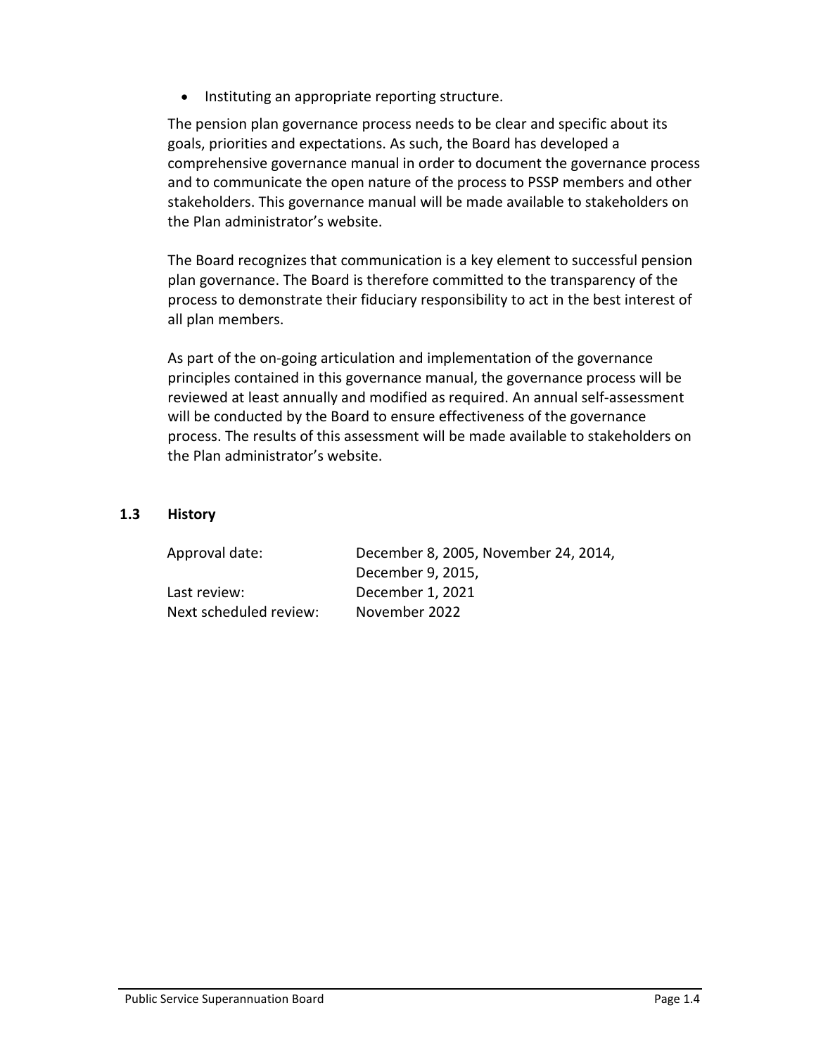- Instituting an appropriate reporting structure.

The pension plan governance process needs to be clear and specific about its goals, priorities and expectations. As such, the Board has developed a comprehensive governance manual in order to document the governance process and to communicate the open nature of the process to PSSP members and other stakeholders. This governance manual will be made available to stakeholders on the Plan administrator's website.

The Board recognizes that communication is a key element to successful pension plan governance. The Board is therefore committed to the transparency of the process to demonstrate their fiduciary responsibility to act in the best interest of all plan members.

As part of the on-going articulation and implementation of the governance principles contained in this governance manual, the governance process will be reviewed at least annually and modified as required. An annual self-assessment will be conducted by the Board to ensure effectiveness of the governance process. The results of this assessment will be made available to stakeholders on the Plan administrator's website.

### 1.3 History

| | |
|---|---|
| Approval date: | December 8, 2005, November 24, 2014, December 9, 2015, |
| Last review: | December 1, 2021 |
| Next scheduled review: | November 2022 |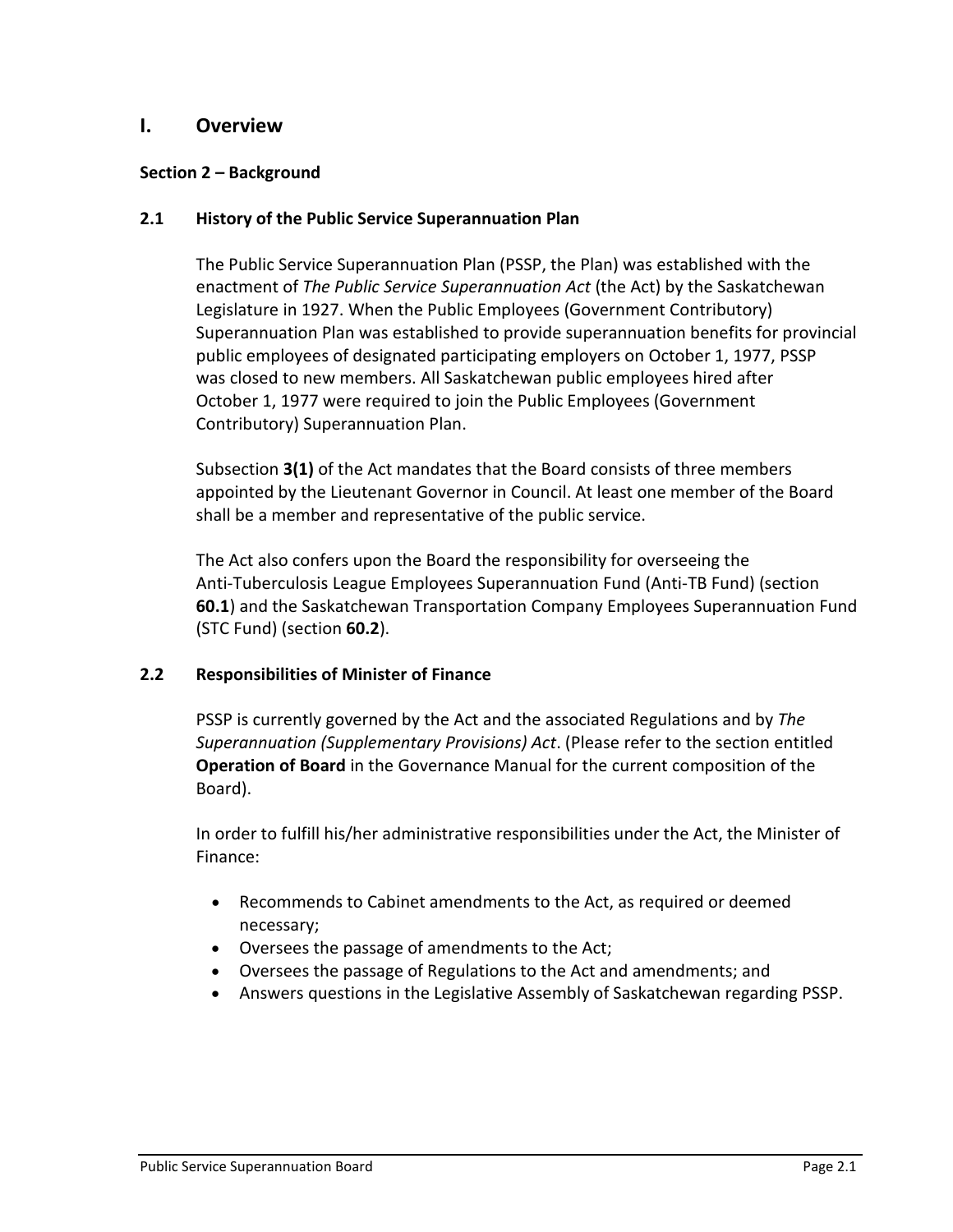# I. Overview

## Section 2 – Background

### 2.1 History of the Public Service Superannuation Plan

The Public Service Superannuation Plan (PSSP, the Plan) was established with the enactment of *The Public Service Superannuation Act* (the Act) by the Saskatchewan Legislature in 1927. When the Public Employees (Government Contributory) Superannuation Plan was established to provide superannuation benefits for provincial public employees of designated participating employers on October 1, 1977, PSSP was closed to new members. All Saskatchewan public employees hired after October 1, 1977 were required to join the Public Employees (Government Contributory) Superannuation Plan.

Subsection **3(1)** of the Act mandates that the Board consists of three members appointed by the Lieutenant Governor in Council. At least one member of the Board shall be a member and representative of the public service.

The Act also confers upon the Board the responsibility for overseeing the Anti-Tuberculosis League Employees Superannuation Fund (Anti-TB Fund) (section **60.1**) and the Saskatchewan Transportation Company Employees Superannuation Fund (STC Fund) (section **60.2**).

### 2.2 Responsibilities of Minister of Finance

PSSP is currently governed by the Act and the associated Regulations and by *The Superannuation (Supplementary Provisions) Act*. (Please refer to the section entitled **Operation of Board** in the Governance Manual for the current composition of the Board).

In order to fulfill his/her administrative responsibilities under the Act, the Minister of Finance:

- Recommends to Cabinet amendments to the Act, as required or deemed necessary;
- Oversees the passage of amendments to the Act;
- Oversees the passage of Regulations to the Act and amendments; and
- Answers questions in the Legislative Assembly of Saskatchewan regarding PSSP.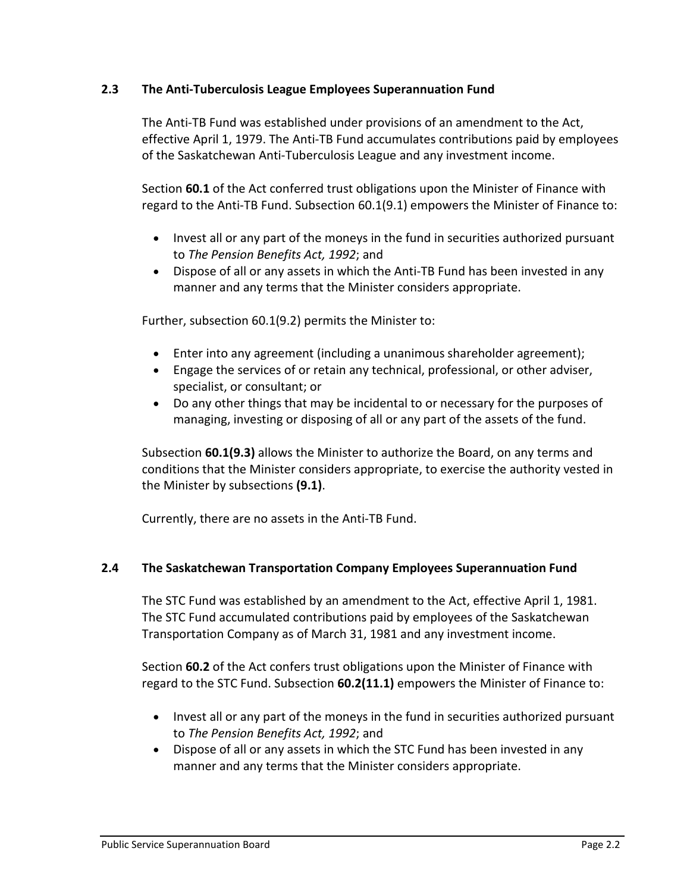### 2.3 The Anti-Tuberculosis League Employees Superannuation Fund

The Anti-TB Fund was established under provisions of an amendment to the Act, effective April 1, 1979. The Anti-TB Fund accumulates contributions paid by employees of the Saskatchewan Anti-Tuberculosis League and any investment income.

Section **60.1** of the Act conferred trust obligations upon the Minister of Finance with regard to the Anti-TB Fund. Subsection 60.1(9.1) empowers the Minister of Finance to:

- Invest all or any part of the moneys in the fund in securities authorized pursuant to *The Pension Benefits Act, 1992*; and
- Dispose of all or any assets in which the Anti-TB Fund has been invested in any manner and any terms that the Minister considers appropriate.

Further, subsection 60.1(9.2) permits the Minister to:

- Enter into any agreement (including a unanimous shareholder agreement);
- Engage the services of or retain any technical, professional, or other adviser, specialist, or consultant; or
- Do any other things that may be incidental to or necessary for the purposes of managing, investing or disposing of all or any part of the assets of the fund.

Subsection **60.1(9.3)** allows the Minister to authorize the Board, on any terms and conditions that the Minister considers appropriate, to exercise the authority vested in the Minister by subsections **(9.1)**.

Currently, there are no assets in the Anti-TB Fund.

### 2.4 The Saskatchewan Transportation Company Employees Superannuation Fund

The STC Fund was established by an amendment to the Act, effective April 1, 1981. The STC Fund accumulated contributions paid by employees of the Saskatchewan Transportation Company as of March 31, 1981 and any investment income.

Section **60.2** of the Act confers trust obligations upon the Minister of Finance with regard to the STC Fund. Subsection **60.2(11.1)** empowers the Minister of Finance to:

- Invest all or any part of the moneys in the fund in securities authorized pursuant to *The Pension Benefits Act, 1992*; and
- Dispose of all or any assets in which the STC Fund has been invested in any manner and any terms that the Minister considers appropriate.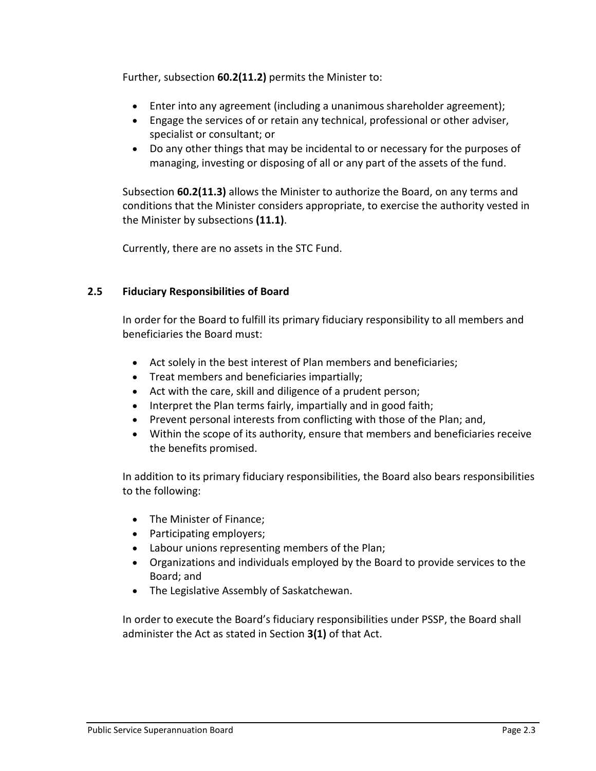Further, subsection **60.2(11.2)** permits the Minister to:

- Enter into any agreement (including a unanimous shareholder agreement);
- Engage the services of or retain any technical, professional or other adviser, specialist or consultant; or
- Do any other things that may be incidental to or necessary for the purposes of managing, investing or disposing of all or any part of the assets of the fund.

Subsection **60.2(11.3)** allows the Minister to authorize the Board, on any terms and conditions that the Minister considers appropriate, to exercise the authority vested in the Minister by subsections **(11.1)**.

Currently, there are no assets in the STC Fund.

### 2.5 Fiduciary Responsibilities of Board

In order for the Board to fulfill its primary fiduciary responsibility to all members and beneficiaries the Board must:

- Act solely in the best interest of Plan members and beneficiaries;
- Treat members and beneficiaries impartially;
- Act with the care, skill and diligence of a prudent person;
- Interpret the Plan terms fairly, impartially and in good faith;
- Prevent personal interests from conflicting with those of the Plan; and,
- Within the scope of its authority, ensure that members and beneficiaries receive the benefits promised.

In addition to its primary fiduciary responsibilities, the Board also bears responsibilities to the following:

- The Minister of Finance;
- Participating employers;
- Labour unions representing members of the Plan;
- Organizations and individuals employed by the Board to provide services to the Board; and
- The Legislative Assembly of Saskatchewan.

In order to execute the Board's fiduciary responsibilities under PSSP, the Board shall administer the Act as stated in Section **3(1)** of that Act.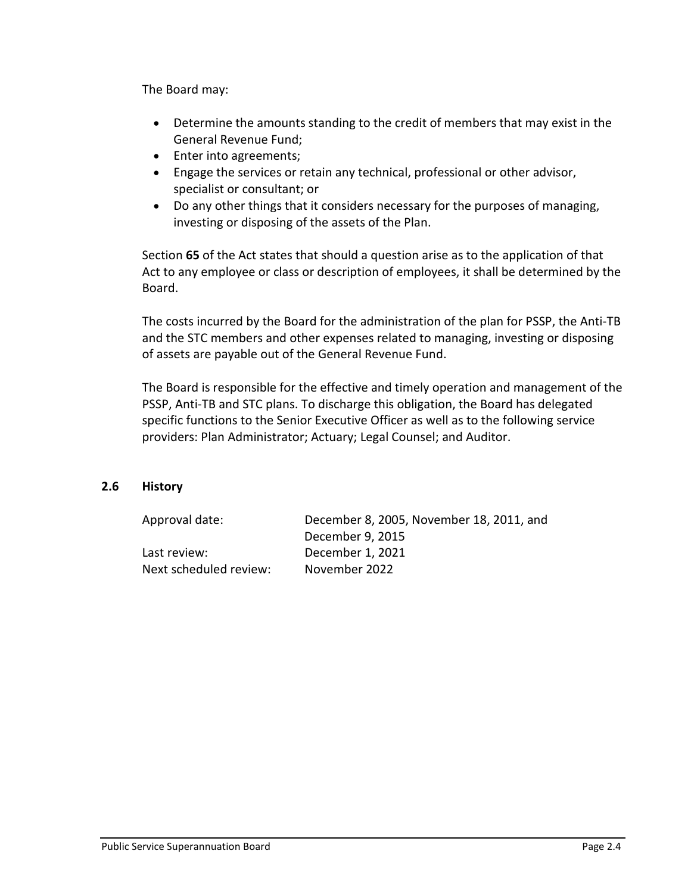The Board may:

- Determine the amounts standing to the credit of members that may exist in the General Revenue Fund;
- Enter into agreements;
- Engage the services or retain any technical, professional or other advisor, specialist or consultant; or
- Do any other things that it considers necessary for the purposes of managing, investing or disposing of the assets of the Plan.

Section **65** of the Act states that should a question arise as to the application of that Act to any employee or class or description of employees, it shall be determined by the Board.

The costs incurred by the Board for the administration of the plan for PSSP, the Anti-TB and the STC members and other expenses related to managing, investing or disposing of assets are payable out of the General Revenue Fund.

The Board is responsible for the effective and timely operation and management of the PSSP, Anti-TB and STC plans. To discharge this obligation, the Board has delegated specific functions to the Senior Executive Officer as well as to the following service providers: Plan Administrator; Actuary; Legal Counsel; and Auditor.

### 2.6 History

| | |
|---|---|
| Approval date: | December 8, 2005, November 18, 2011, and December 9, 2015 |
| Last review: | December 1, 2021 |
| Next scheduled review: | November 2022 |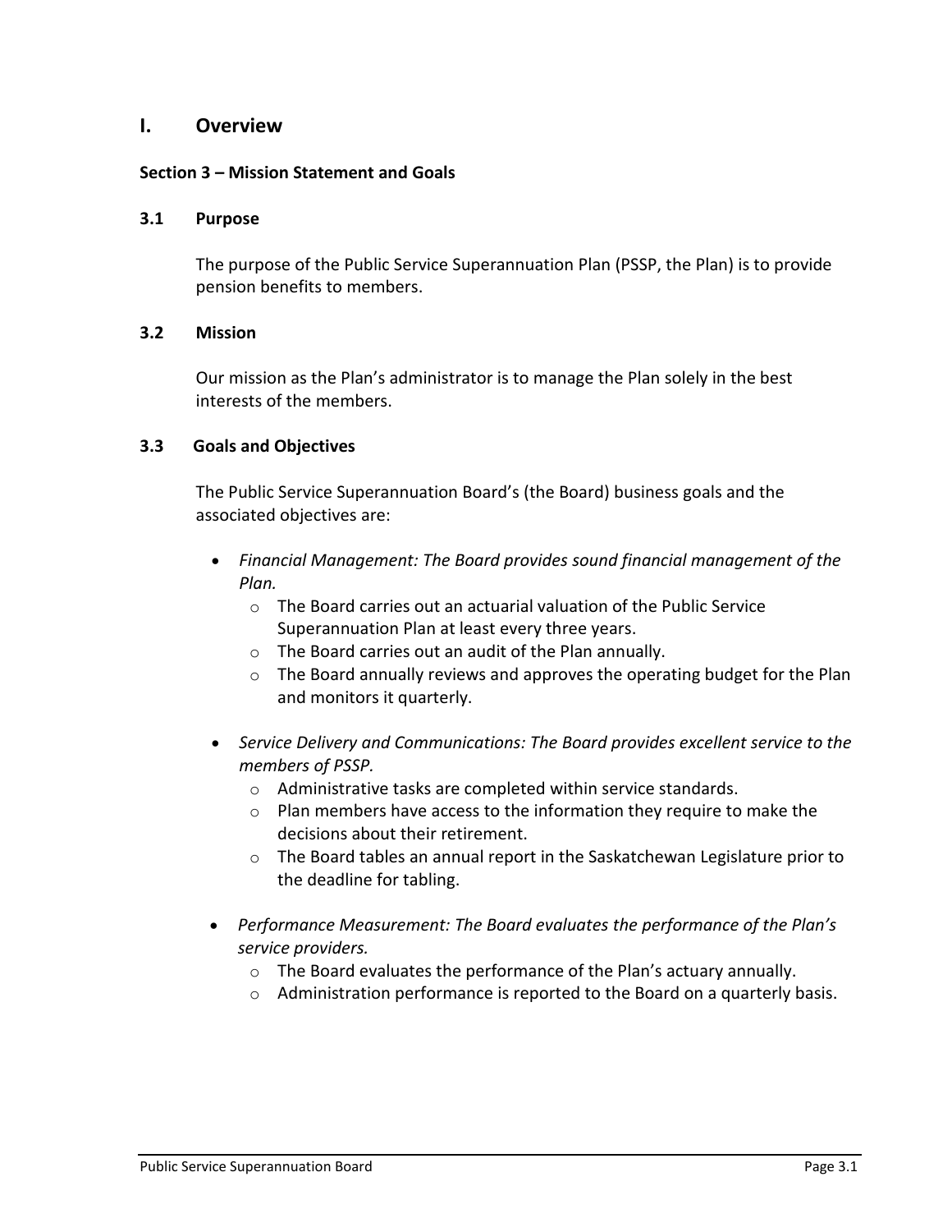# I. Overview

## Section 3 – Mission Statement and Goals

### 3.1 Purpose

The purpose of the Public Service Superannuation Plan (PSSP, the Plan) is to provide pension benefits to members.

### 3.2 Mission

Our mission as the Plan's administrator is to manage the Plan solely in the best interests of the members.

### 3.3 Goals and Objectives

The Public Service Superannuation Board's (the Board) business goals and the associated objectives are:

- *Financial Management: The Board provides sound financial management of the Plan.*
  - The Board carries out an actuarial valuation of the Public Service Superannuation Plan at least every three years.
  - The Board carries out an audit of the Plan annually.
  - The Board annually reviews and approves the operating budget for the Plan and monitors it quarterly.
- *Service Delivery and Communications: The Board provides excellent service to the members of PSSP.*
  - Administrative tasks are completed within service standards.
  - Plan members have access to the information they require to make the decisions about their retirement.
  - The Board tables an annual report in the Saskatchewan Legislature prior to the deadline for tabling.
- *Performance Measurement: The Board evaluates the performance of the Plan's service providers.*
  - The Board evaluates the performance of the Plan's actuary annually.
  - Administration performance is reported to the Board on a quarterly basis.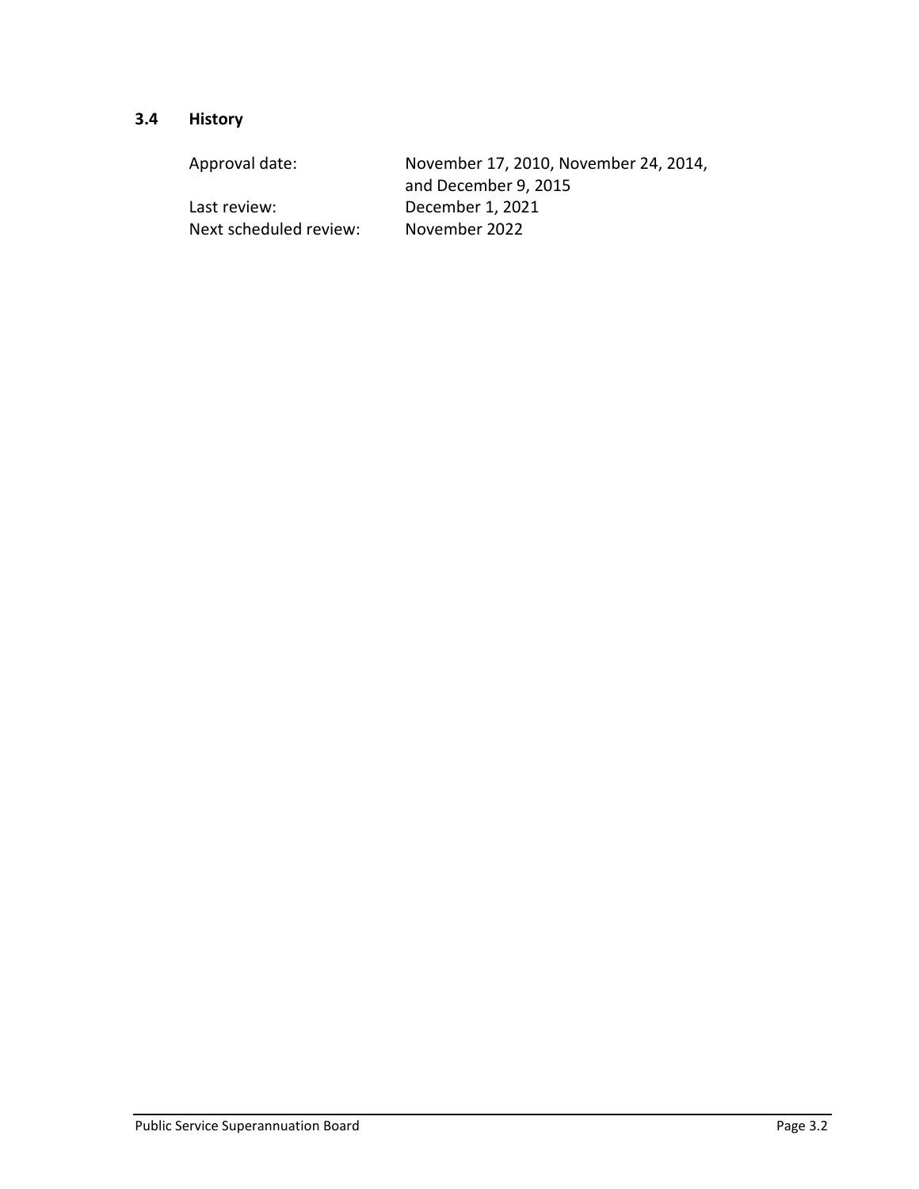### 3.4 History

| | |
|---|---|
| Approval date: | November 17, 2010, November 24, 2014, and December 9, 2015 |
| Last review: | December 1, 2021 |
| Next scheduled review: | November 2022 |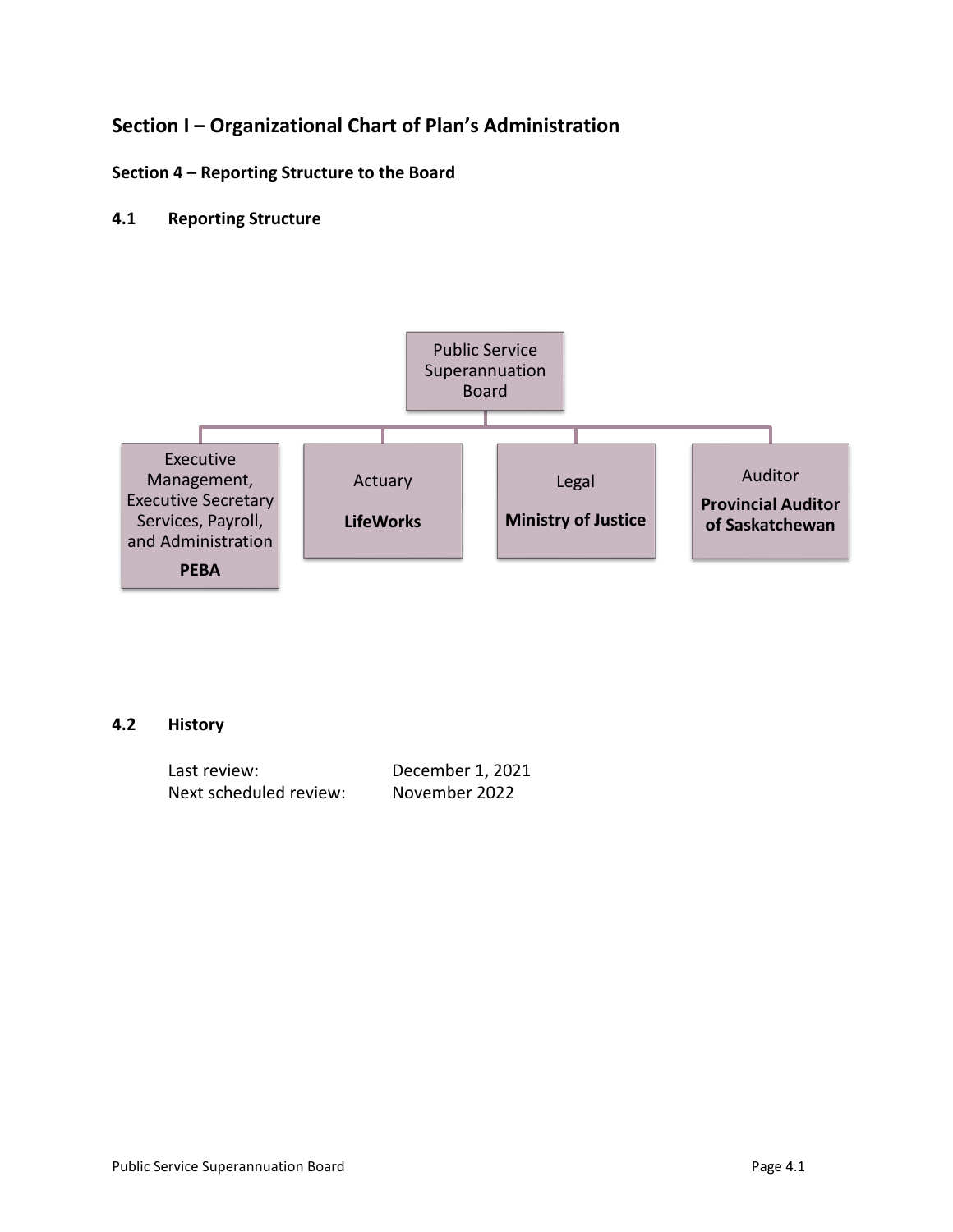## Section I – Organizational Chart of Plan's Administration

### Section 4 – Reporting Structure to the Board

### 4.1 Reporting Structure

Public Service Superannuation Board

- Executive Management, Executive Secretary Services, Payroll, and Administration
  **PEBA**
- Actuary
  **LifeWorks**
- Legal
  **Ministry of Justice**
- Auditor
  **Provincial Auditor of Saskatchewan**

### 4.2 History

| | |
|---|---|
| Last review: | December 1, 2021 |
| Next scheduled review: | November 2022 |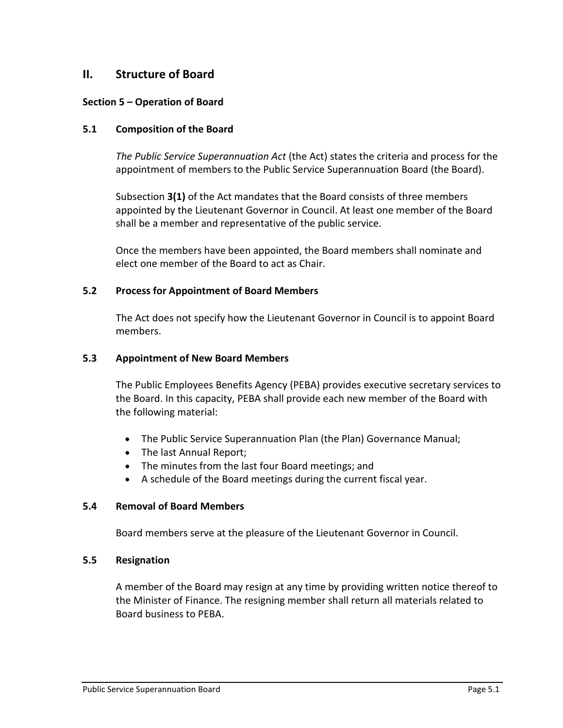## II. Structure of Board

### Section 5 – Operation of Board

### 5.1 Composition of the Board

*The Public Service Superannuation Act* (the Act) states the criteria and process for the appointment of members to the Public Service Superannuation Board (the Board).

Subsection **3(1)** of the Act mandates that the Board consists of three members appointed by the Lieutenant Governor in Council. At least one member of the Board shall be a member and representative of the public service.

Once the members have been appointed, the Board members shall nominate and elect one member of the Board to act as Chair.

### 5.2 Process for Appointment of Board Members

The Act does not specify how the Lieutenant Governor in Council is to appoint Board members.

### 5.3 Appointment of New Board Members

The Public Employees Benefits Agency (PEBA) provides executive secretary services to the Board. In this capacity, PEBA shall provide each new member of the Board with the following material:

- The Public Service Superannuation Plan (the Plan) Governance Manual;
- The last Annual Report;
- The minutes from the last four Board meetings; and
- A schedule of the Board meetings during the current fiscal year.

### 5.4 Removal of Board Members

Board members serve at the pleasure of the Lieutenant Governor in Council.

### 5.5 Resignation

A member of the Board may resign at any time by providing written notice thereof to the Minister of Finance. The resigning member shall return all materials related to Board business to PEBA.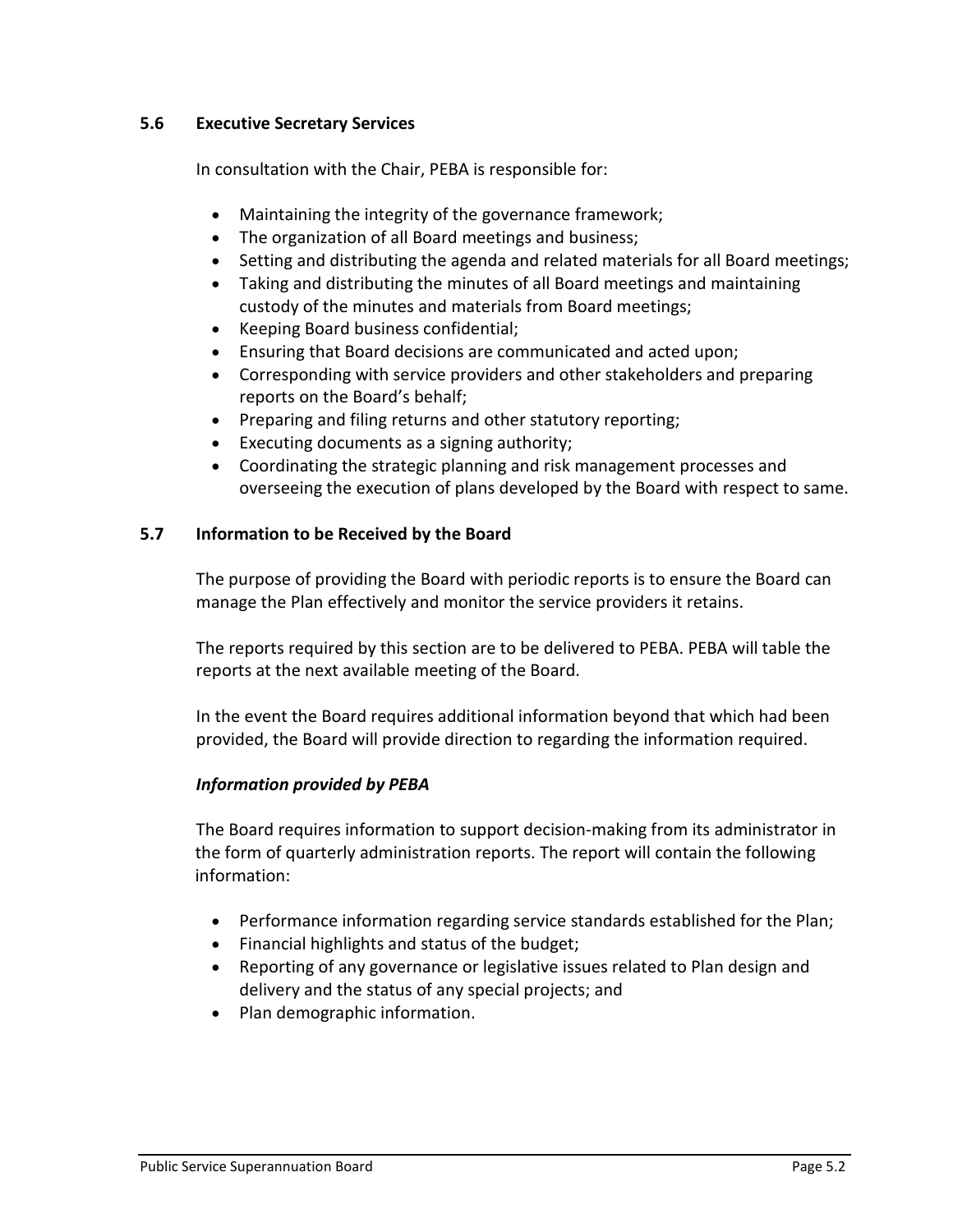### 5.6 Executive Secretary Services

In consultation with the Chair, PEBA is responsible for:

- Maintaining the integrity of the governance framework;
- The organization of all Board meetings and business;
- Setting and distributing the agenda and related materials for all Board meetings;
- Taking and distributing the minutes of all Board meetings and maintaining custody of the minutes and materials from Board meetings;
- Keeping Board business confidential;
- Ensuring that Board decisions are communicated and acted upon;
- Corresponding with service providers and other stakeholders and preparing reports on the Board's behalf;
- Preparing and filing returns and other statutory reporting;
- Executing documents as a signing authority;
- Coordinating the strategic planning and risk management processes and overseeing the execution of plans developed by the Board with respect to same.

### 5.7 Information to be Received by the Board

The purpose of providing the Board with periodic reports is to ensure the Board can manage the Plan effectively and monitor the service providers it retains.

The reports required by this section are to be delivered to PEBA. PEBA will table the reports at the next available meeting of the Board.

In the event the Board requires additional information beyond that which had been provided, the Board will provide direction to regarding the information required.

***Information provided by PEBA***

The Board requires information to support decision-making from its administrator in the form of quarterly administration reports. The report will contain the following information:

- Performance information regarding service standards established for the Plan;
- Financial highlights and status of the budget;
- Reporting of any governance or legislative issues related to Plan design and delivery and the status of any special projects; and
- Plan demographic information.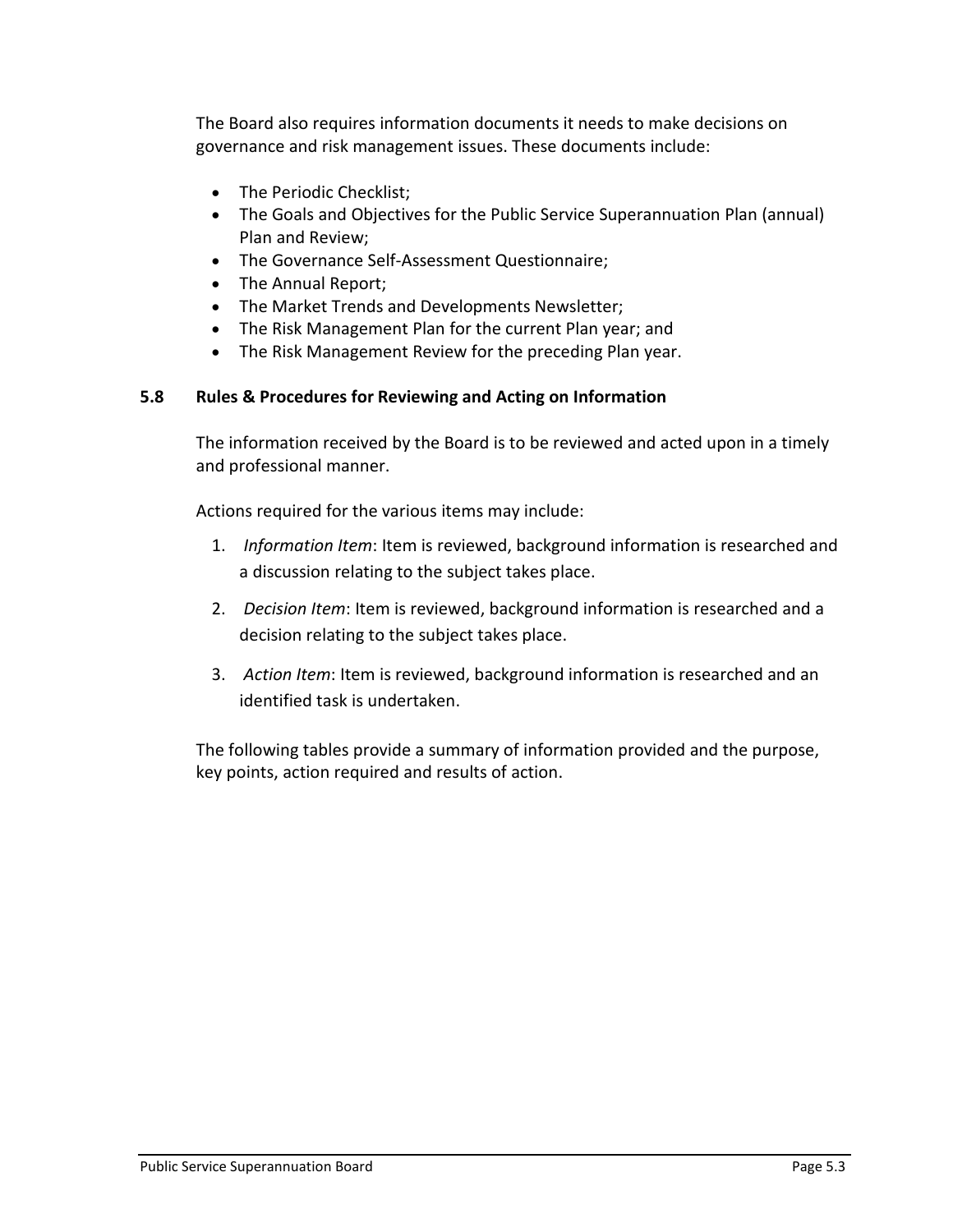The Board also requires information documents it needs to make decisions on governance and risk management issues. These documents include:

- The Periodic Checklist;
- The Goals and Objectives for the Public Service Superannuation Plan (annual) Plan and Review;
- The Governance Self-Assessment Questionnaire;
- The Annual Report;
- The Market Trends and Developments Newsletter;
- The Risk Management Plan for the current Plan year; and
- The Risk Management Review for the preceding Plan year.

### 5.8 Rules & Procedures for Reviewing and Acting on Information

The information received by the Board is to be reviewed and acted upon in a timely and professional manner.

Actions required for the various items may include:

1. *Information Item*: Item is reviewed, background information is researched and a discussion relating to the subject takes place.
2. *Decision Item*: Item is reviewed, background information is researched and a decision relating to the subject takes place.
3. *Action Item*: Item is reviewed, background information is researched and an identified task is undertaken.

The following tables provide a summary of information provided and the purpose, key points, action required and results of action.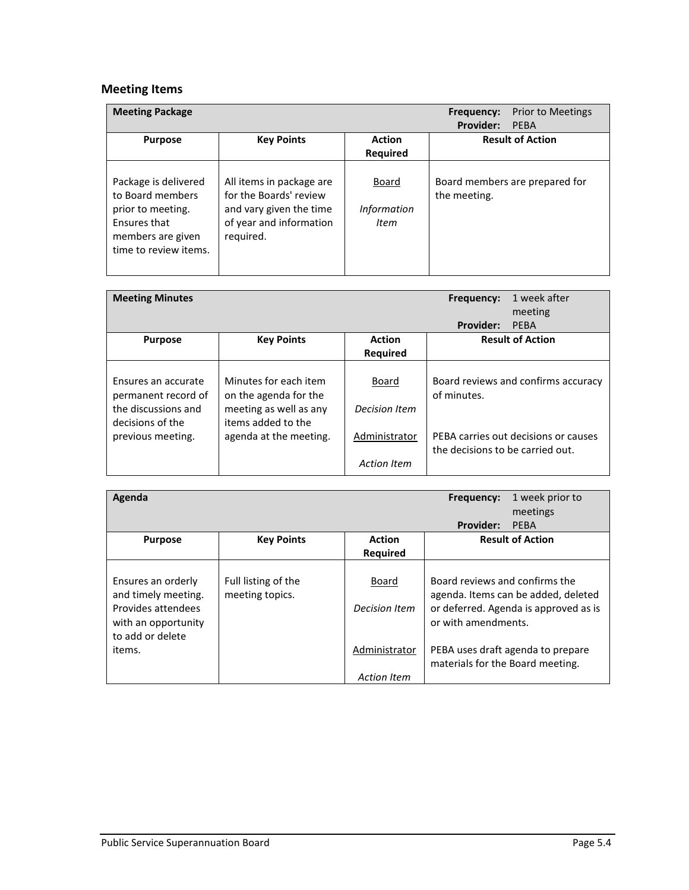## Meeting Items

| Meeting Package | | **Frequency:** Prior to Meetings<br>**Provider:** PEBA | |
|---|---|---|---|
| **Purpose** | **Key Points** | **Action Required** | **Result of Action** |
| Package is delivered to Board members prior to meeting. Ensures that members are given time to review items. | All items in package are for the Boards' review and vary given the time of year and information required. | <u>Board</u><br>*Information Item* | Board members are prepared for the meeting. |

| Meeting Minutes | | **Frequency:** 1 week after meeting<br>**Provider:** PEBA | |
|---|---|---|---|
| **Purpose** | **Key Points** | **Action Required** | **Result of Action** |
| Ensures an accurate permanent record of the discussions and decisions of the previous meeting. | Minutes for each item on the agenda for the meeting as well as any items added to the agenda at the meeting. | <u>Board</u><br>*Decision Item* | Board reviews and confirms accuracy of minutes. |
| | | <u>Administrator</u><br>*Action Item* | PEBA carries out decisions or causes the decisions to be carried out. |

| Agenda | | **Frequency:** 1 week prior to meetings<br>**Provider:** PEBA | |
|---|---|---|---|
| **Purpose** | **Key Points** | **Action Required** | **Result of Action** |
| Ensures an orderly and timely meeting. Provides attendees with an opportunity to add or delete items. | Full listing of the meeting topics. | <u>Board</u><br>*Decision Item* | Board reviews and confirms the agenda. Items can be added, deleted or deferred. Agenda is approved as is or with amendments. |
| | | <u>Administrator</u><br>*Action Item* | PEBA uses draft agenda to prepare materials for the Board meeting. |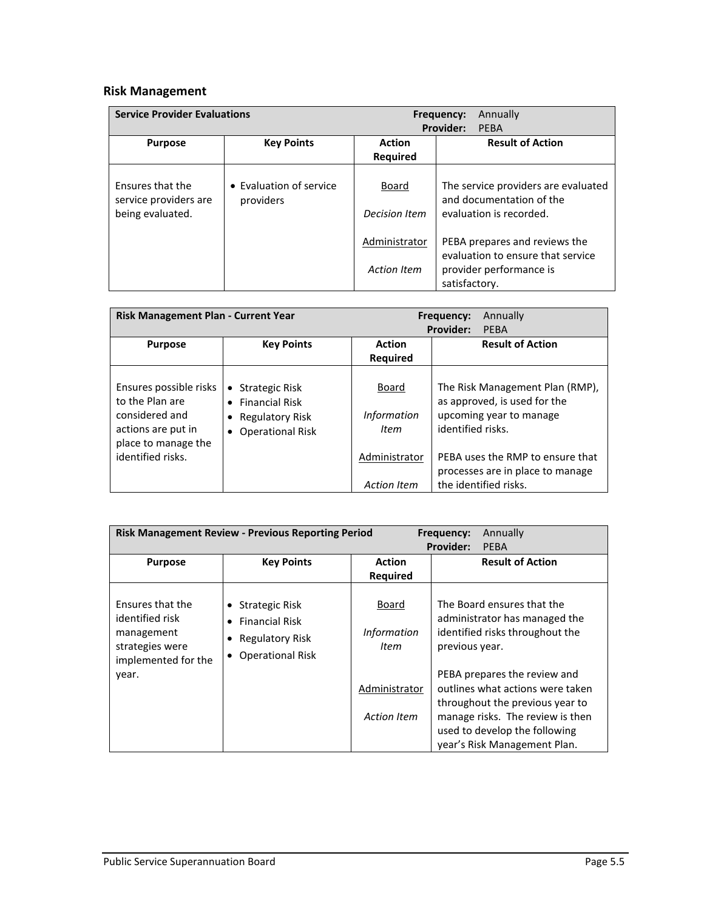## Risk Management

| **Service Provider Evaluations** | | **Frequency:** Annually<br>**Provider:** PEBA | |
|---|---|---|---|
| **Purpose** | **Key Points** | **Action Required** | **Result of Action** |
| Ensures that the service providers are being evaluated. | • Evaluation of service providers | <u>Board</u><br><br>*Decision Item*<br><br><u>Administrator</u><br><br>*Action Item* | The service providers are evaluated and documentation of the evaluation is recorded.<br><br>PEBA prepares and reviews the evaluation to ensure that service provider performance is satisfactory. |

| **Risk Management Plan - Current Year** | | **Frequency:** Annually<br>**Provider:** PEBA | |
|---|---|---|---|
| **Purpose** | **Key Points** | **Action Required** | **Result of Action** |
| Ensures possible risks to the Plan are considered and actions are put in place to manage the identified risks. | • Strategic Risk<br>• Financial Risk<br>• Regulatory Risk<br>• Operational Risk | <u>Board</u><br><br>*Information Item*<br><br><u>Administrator</u><br><br>*Action Item* | The Risk Management Plan (RMP), as approved, is used for the upcoming year to manage identified risks.<br><br>PEBA uses the RMP to ensure that processes are in place to manage the identified risks. |

| **Risk Management Review - Previous Reporting Period** | | **Frequency:** Annually<br>**Provider:** PEBA | |
|---|---|---|---|
| **Purpose** | **Key Points** | **Action Required** | **Result of Action** |
| Ensures that the identified risk management strategies were implemented for the year. | • Strategic Risk<br>• Financial Risk<br>• Regulatory Risk<br>• Operational Risk | <u>Board</u><br><br>*Information Item*<br><br><u>Administrator</u><br><br>*Action Item* | The Board ensures that the administrator has managed the identified risks throughout the previous year.<br><br>PEBA prepares the review and outlines what actions were taken throughout the previous year to manage risks. The review is then used to develop the following year's Risk Management Plan. |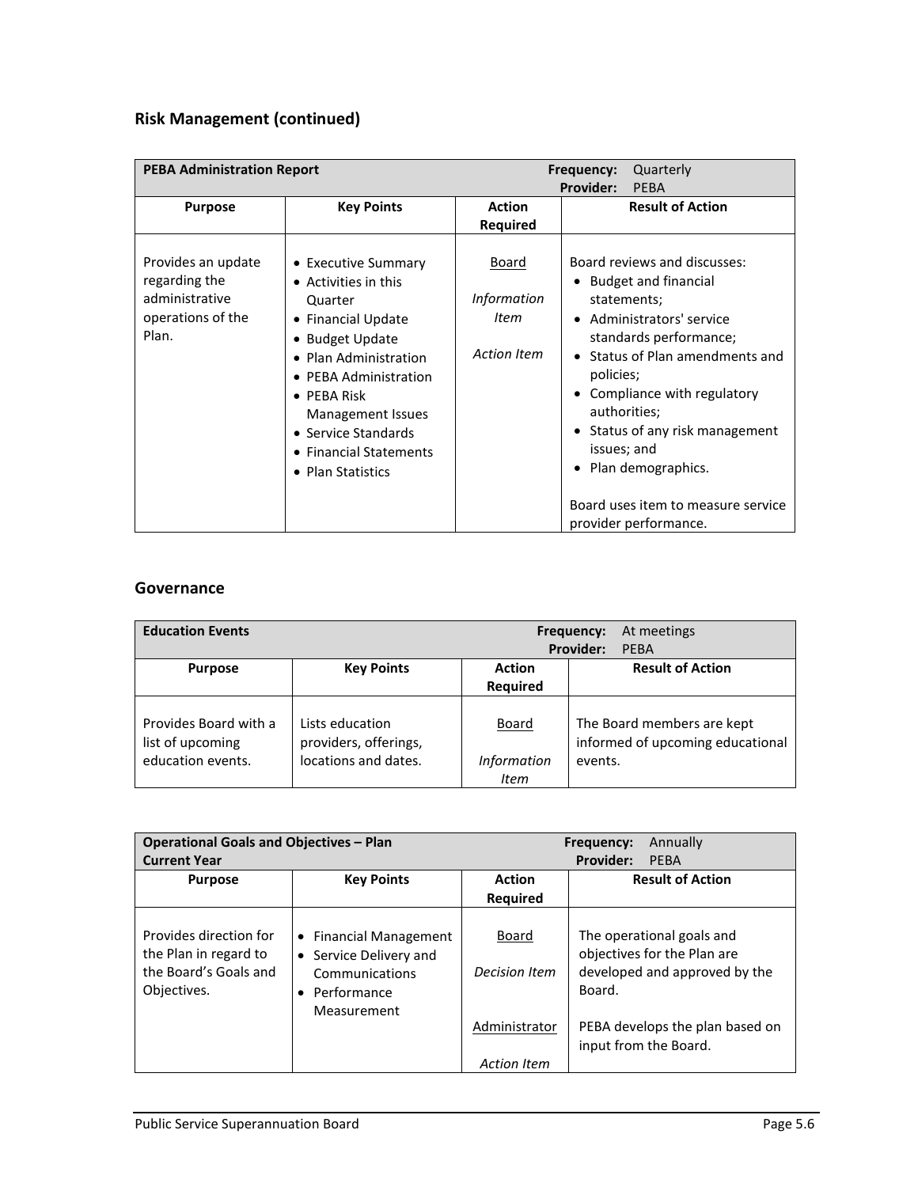## Risk Management (continued)

| **PEBA Administration Report** | | **Frequency:** Quarterly<br>**Provider:** PEBA | |
|---|---|---|---|
| **Purpose** | **Key Points** | **Action Required** | **Result of Action** |
| Provides an update regarding the administrative operations of the Plan. | • Executive Summary<br>• Activities in this Quarter<br>• Financial Update<br>• Budget Update<br>• Plan Administration<br>• PEBA Administration<br>• PEBA Risk Management Issues<br>• Service Standards<br>• Financial Statements<br>• Plan Statistics | Board<br><br>*Information Item*<br><br>*Action Item* | Board reviews and discusses:<br>• Budget and financial statements;<br>• Administrators' service standards performance;<br>• Status of Plan amendments and policies;<br>• Compliance with regulatory authorities;<br>• Status of any risk management issues; and<br>• Plan demographics.<br><br>Board uses item to measure service provider performance. |

## Governance

| **Education Events** | | **Frequency:** At meetings<br>**Provider:** PEBA | |
|---|---|---|---|
| **Purpose** | **Key Points** | **Action Required** | **Result of Action** |
| Provides Board with a list of upcoming education events. | Lists education providers, offerings, locations and dates. | Board<br><br>*Information Item* | The Board members are kept informed of upcoming educational events. |

| **Operational Goals and Objectives – Plan Current Year** | | **Frequency:** Annually<br>**Provider:** PEBA | |
|---|---|---|---|
| **Purpose** | **Key Points** | **Action Required** | **Result of Action** |
| Provides direction for the Plan in regard to the Board's Goals and Objectives. | • Financial Management<br>• Service Delivery and Communications<br>• Performance Measurement | Board<br><br>*Decision Item*<br><br>Administrator<br><br>*Action Item* | The operational goals and objectives for the Plan are developed and approved by the Board.<br><br>PEBA develops the plan based on input from the Board. |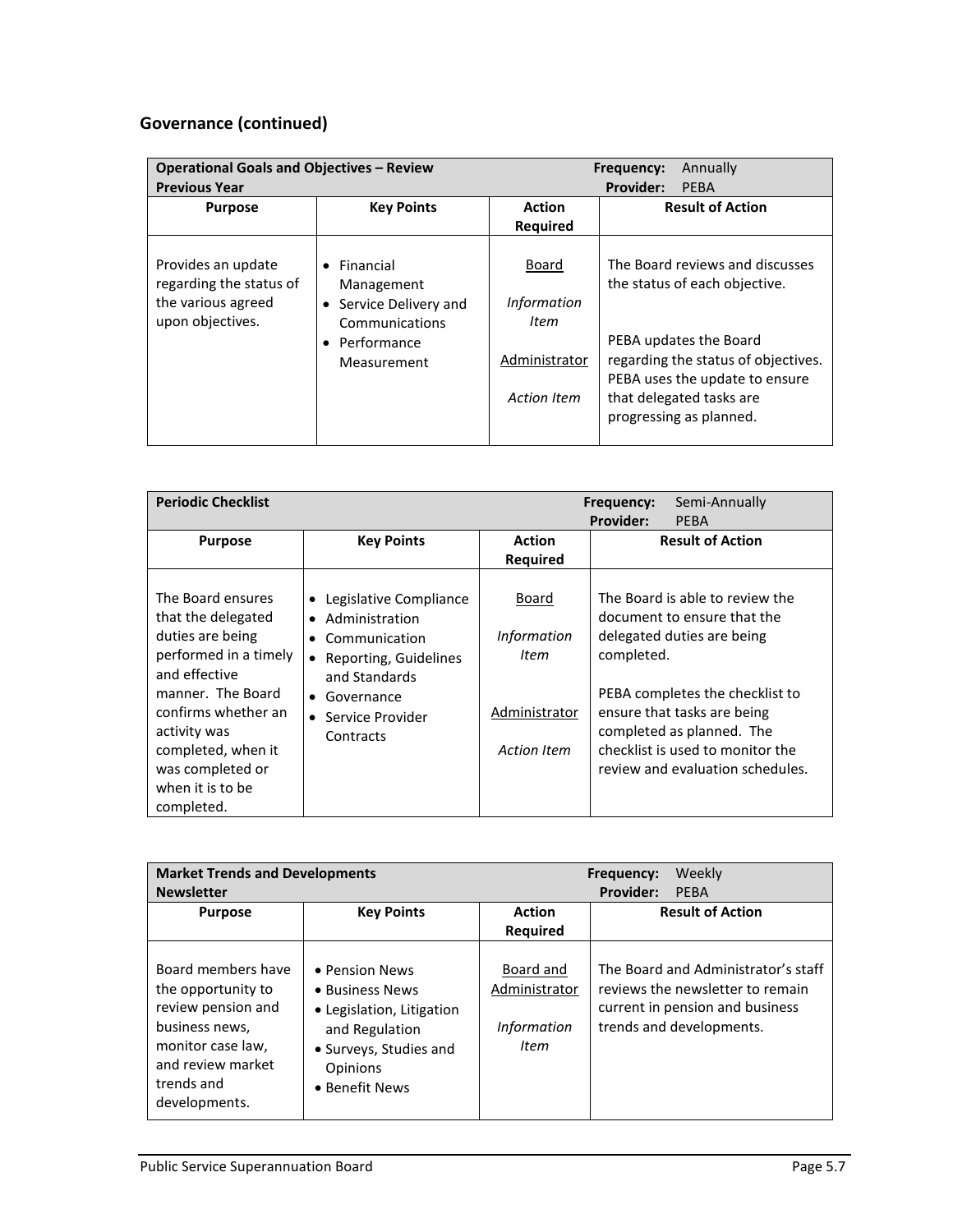## Governance (continued)

| **Operational Goals and Objectives – Review Previous Year** | | **Frequency:** Annually **Provider:** PEBA | |
|---|---|---|---|
| **Purpose** | **Key Points** | **Action Required** | **Result of Action** |
| Provides an update regarding the status of the various agreed upon objectives. | • Financial Management<br>• Service Delivery and Communications<br>• Performance Measurement | Board<br>*Information Item*<br><br>Administrator<br>*Action Item* | The Board reviews and discusses the status of each objective.<br><br>PEBA updates the Board regarding the status of objectives. PEBA uses the update to ensure that delegated tasks are progressing as planned. |

| **Periodic Checklist** | | **Frequency:** Semi-Annually **Provider:** PEBA | |
|---|---|---|---|
| **Purpose** | **Key Points** | **Action Required** | **Result of Action** |
| The Board ensures that the delegated duties are being performed in a timely and effective manner. The Board confirms whether an activity was completed, when it was completed or when it is to be completed. | • Legislative Compliance<br>• Administration<br>• Communication<br>• Reporting, Guidelines and Standards<br>• Governance<br>• Service Provider Contracts | Board<br>*Information Item*<br><br>Administrator<br>*Action Item* | The Board is able to review the document to ensure that the delegated duties are being completed.<br><br>PEBA completes the checklist to ensure that tasks are being completed as planned. The checklist is used to monitor the review and evaluation schedules. |

| **Market Trends and Developments Newsletter** | | **Frequency:** Weekly **Provider:** PEBA | |
|---|---|---|---|
| **Purpose** | **Key Points** | **Action Required** | **Result of Action** |
| Board members have the opportunity to review pension and business news, monitor case law, and review market trends and developments. | • Pension News<br>• Business News<br>• Legislation, Litigation and Regulation<br>• Surveys, Studies and Opinions<br>• Benefit News | Board and Administrator<br>*Information Item* | The Board and Administrator's staff reviews the newsletter to remain current in pension and business trends and developments. |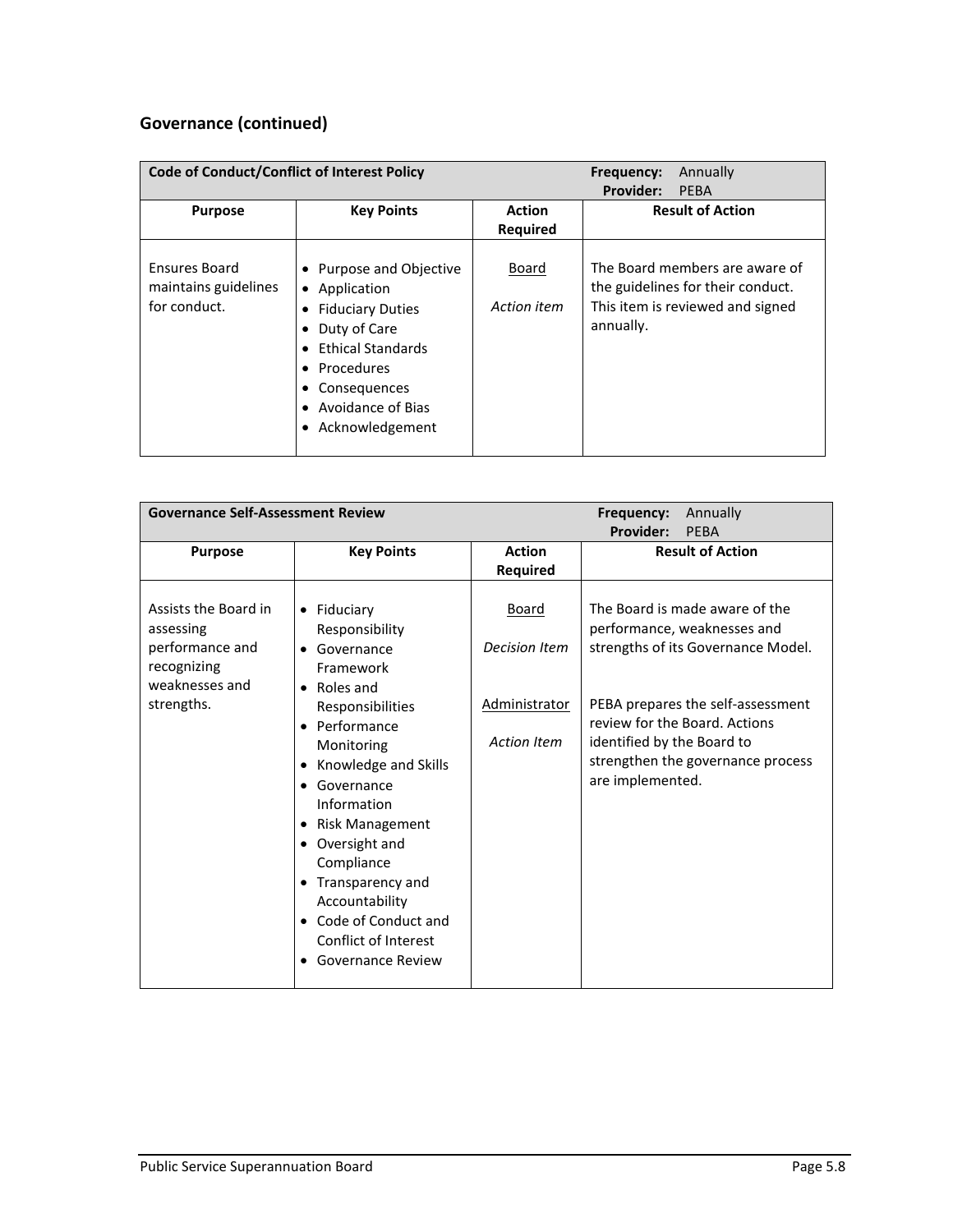## Governance (continued)

| **Code of Conduct/Conflict of Interest Policy** | | **Frequency:** Annually<br>**Provider:** PEBA | |
|---|---|---|---|
| **Purpose** | **Key Points** | **Action Required** | **Result of Action** |
| Ensures Board maintains guidelines for conduct. | • Purpose and Objective<br>• Application<br>• Fiduciary Duties<br>• Duty of Care<br>• Ethical Standards<br>• Procedures<br>• Consequences<br>• Avoidance of Bias<br>• Acknowledgement | Board<br><br>*Action item* | The Board members are aware of the guidelines for their conduct. This item is reviewed and signed annually. |

| **Governance Self-Assessment Review** | | **Frequency:** Annually<br>**Provider:** PEBA | |
|---|---|---|---|
| **Purpose** | **Key Points** | **Action Required** | **Result of Action** |
| Assists the Board in assessing performance and recognizing weaknesses and strengths. | • Fiduciary Responsibility<br>• Governance Framework<br>• Roles and Responsibilities<br>• Performance Monitoring<br>• Knowledge and Skills<br>• Governance Information<br>• Risk Management<br>• Oversight and Compliance<br>• Transparency and Accountability<br>• Code of Conduct and Conflict of Interest<br>• Governance Review | Board<br><br>*Decision Item*<br><br>Administrator<br><br>*Action Item* | The Board is made aware of the performance, weaknesses and strengths of its Governance Model.<br><br>PEBA prepares the self-assessment review for the Board. Actions identified by the Board to strengthen the governance process are implemented. |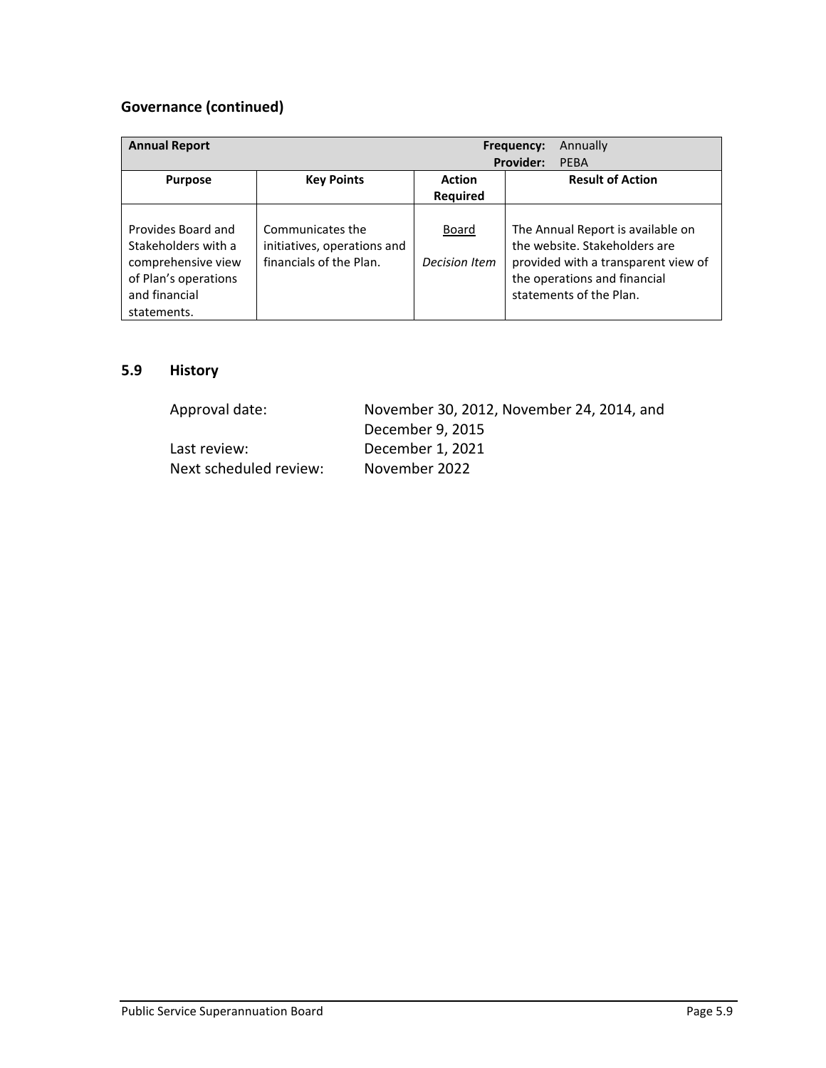## Governance (continued)

| **Annual Report** | | **Frequency:** Annually<br>**Provider:** PEBA | |
|---|---|---|---|
| **Purpose** | **Key Points** | **Action Required** | **Result of Action** |
| Provides Board and Stakeholders with a comprehensive view of Plan's operations and financial statements. | Communicates the initiatives, operations and financials of the Plan. | <u>Board</u><br><br>*Decision Item* | The Annual Report is available on the website. Stakeholders are provided with a transparent view of the operations and financial statements of the Plan. |

## 5.9 History

Approval date: November 30, 2012, November 24, 2014, and December 9, 2015

Last review: December 1, 2021

Next scheduled review: November 2022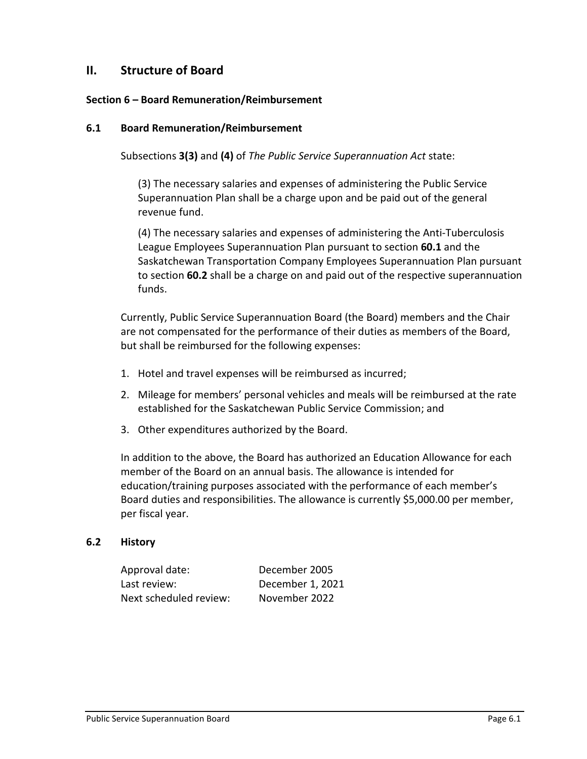## II. Structure of Board

### Section 6 – Board Remuneration/Reimbursement

### 6.1 Board Remuneration/Reimbursement

Subsections **3(3)** and **(4)** of *The Public Service Superannuation Act* state:

> (3) The necessary salaries and expenses of administering the Public Service Superannuation Plan shall be a charge upon and be paid out of the general revenue fund.
>
> (4) The necessary salaries and expenses of administering the Anti-Tuberculosis League Employees Superannuation Plan pursuant to section **60.1** and the Saskatchewan Transportation Company Employees Superannuation Plan pursuant to section **60.2** shall be a charge on and paid out of the respective superannuation funds.

Currently, Public Service Superannuation Board (the Board) members and the Chair are not compensated for the performance of their duties as members of the Board, but shall be reimbursed for the following expenses:

1. Hotel and travel expenses will be reimbursed as incurred;
2. Mileage for members' personal vehicles and meals will be reimbursed at the rate established for the Saskatchewan Public Service Commission; and
3. Other expenditures authorized by the Board.

In addition to the above, the Board has authorized an Education Allowance for each member of the Board on an annual basis. The allowance is intended for education/training purposes associated with the performance of each member's Board duties and responsibilities. The allowance is currently $5,000.00 per member, per fiscal year.

### 6.2 History

| | |
|---|---|
| Approval date: | December 2005 |
| Last review: | December 1, 2021 |
| Next scheduled review: | November 2022 |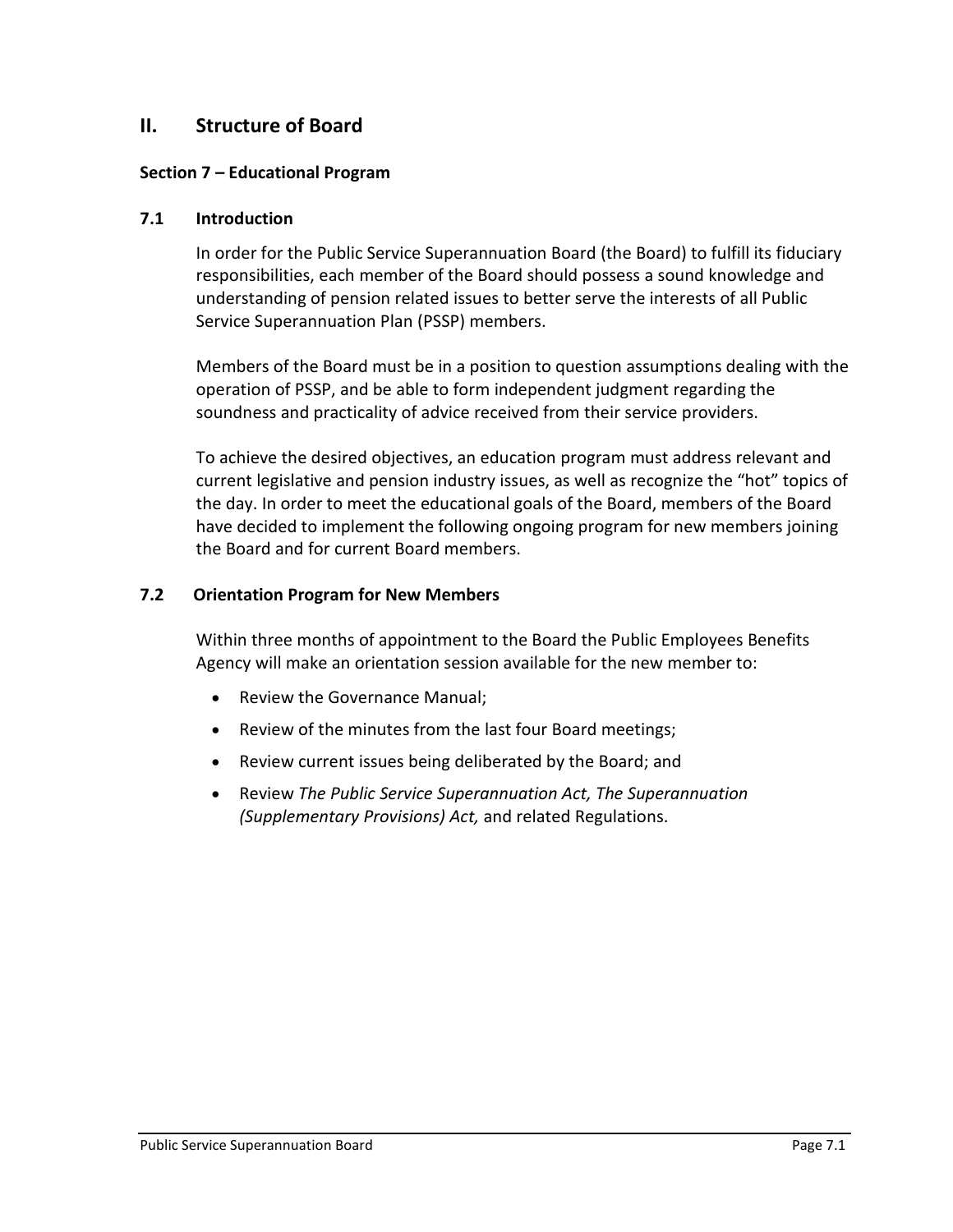## II. Structure of Board

### Section 7 – Educational Program

#### 7.1 Introduction

In order for the Public Service Superannuation Board (the Board) to fulfill its fiduciary responsibilities, each member of the Board should possess a sound knowledge and understanding of pension related issues to better serve the interests of all Public Service Superannuation Plan (PSSP) members.

Members of the Board must be in a position to question assumptions dealing with the operation of PSSP, and be able to form independent judgment regarding the soundness and practicality of advice received from their service providers.

To achieve the desired objectives, an education program must address relevant and current legislative and pension industry issues, as well as recognize the "hot" topics of the day. In order to meet the educational goals of the Board, members of the Board have decided to implement the following ongoing program for new members joining the Board and for current Board members.

#### 7.2 Orientation Program for New Members

Within three months of appointment to the Board the Public Employees Benefits Agency will make an orientation session available for the new member to:

- Review the Governance Manual;
- Review of the minutes from the last four Board meetings;
- Review current issues being deliberated by the Board; and
- Review *The Public Service Superannuation Act, The Superannuation (Supplementary Provisions) Act,* and related Regulations.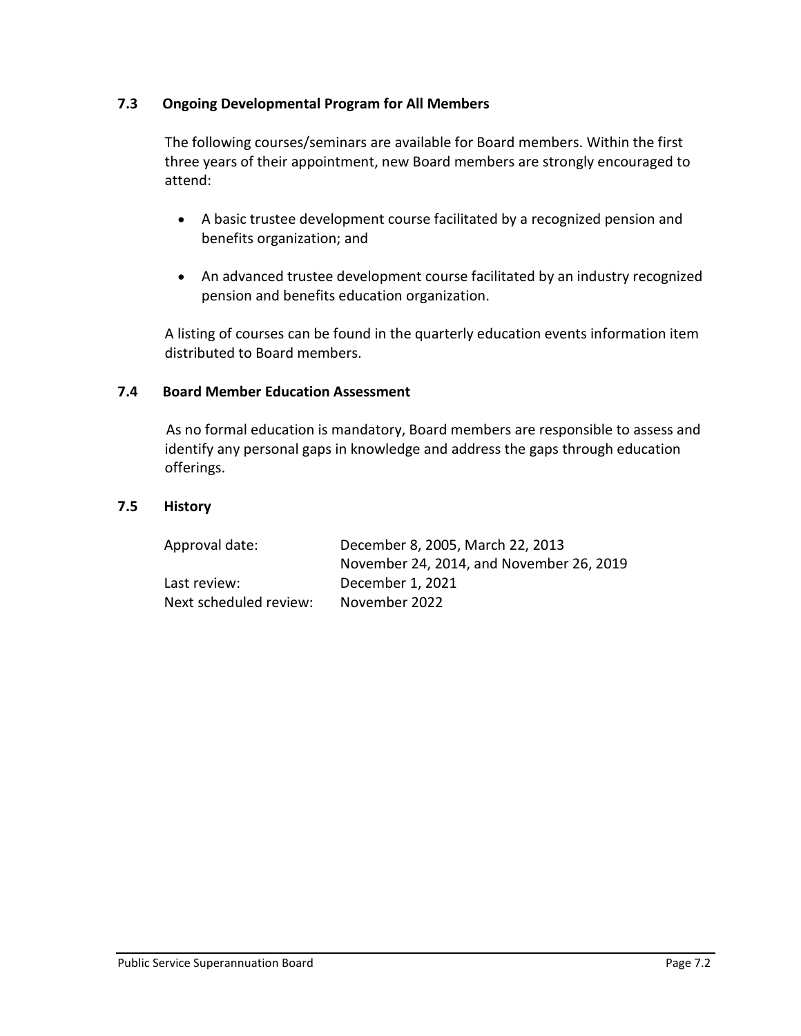### 7.3 Ongoing Developmental Program for All Members

The following courses/seminars are available for Board members. Within the first three years of their appointment, new Board members are strongly encouraged to attend:

- A basic trustee development course facilitated by a recognized pension and benefits organization; and
- An advanced trustee development course facilitated by an industry recognized pension and benefits education organization.

A listing of courses can be found in the quarterly education events information item distributed to Board members.

### 7.4 Board Member Education Assessment

As no formal education is mandatory, Board members are responsible to assess and identify any personal gaps in knowledge and address the gaps through education offerings.

### 7.5 History

| | |
|---|---|
| Approval date: | December 8, 2005, March 22, 2013<br>November 24, 2014, and November 26, 2019 |
| Last review: | December 1, 2021 |
| Next scheduled review: | November 2022 |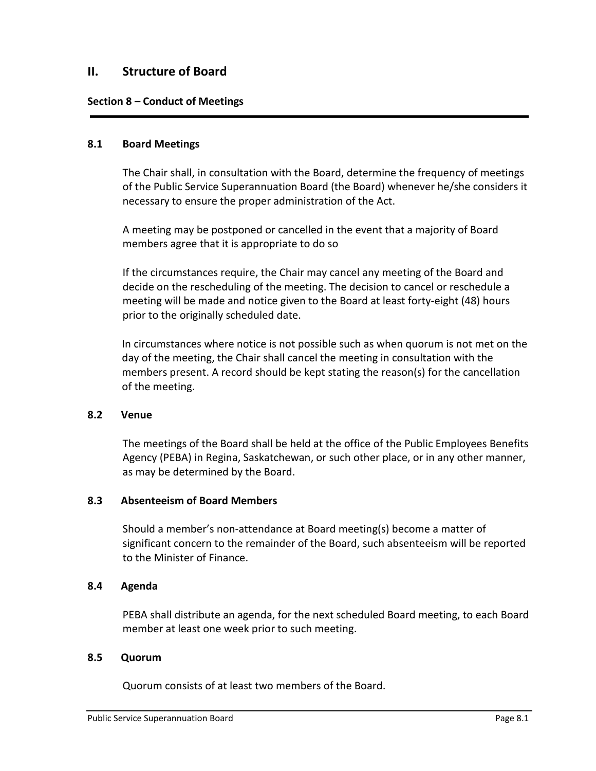## II. Structure of Board

### Section 8 – Conduct of Meetings

---

#### 8.1 Board Meetings

The Chair shall, in consultation with the Board, determine the frequency of meetings of the Public Service Superannuation Board (the Board) whenever he/she considers it necessary to ensure the proper administration of the Act.

A meeting may be postponed or cancelled in the event that a majority of Board members agree that it is appropriate to do so

If the circumstances require, the Chair may cancel any meeting of the Board and decide on the rescheduling of the meeting. The decision to cancel or reschedule a meeting will be made and notice given to the Board at least forty-eight (48) hours prior to the originally scheduled date.

In circumstances where notice is not possible such as when quorum is not met on the day of the meeting, the Chair shall cancel the meeting in consultation with the members present. A record should be kept stating the reason(s) for the cancellation of the meeting.

#### 8.2 Venue

The meetings of the Board shall be held at the office of the Public Employees Benefits Agency (PEBA) in Regina, Saskatchewan, or such other place, or in any other manner, as may be determined by the Board.

#### 8.3 Absenteeism of Board Members

Should a member's non-attendance at Board meeting(s) become a matter of significant concern to the remainder of the Board, such absenteeism will be reported to the Minister of Finance.

#### 8.4 Agenda

PEBA shall distribute an agenda, for the next scheduled Board meeting, to each Board member at least one week prior to such meeting.

#### 8.5 Quorum

Quorum consists of at least two members of the Board.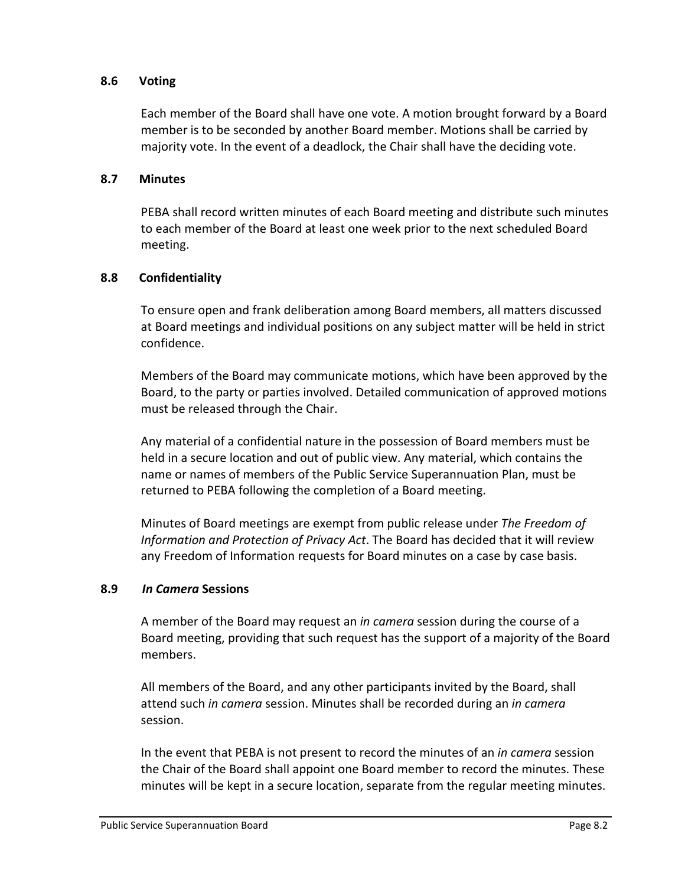### 8.6 Voting

Each member of the Board shall have one vote. A motion brought forward by a Board member is to be seconded by another Board member. Motions shall be carried by majority vote. In the event of a deadlock, the Chair shall have the deciding vote.

### 8.7 Minutes

PEBA shall record written minutes of each Board meeting and distribute such minutes to each member of the Board at least one week prior to the next scheduled Board meeting.

### 8.8 Confidentiality

To ensure open and frank deliberation among Board members, all matters discussed at Board meetings and individual positions on any subject matter will be held in strict confidence.

Members of the Board may communicate motions, which have been approved by the Board, to the party or parties involved. Detailed communication of approved motions must be released through the Chair.

Any material of a confidential nature in the possession of Board members must be held in a secure location and out of public view. Any material, which contains the name or names of members of the Public Service Superannuation Plan, must be returned to PEBA following the completion of a Board meeting.

Minutes of Board meetings are exempt from public release under *The Freedom of Information and Protection of Privacy Act*. The Board has decided that it will review any Freedom of Information requests for Board minutes on a case by case basis.

### 8.9 *In Camera* Sessions

A member of the Board may request an *in camera* session during the course of a Board meeting, providing that such request has the support of a majority of the Board members.

All members of the Board, and any other participants invited by the Board, shall attend such *in camera* session. Minutes shall be recorded during an *in camera* session.

In the event that PEBA is not present to record the minutes of an *in camera* session the Chair of the Board shall appoint one Board member to record the minutes. These minutes will be kept in a secure location, separate from the regular meeting minutes.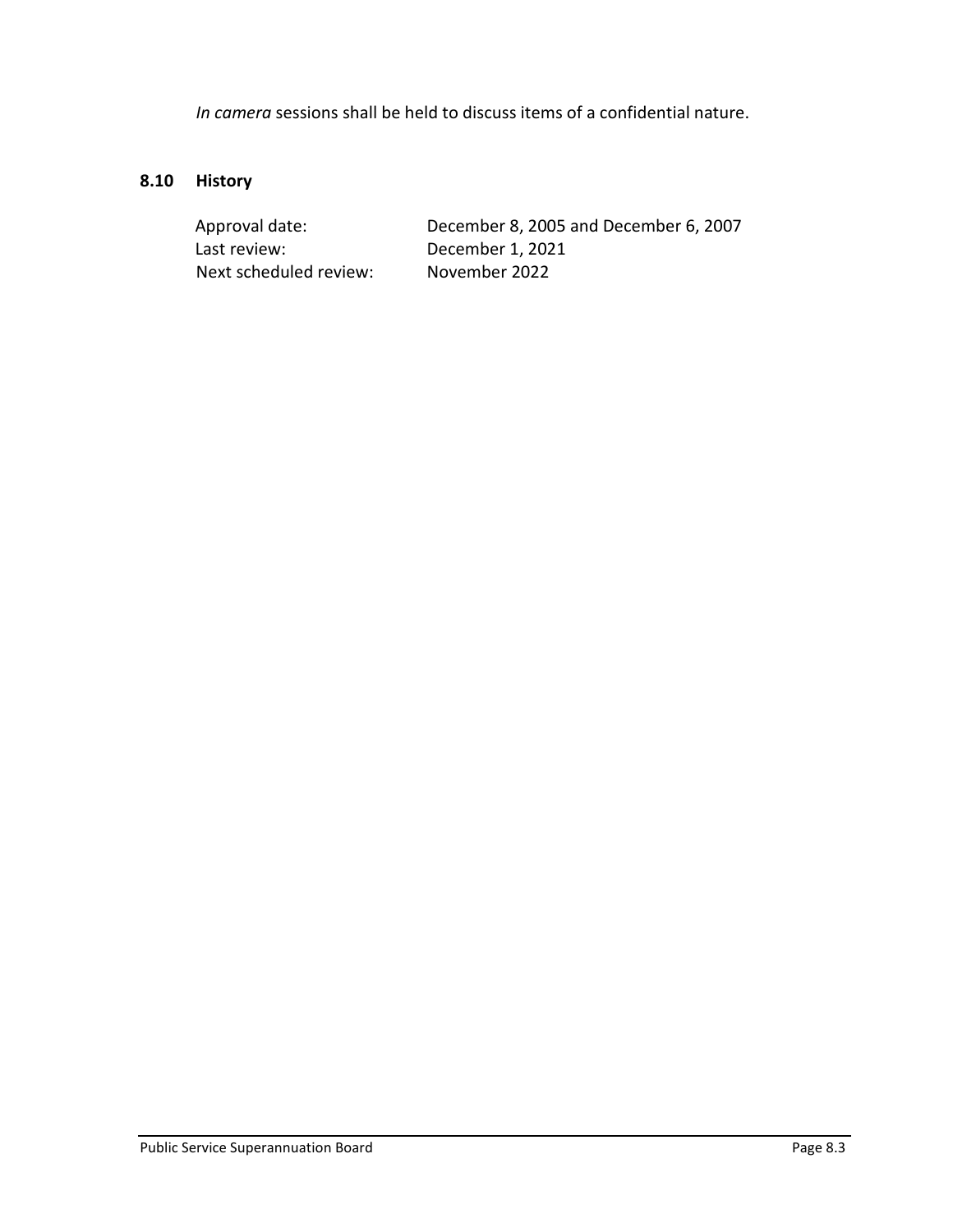*In camera* sessions shall be held to discuss items of a confidential nature.

## 8.10 History

| | |
|---|---|
| Approval date: | December 8, 2005 and December 6, 2007 |
| Last review: | December 1, 2021 |
| Next scheduled review: | November 2022 |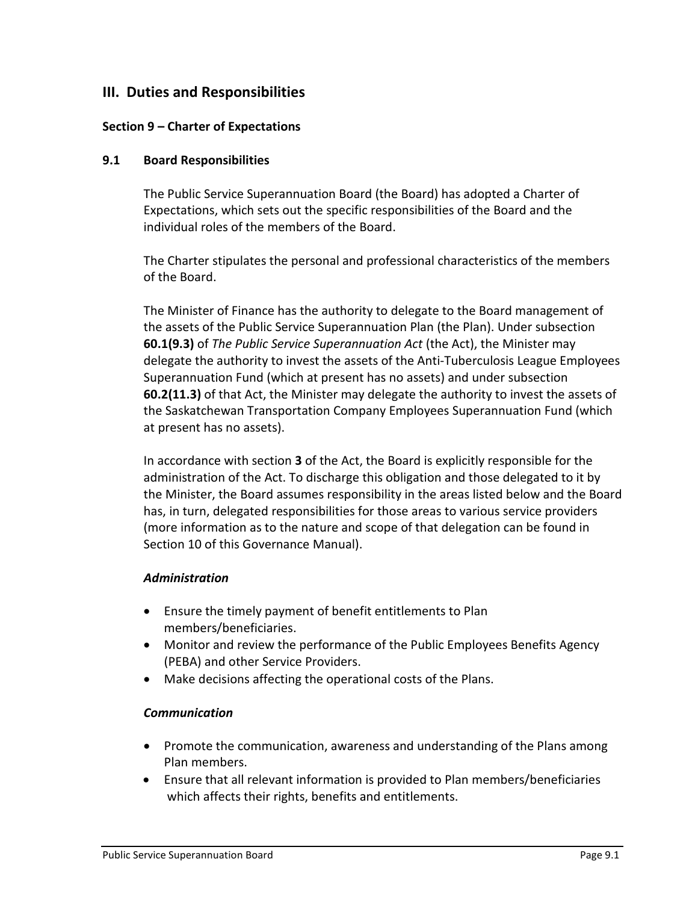## III. Duties and Responsibilities

### Section 9 – Charter of Expectations

### 9.1 Board Responsibilities

The Public Service Superannuation Board (the Board) has adopted a Charter of Expectations, which sets out the specific responsibilities of the Board and the individual roles of the members of the Board.

The Charter stipulates the personal and professional characteristics of the members of the Board.

The Minister of Finance has the authority to delegate to the Board management of the assets of the Public Service Superannuation Plan (the Plan). Under subsection **60.1(9.3)** of *The Public Service Superannuation Act* (the Act), the Minister may delegate the authority to invest the assets of the Anti-Tuberculosis League Employees Superannuation Fund (which at present has no assets) and under subsection **60.2(11.3)** of that Act, the Minister may delegate the authority to invest the assets of the Saskatchewan Transportation Company Employees Superannuation Fund (which at present has no assets).

In accordance with section **3** of the Act, the Board is explicitly responsible for the administration of the Act. To discharge this obligation and those delegated to it by the Minister, the Board assumes responsibility in the areas listed below and the Board has, in turn, delegated responsibilities for those areas to various service providers (more information as to the nature and scope of that delegation can be found in Section 10 of this Governance Manual).

***Administration***

- Ensure the timely payment of benefit entitlements to Plan members/beneficiaries.
- Monitor and review the performance of the Public Employees Benefits Agency (PEBA) and other Service Providers.
- Make decisions affecting the operational costs of the Plans.

***Communication***

- Promote the communication, awareness and understanding of the Plans among Plan members.
- Ensure that all relevant information is provided to Plan members/beneficiaries which affects their rights, benefits and entitlements.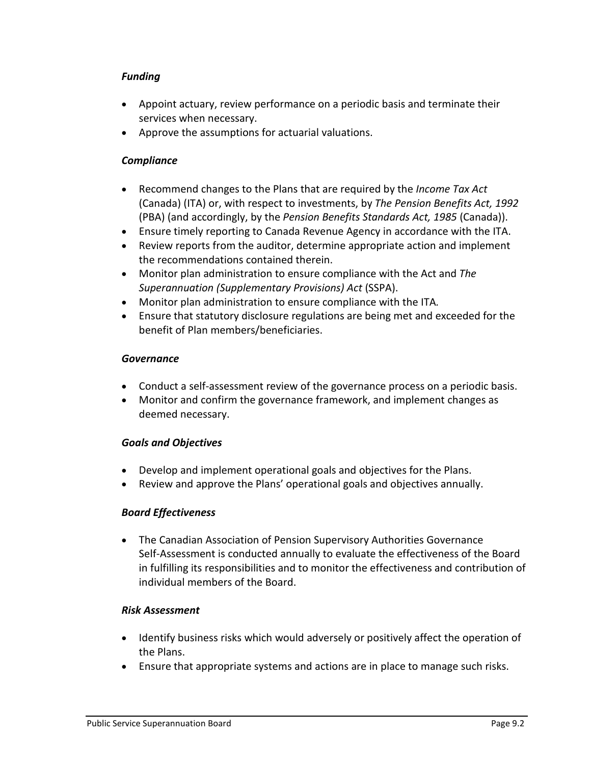### *Funding*

- Appoint actuary, review performance on a periodic basis and terminate their services when necessary.
- Approve the assumptions for actuarial valuations.

### *Compliance*

- Recommend changes to the Plans that are required by the *Income Tax Act* (Canada) (ITA) or, with respect to investments, by *The Pension Benefits Act, 1992* (PBA) (and accordingly, by the *Pension Benefits Standards Act, 1985* (Canada)).
- Ensure timely reporting to Canada Revenue Agency in accordance with the ITA.
- Review reports from the auditor, determine appropriate action and implement the recommendations contained therein.
- Monitor plan administration to ensure compliance with the Act and *The Superannuation (Supplementary Provisions) Act* (SSPA).
- Monitor plan administration to ensure compliance with the ITA.
- Ensure that statutory disclosure regulations are being met and exceeded for the benefit of Plan members/beneficiaries.

### *Governance*

- Conduct a self-assessment review of the governance process on a periodic basis.
- Monitor and confirm the governance framework, and implement changes as deemed necessary.

### *Goals and Objectives*

- Develop and implement operational goals and objectives for the Plans.
- Review and approve the Plans' operational goals and objectives annually.

### *Board Effectiveness*

- The Canadian Association of Pension Supervisory Authorities Governance Self-Assessment is conducted annually to evaluate the effectiveness of the Board in fulfilling its responsibilities and to monitor the effectiveness and contribution of individual members of the Board.

### *Risk Assessment*

- Identify business risks which would adversely or positively affect the operation of the Plans.
- Ensure that appropriate systems and actions are in place to manage such risks.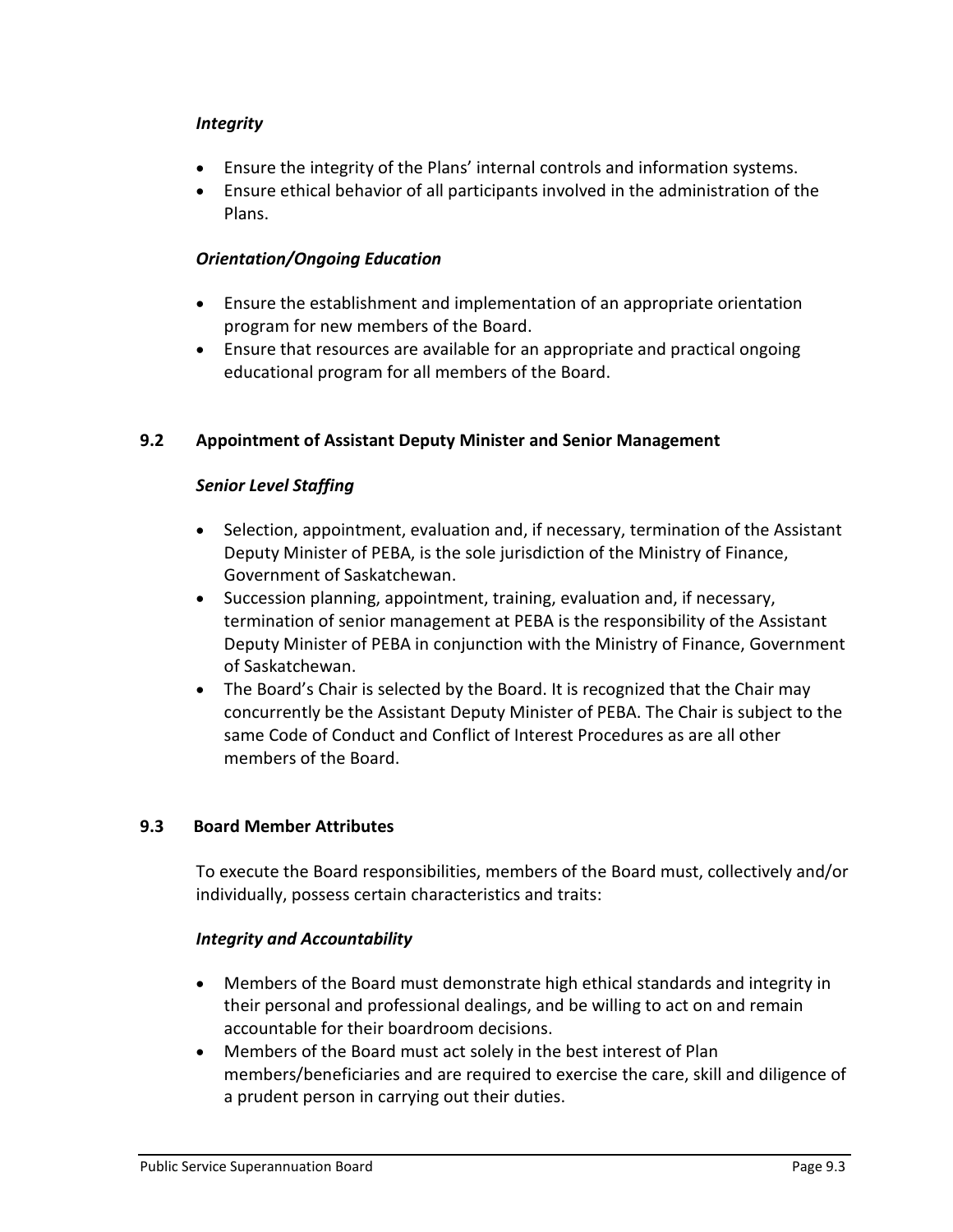*Integrity*

- Ensure the integrity of the Plans' internal controls and information systems.
- Ensure ethical behavior of all participants involved in the administration of the Plans.

*Orientation/Ongoing Education*

- Ensure the establishment and implementation of an appropriate orientation program for new members of the Board.
- Ensure that resources are available for an appropriate and practical ongoing educational program for all members of the Board.

### 9.2 Appointment of Assistant Deputy Minister and Senior Management

*Senior Level Staffing*

- Selection, appointment, evaluation and, if necessary, termination of the Assistant Deputy Minister of PEBA, is the sole jurisdiction of the Ministry of Finance, Government of Saskatchewan.
- Succession planning, appointment, training, evaluation and, if necessary, termination of senior management at PEBA is the responsibility of the Assistant Deputy Minister of PEBA in conjunction with the Ministry of Finance, Government of Saskatchewan.
- The Board's Chair is selected by the Board. It is recognized that the Chair may concurrently be the Assistant Deputy Minister of PEBA. The Chair is subject to the same Code of Conduct and Conflict of Interest Procedures as are all other members of the Board.

### 9.3 Board Member Attributes

To execute the Board responsibilities, members of the Board must, collectively and/or individually, possess certain characteristics and traits:

*Integrity and Accountability*

- Members of the Board must demonstrate high ethical standards and integrity in their personal and professional dealings, and be willing to act on and remain accountable for their boardroom decisions.
- Members of the Board must act solely in the best interest of Plan members/beneficiaries and are required to exercise the care, skill and diligence of a prudent person in carrying out their duties.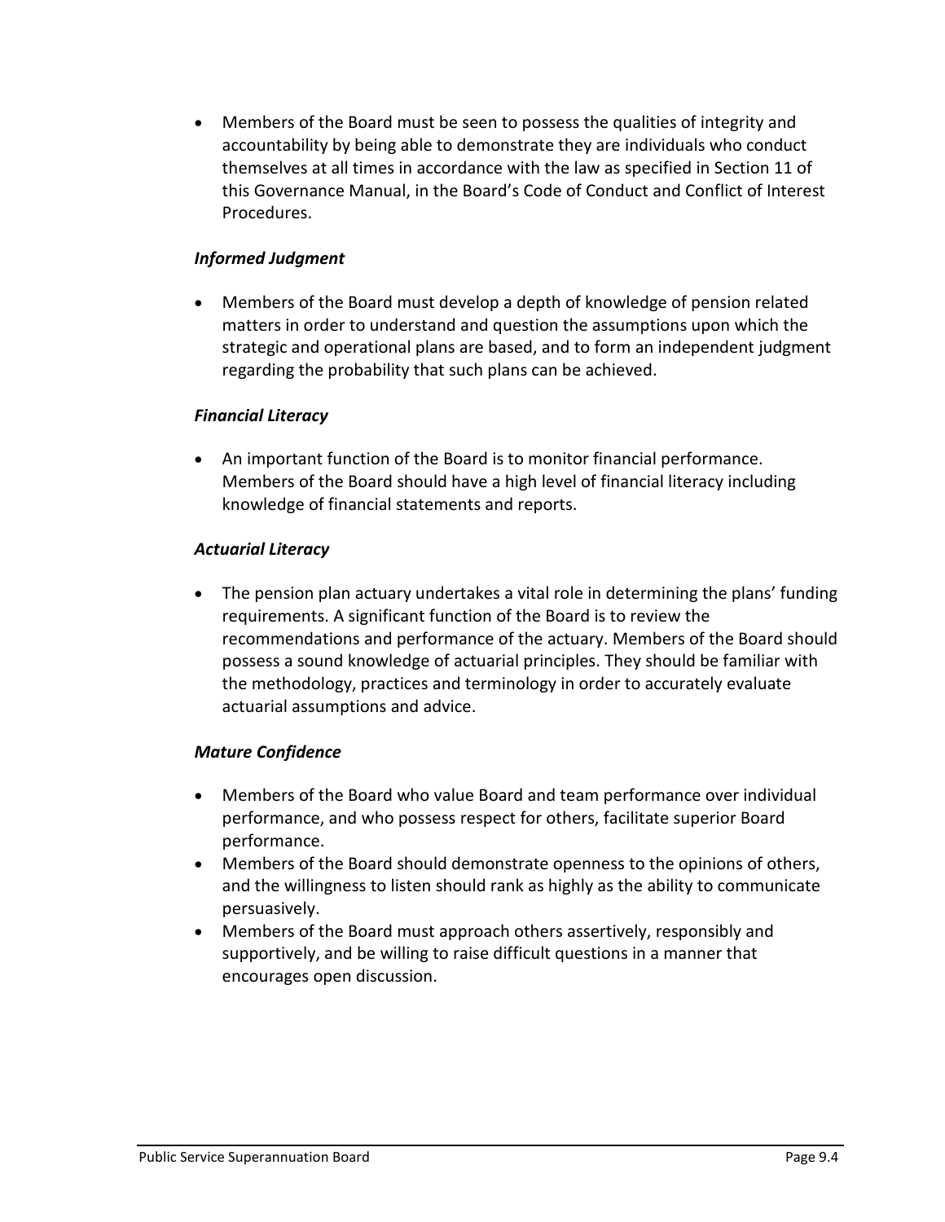- Members of the Board must be seen to possess the qualities of integrity and accountability by being able to demonstrate they are individuals who conduct themselves at all times in accordance with the law as specified in Section 11 of this Governance Manual, in the Board's Code of Conduct and Conflict of Interest Procedures.

***Informed Judgment***

- Members of the Board must develop a depth of knowledge of pension related matters in order to understand and question the assumptions upon which the strategic and operational plans are based, and to form an independent judgment regarding the probability that such plans can be achieved.

***Financial Literacy***

- An important function of the Board is to monitor financial performance. Members of the Board should have a high level of financial literacy including knowledge of financial statements and reports.

***Actuarial Literacy***

- The pension plan actuary undertakes a vital role in determining the plans' funding requirements. A significant function of the Board is to review the recommendations and performance of the actuary. Members of the Board should possess a sound knowledge of actuarial principles. They should be familiar with the methodology, practices and terminology in order to accurately evaluate actuarial assumptions and advice.

***Mature Confidence***

- Members of the Board who value Board and team performance over individual performance, and who possess respect for others, facilitate superior Board performance.
- Members of the Board should demonstrate openness to the opinions of others, and the willingness to listen should rank as highly as the ability to communicate persuasively.
- Members of the Board must approach others assertively, responsibly and supportively, and be willing to raise difficult questions in a manner that encourages open discussion.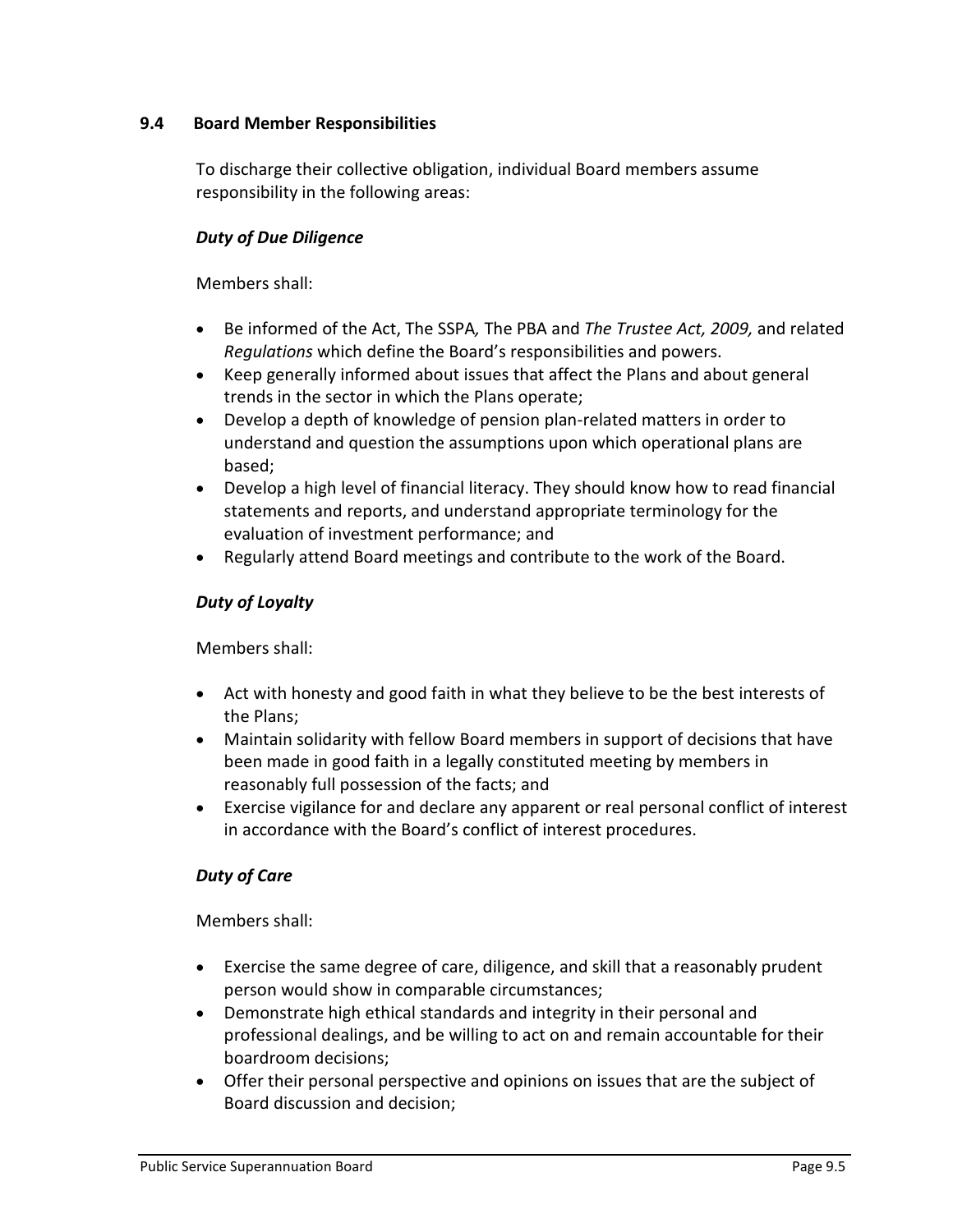### 9.4 Board Member Responsibilities

To discharge their collective obligation, individual Board members assume responsibility in the following areas:

***Duty of Due Diligence***

Members shall:

- Be informed of the Act, The SSPA*,* The PBA and *The Trustee Act, 2009,* and related *Regulations* which define the Board's responsibilities and powers.
- Keep generally informed about issues that affect the Plans and about general trends in the sector in which the Plans operate;
- Develop a depth of knowledge of pension plan-related matters in order to understand and question the assumptions upon which operational plans are based;
- Develop a high level of financial literacy. They should know how to read financial statements and reports, and understand appropriate terminology for the evaluation of investment performance; and
- Regularly attend Board meetings and contribute to the work of the Board.

***Duty of Loyalty***

Members shall:

- Act with honesty and good faith in what they believe to be the best interests of the Plans;
- Maintain solidarity with fellow Board members in support of decisions that have been made in good faith in a legally constituted meeting by members in reasonably full possession of the facts; and
- Exercise vigilance for and declare any apparent or real personal conflict of interest in accordance with the Board's conflict of interest procedures.

***Duty of Care***

Members shall:

- Exercise the same degree of care, diligence, and skill that a reasonably prudent person would show in comparable circumstances;
- Demonstrate high ethical standards and integrity in their personal and professional dealings, and be willing to act on and remain accountable for their boardroom decisions;
- Offer their personal perspective and opinions on issues that are the subject of Board discussion and decision;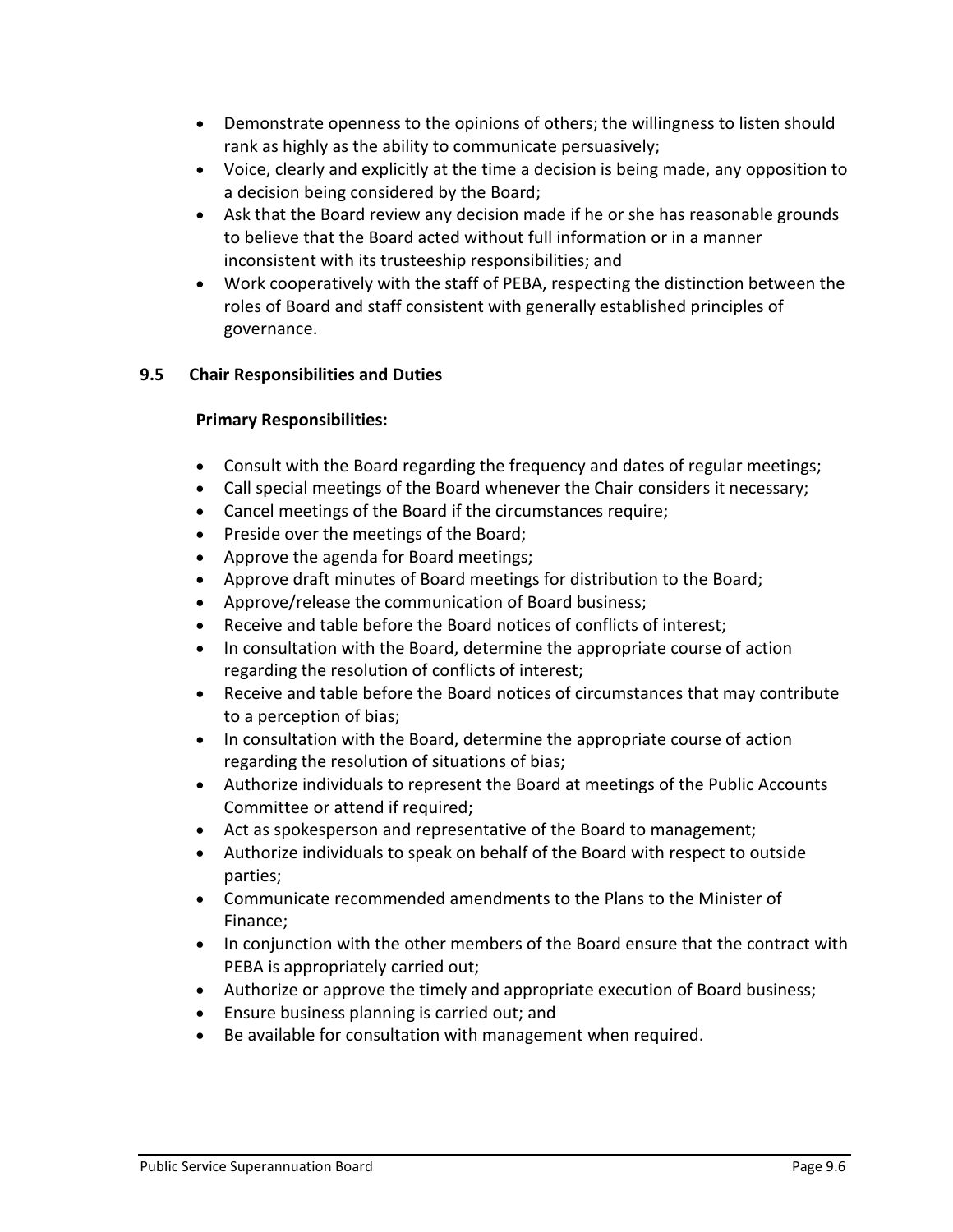- Demonstrate openness to the opinions of others; the willingness to listen should rank as highly as the ability to communicate persuasively;
- Voice, clearly and explicitly at the time a decision is being made, any opposition to a decision being considered by the Board;
- Ask that the Board review any decision made if he or she has reasonable grounds to believe that the Board acted without full information or in a manner inconsistent with its trusteeship responsibilities; and
- Work cooperatively with the staff of PEBA, respecting the distinction between the roles of Board and staff consistent with generally established principles of governance.

### 9.5 Chair Responsibilities and Duties

**Primary Responsibilities:**

- Consult with the Board regarding the frequency and dates of regular meetings;
- Call special meetings of the Board whenever the Chair considers it necessary;
- Cancel meetings of the Board if the circumstances require;
- Preside over the meetings of the Board;
- Approve the agenda for Board meetings;
- Approve draft minutes of Board meetings for distribution to the Board;
- Approve/release the communication of Board business;
- Receive and table before the Board notices of conflicts of interest;
- In consultation with the Board, determine the appropriate course of action regarding the resolution of conflicts of interest;
- Receive and table before the Board notices of circumstances that may contribute to a perception of bias;
- In consultation with the Board, determine the appropriate course of action regarding the resolution of situations of bias;
- Authorize individuals to represent the Board at meetings of the Public Accounts Committee or attend if required;
- Act as spokesperson and representative of the Board to management;
- Authorize individuals to speak on behalf of the Board with respect to outside parties;
- Communicate recommended amendments to the Plans to the Minister of Finance;
- In conjunction with the other members of the Board ensure that the contract with PEBA is appropriately carried out;
- Authorize or approve the timely and appropriate execution of Board business;
- Ensure business planning is carried out; and
- Be available for consultation with management when required.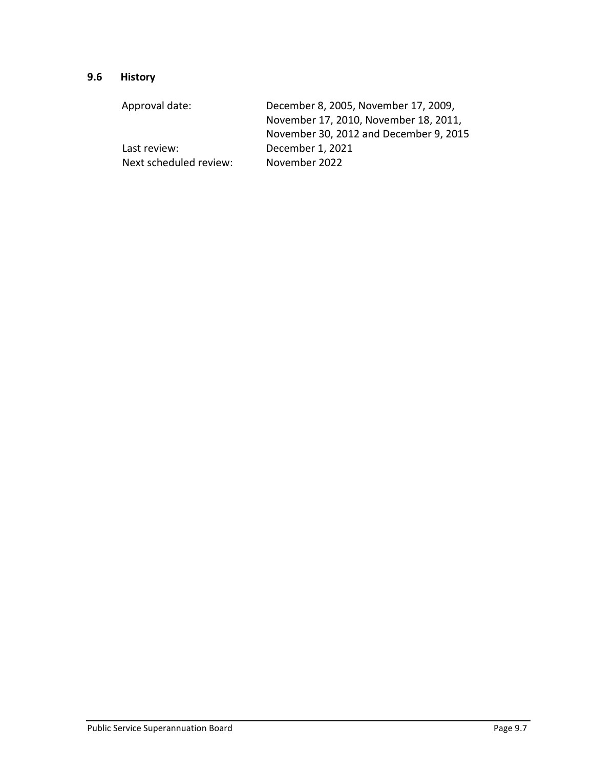## 9.6 History

| | |
|---|---|
| Approval date: | December 8, 2005, November 17, 2009, November 17, 2010, November 18, 2011, November 30, 2012 and December 9, 2015 |
| Last review: | December 1, 2021 |
| Next scheduled review: | November 2022 |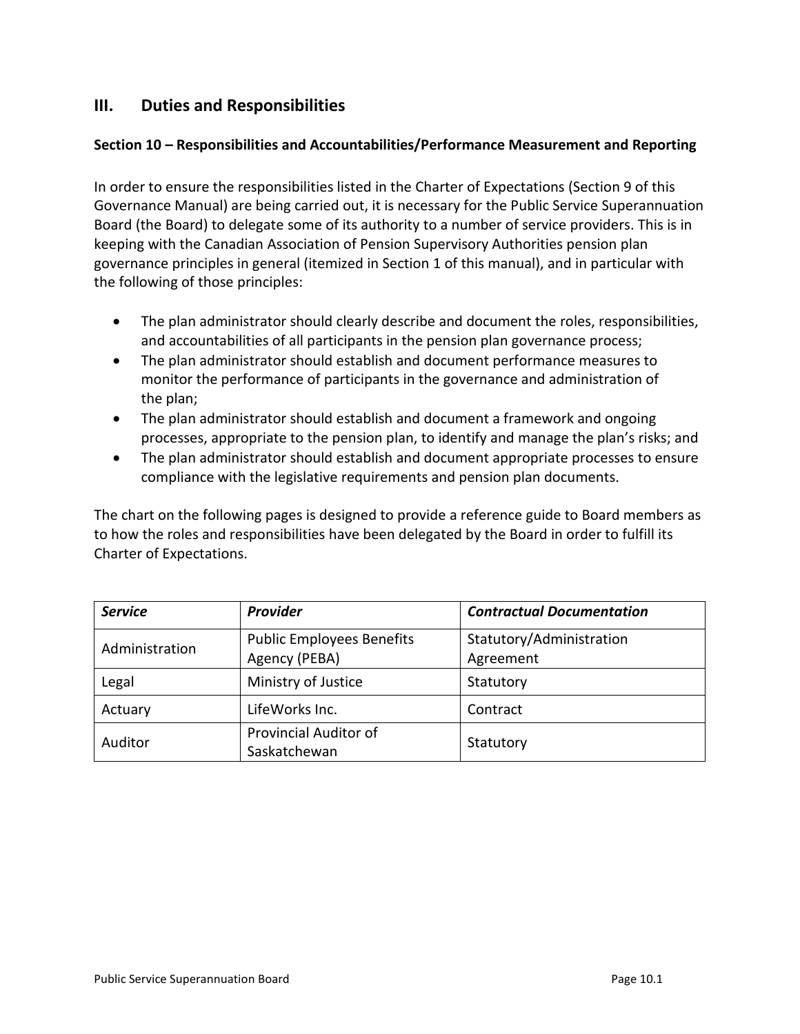## III. Duties and Responsibilities

### Section 10 – Responsibilities and Accountabilities/Performance Measurement and Reporting

In order to ensure the responsibilities listed in the Charter of Expectations (Section 9 of this Governance Manual) are being carried out, it is necessary for the Public Service Superannuation Board (the Board) to delegate some of its authority to a number of service providers. This is in keeping with the Canadian Association of Pension Supervisory Authorities pension plan governance principles in general (itemized in Section 1 of this manual), and in particular with the following of those principles:

- The plan administrator should clearly describe and document the roles, responsibilities, and accountabilities of all participants in the pension plan governance process;
- The plan administrator should establish and document performance measures to monitor the performance of participants in the governance and administration of the plan;
- The plan administrator should establish and document a framework and ongoing processes, appropriate to the pension plan, to identify and manage the plan's risks; and
- The plan administrator should establish and document appropriate processes to ensure compliance with the legislative requirements and pension plan documents.

The chart on the following pages is designed to provide a reference guide to Board members as to how the roles and responsibilities have been delegated by the Board in order to fulfill its Charter of Expectations.

| ***Service*** | ***Provider*** | ***Contractual Documentation*** |
|---|---|---|
| Administration | Public Employees Benefits Agency (PEBA) | Statutory/Administration Agreement |
| Legal | Ministry of Justice | Statutory |
| Actuary | LifeWorks Inc. | Contract |
| Auditor | Provincial Auditor of Saskatchewan | Statutory |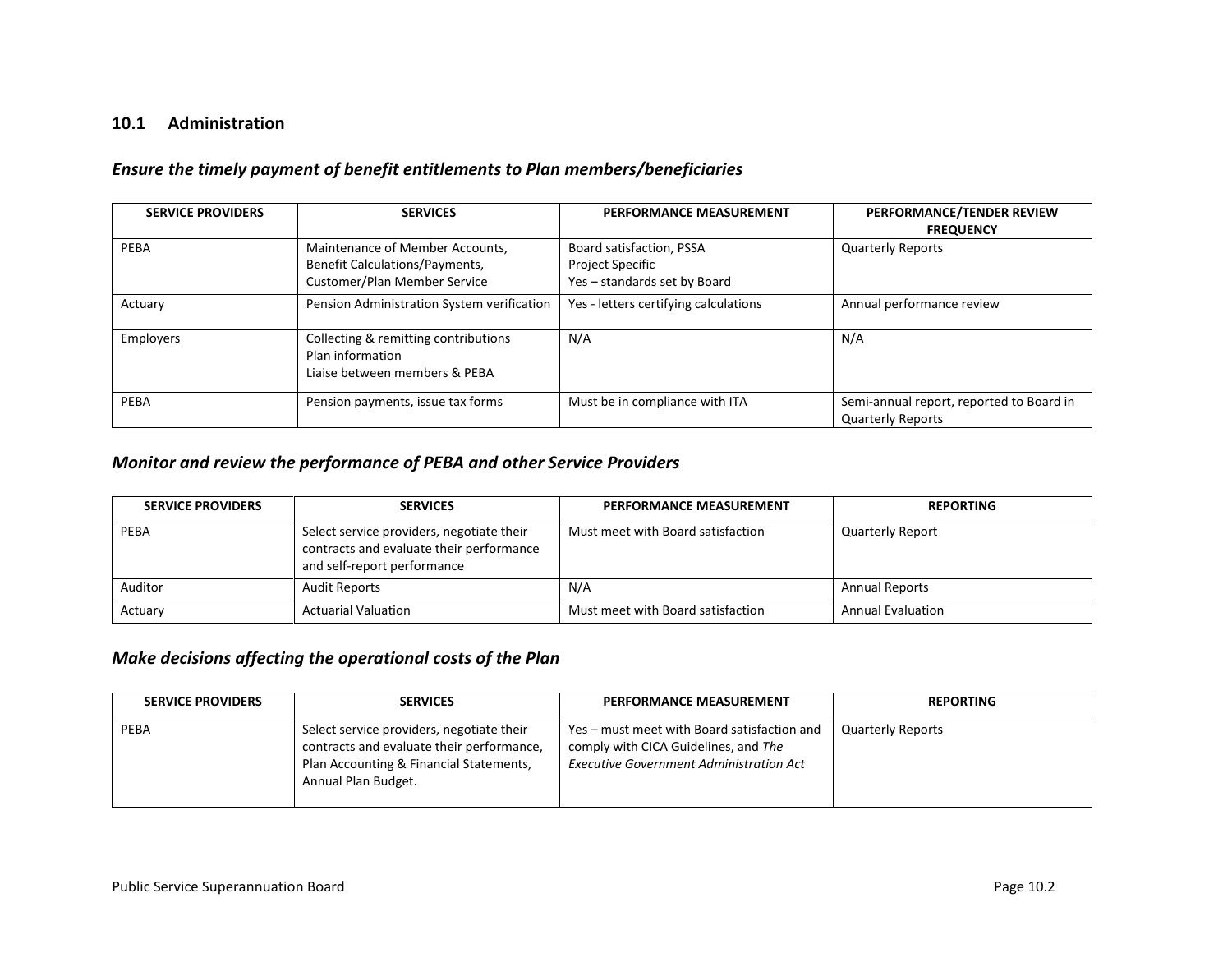## 10.1 Administration

### *Ensure the timely payment of benefit entitlements to Plan members/beneficiaries*

| SERVICE PROVIDERS | SERVICES | PERFORMANCE MEASUREMENT | PERFORMANCE/TENDER REVIEW FREQUENCY |
|---|---|---|---|
| PEBA | Maintenance of Member Accounts, Benefit Calculations/Payments, Customer/Plan Member Service | Board satisfaction, PSSA Project Specific Yes – standards set by Board | Quarterly Reports |
| Actuary | Pension Administration System verification | Yes - letters certifying calculations | Annual performance review |
| Employers | Collecting & remitting contributions Plan information Liaise between members & PEBA | N/A | N/A |
| PEBA | Pension payments, issue tax forms | Must be in compliance with ITA | Semi-annual report, reported to Board in Quarterly Reports |

### *Monitor and review the performance of PEBA and other Service Providers*

| SERVICE PROVIDERS | SERVICES | PERFORMANCE MEASUREMENT | REPORTING |
|---|---|---|---|
| PEBA | Select service providers, negotiate their contracts and evaluate their performance and self-report performance | Must meet with Board satisfaction | Quarterly Report |
| Auditor | Audit Reports | N/A | Annual Reports |
| Actuary | Actuarial Valuation | Must meet with Board satisfaction | Annual Evaluation |

### *Make decisions affecting the operational costs of the Plan*

| SERVICE PROVIDERS | SERVICES | PERFORMANCE MEASUREMENT | REPORTING |
|---|---|---|---|
| PEBA | Select service providers, negotiate their contracts and evaluate their performance, Plan Accounting & Financial Statements, Annual Plan Budget. | Yes – must meet with Board satisfaction and comply with CICA Guidelines, and *The Executive Government Administration Act* | Quarterly Reports |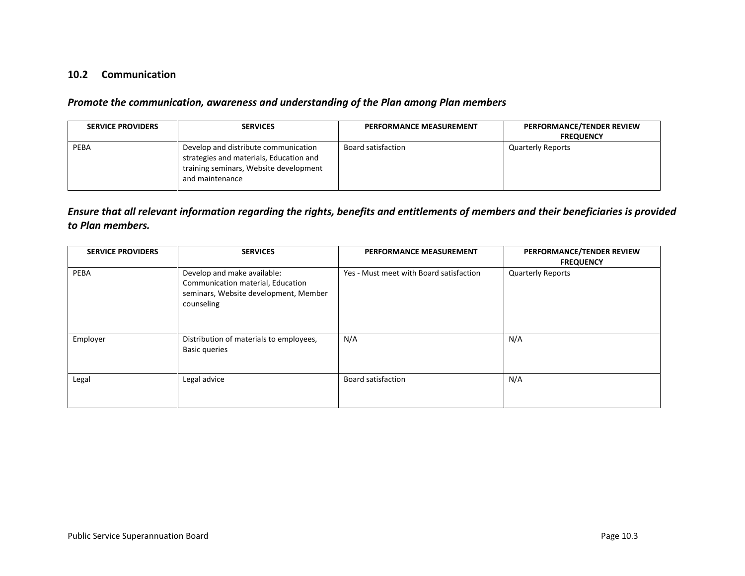## 10.2 Communication

***Promote the communication, awareness and understanding of the Plan among Plan members***

| SERVICE PROVIDERS | SERVICES | PERFORMANCE MEASUREMENT | PERFORMANCE/TENDER REVIEW FREQUENCY |
|---|---|---|---|
| PEBA | Develop and distribute communication strategies and materials, Education and training seminars, Website development and maintenance | Board satisfaction | Quarterly Reports |

***Ensure that all relevant information regarding the rights, benefits and entitlements of members and their beneficiaries is provided to Plan members.***

| SERVICE PROVIDERS | SERVICES | PERFORMANCE MEASUREMENT | PERFORMANCE/TENDER REVIEW FREQUENCY |
|---|---|---|---|
| PEBA | Develop and make available: Communication material, Education seminars, Website development, Member counseling | Yes - Must meet with Board satisfaction | Quarterly Reports |
| Employer | Distribution of materials to employees, Basic queries | N/A | N/A |
| Legal | Legal advice | Board satisfaction | N/A |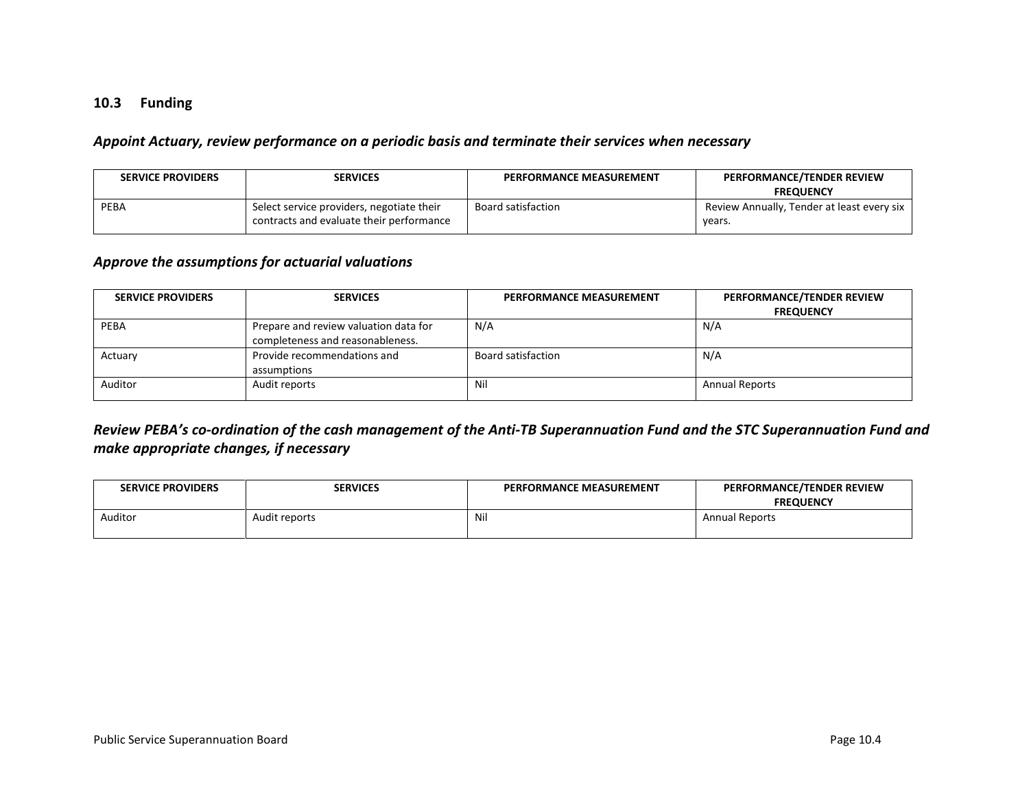## 10.3 Funding

### *Appoint Actuary, review performance on a periodic basis and terminate their services when necessary*

| SERVICE PROVIDERS | SERVICES | PERFORMANCE MEASUREMENT | PERFORMANCE/TENDER REVIEW FREQUENCY |
|---|---|---|---|
| PEBA | Select service providers, negotiate their contracts and evaluate their performance | Board satisfaction | Review Annually, Tender at least every six years. |

### *Approve the assumptions for actuarial valuations*

| SERVICE PROVIDERS | SERVICES | PERFORMANCE MEASUREMENT | PERFORMANCE/TENDER REVIEW FREQUENCY |
|---|---|---|---|
| PEBA | Prepare and review valuation data for completeness and reasonableness. | N/A | N/A |
| Actuary | Provide recommendations and assumptions | Board satisfaction | N/A |
| Auditor | Audit reports | Nil | Annual Reports |

### *Review PEBA's co-ordination of the cash management of the Anti-TB Superannuation Fund and the STC Superannuation Fund and make appropriate changes, if necessary*

| SERVICE PROVIDERS | SERVICES | PERFORMANCE MEASUREMENT | PERFORMANCE/TENDER REVIEW FREQUENCY |
|---|---|---|---|
| Auditor | Audit reports | Nil | Annual Reports |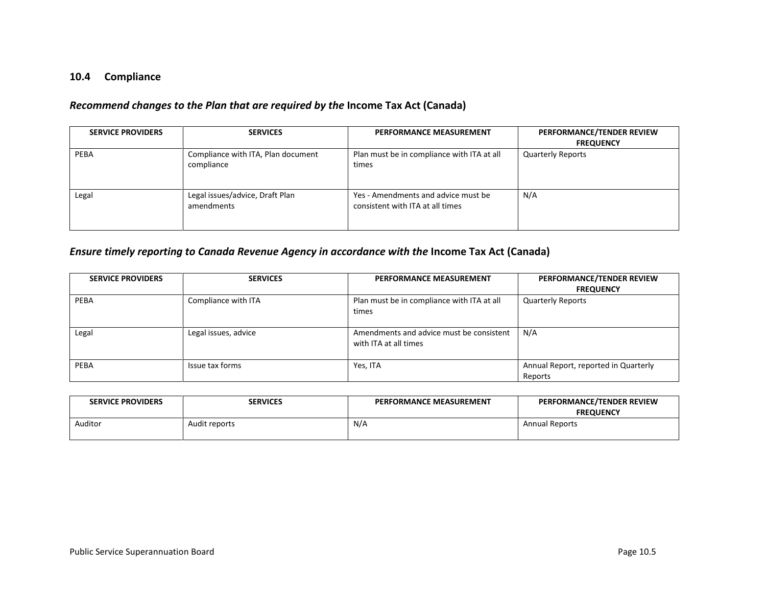## 10.4 Compliance

### *Recommend changes to the Plan that are required by the* **Income Tax Act (Canada)**

| SERVICE PROVIDERS | SERVICES | PERFORMANCE MEASUREMENT | PERFORMANCE/TENDER REVIEW FREQUENCY |
|---|---|---|---|
| PEBA | Compliance with ITA, Plan document compliance | Plan must be in compliance with ITA at all times | Quarterly Reports |
| Legal | Legal issues/advice, Draft Plan amendments | Yes - Amendments and advice must be consistent with ITA at all times | N/A |

### *Ensure timely reporting to Canada Revenue Agency in accordance with the* **Income Tax Act (Canada)**

| SERVICE PROVIDERS | SERVICES | PERFORMANCE MEASUREMENT | PERFORMANCE/TENDER REVIEW FREQUENCY |
|---|---|---|---|
| PEBA | Compliance with ITA | Plan must be in compliance with ITA at all times | Quarterly Reports |
| Legal | Legal issues, advice | Amendments and advice must be consistent with ITA at all times | N/A |
| PEBA | Issue tax forms | Yes, ITA | Annual Report, reported in Quarterly Reports |

| SERVICE PROVIDERS | SERVICES | PERFORMANCE MEASUREMENT | PERFORMANCE/TENDER REVIEW FREQUENCY |
|---|---|---|---|
| Auditor | Audit reports | N/A | Annual Reports |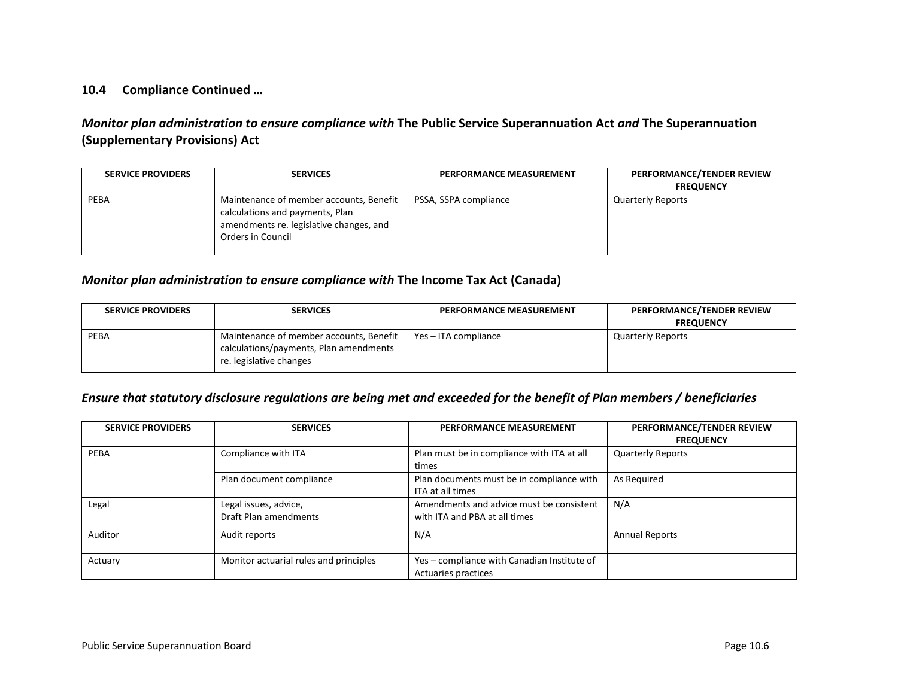## 10.4 Compliance Continued …

### *Monitor plan administration to ensure compliance with* The Public Service Superannuation Act *and* The Superannuation (Supplementary Provisions) Act

| SERVICE PROVIDERS | SERVICES | PERFORMANCE MEASUREMENT | PERFORMANCE/TENDER REVIEW FREQUENCY |
|---|---|---|---|
| PEBA | Maintenance of member accounts, Benefit calculations and payments, Plan amendments re. legislative changes, and Orders in Council | PSSA, SSPA compliance | Quarterly Reports |

### *Monitor plan administration to ensure compliance with* The Income Tax Act (Canada)

| SERVICE PROVIDERS | SERVICES | PERFORMANCE MEASUREMENT | PERFORMANCE/TENDER REVIEW FREQUENCY |
|---|---|---|---|
| PEBA | Maintenance of member accounts, Benefit calculations/payments, Plan amendments re. legislative changes | Yes – ITA compliance | Quarterly Reports |

### *Ensure that statutory disclosure regulations are being met and exceeded for the benefit of Plan members / beneficiaries*

| SERVICE PROVIDERS | SERVICES | PERFORMANCE MEASUREMENT | PERFORMANCE/TENDER REVIEW FREQUENCY |
|---|---|---|---|
| PEBA | Compliance with ITA | Plan must be in compliance with ITA at all times | Quarterly Reports |
| | Plan document compliance | Plan documents must be in compliance with ITA at all times | As Required |
| Legal | Legal issues, advice, Draft Plan amendments | Amendments and advice must be consistent with ITA and PBA at all times | N/A |
| Auditor | Audit reports | N/A | Annual Reports |
| Actuary | Monitor actuarial rules and principles | Yes – compliance with Canadian Institute of Actuaries practices | |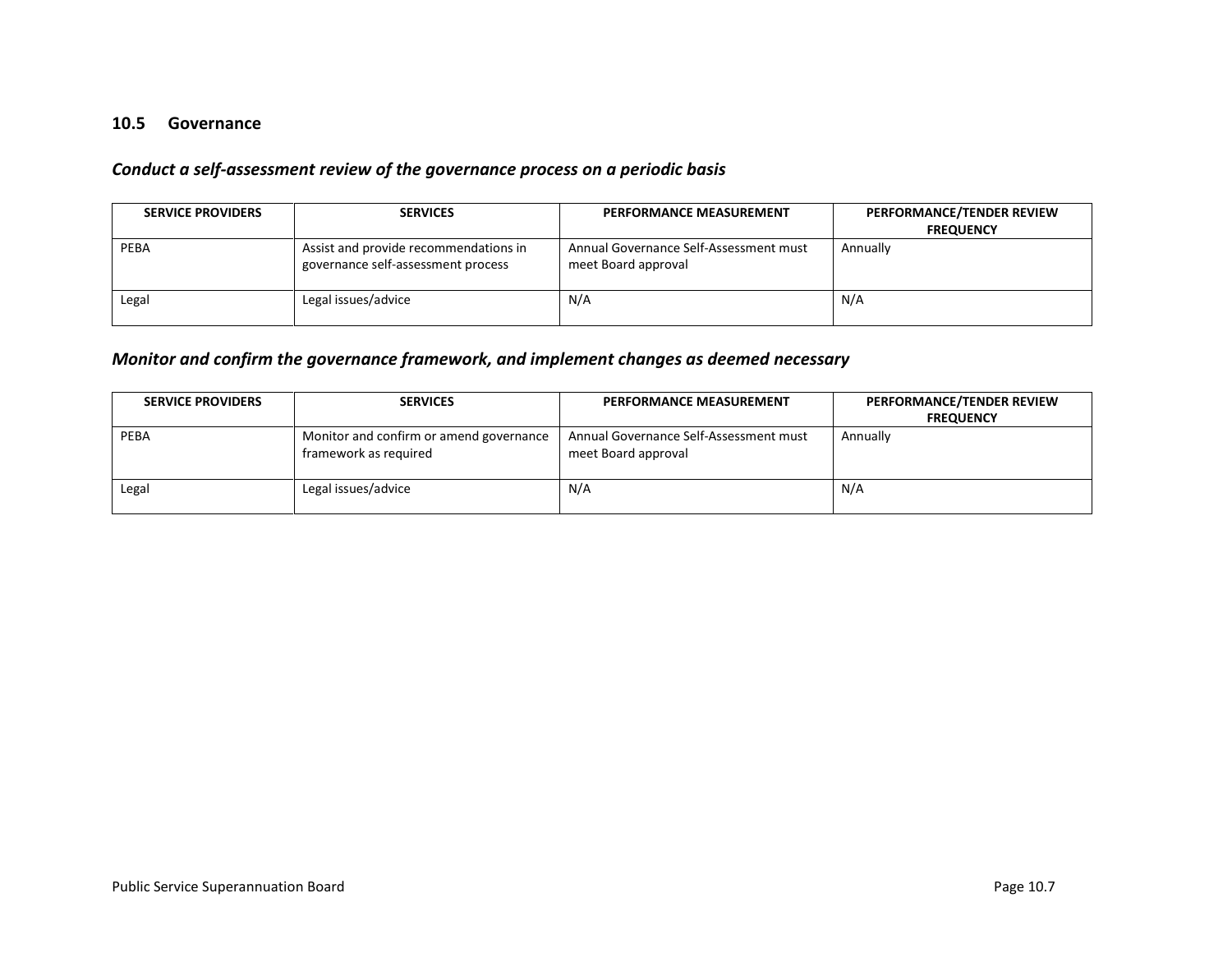## 10.5 Governance

### *Conduct a self-assessment review of the governance process on a periodic basis*

| SERVICE PROVIDERS | SERVICES | PERFORMANCE MEASUREMENT | PERFORMANCE/TENDER REVIEW FREQUENCY |
|---|---|---|---|
| PEBA | Assist and provide recommendations in governance self-assessment process | Annual Governance Self-Assessment must meet Board approval | Annually |
| Legal | Legal issues/advice | N/A | N/A |

### *Monitor and confirm the governance framework, and implement changes as deemed necessary*

| SERVICE PROVIDERS | SERVICES | PERFORMANCE MEASUREMENT | PERFORMANCE/TENDER REVIEW FREQUENCY |
|---|---|---|---|
| PEBA | Monitor and confirm or amend governance framework as required | Annual Governance Self-Assessment must meet Board approval | Annually |
| Legal | Legal issues/advice | N/A | N/A |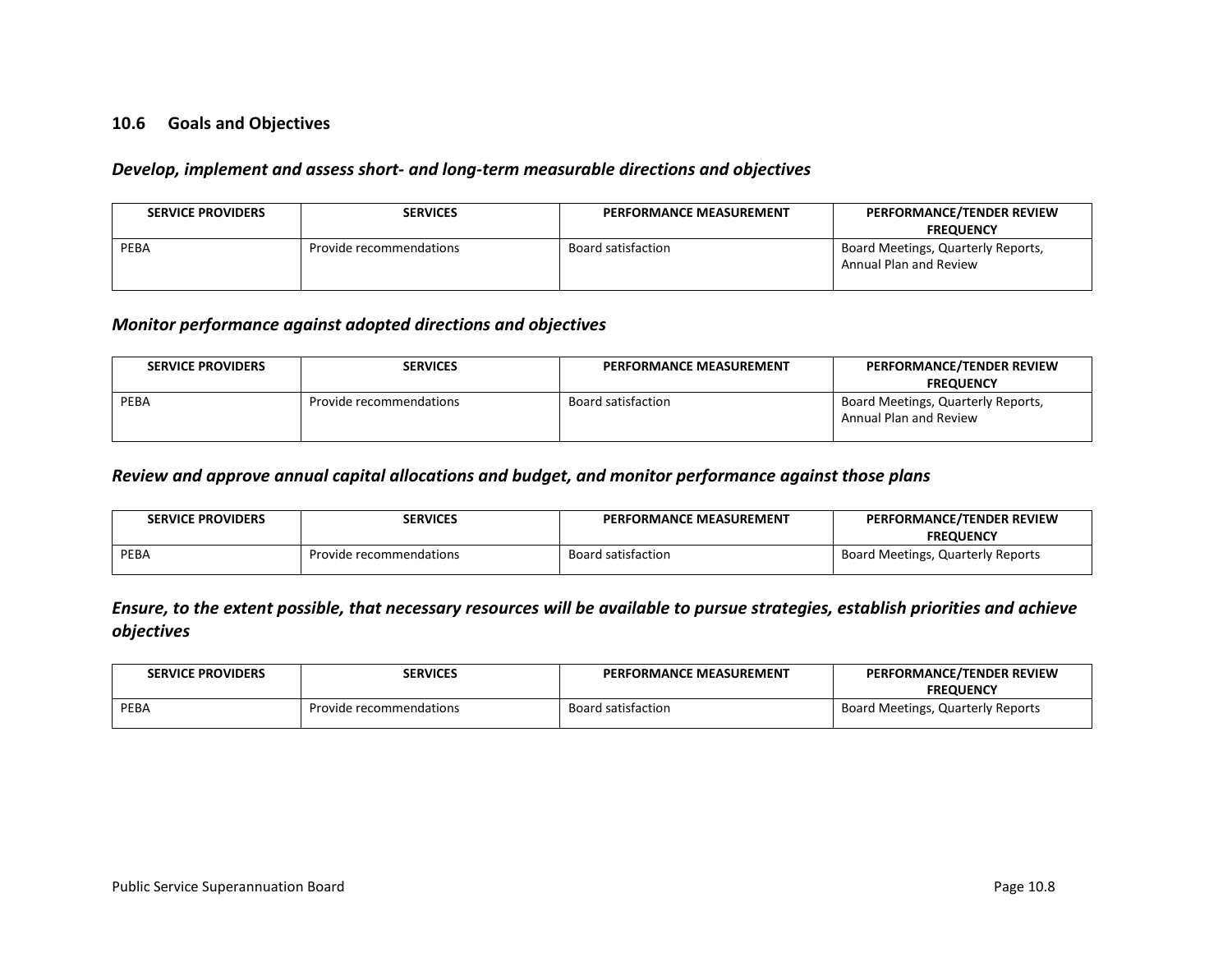## 10.6 Goals and Objectives

***Develop, implement and assess short- and long-term measurable directions and objectives***

| SERVICE PROVIDERS | SERVICES | PERFORMANCE MEASUREMENT | PERFORMANCE/TENDER REVIEW FREQUENCY |
|---|---|---|---|
| PEBA | Provide recommendations | Board satisfaction | Board Meetings, Quarterly Reports, Annual Plan and Review |

***Monitor performance against adopted directions and objectives***

| SERVICE PROVIDERS | SERVICES | PERFORMANCE MEASUREMENT | PERFORMANCE/TENDER REVIEW FREQUENCY |
|---|---|---|---|
| PEBA | Provide recommendations | Board satisfaction | Board Meetings, Quarterly Reports, Annual Plan and Review |

***Review and approve annual capital allocations and budget, and monitor performance against those plans***

| SERVICE PROVIDERS | SERVICES | PERFORMANCE MEASUREMENT | PERFORMANCE/TENDER REVIEW FREQUENCY |
|---|---|---|---|
| PEBA | Provide recommendations | Board satisfaction | Board Meetings, Quarterly Reports |

***Ensure, to the extent possible, that necessary resources will be available to pursue strategies, establish priorities and achieve objectives***

| SERVICE PROVIDERS | SERVICES | PERFORMANCE MEASUREMENT | PERFORMANCE/TENDER REVIEW FREQUENCY |
|---|---|---|---|
| PEBA | Provide recommendations | Board satisfaction | Board Meetings, Quarterly Reports |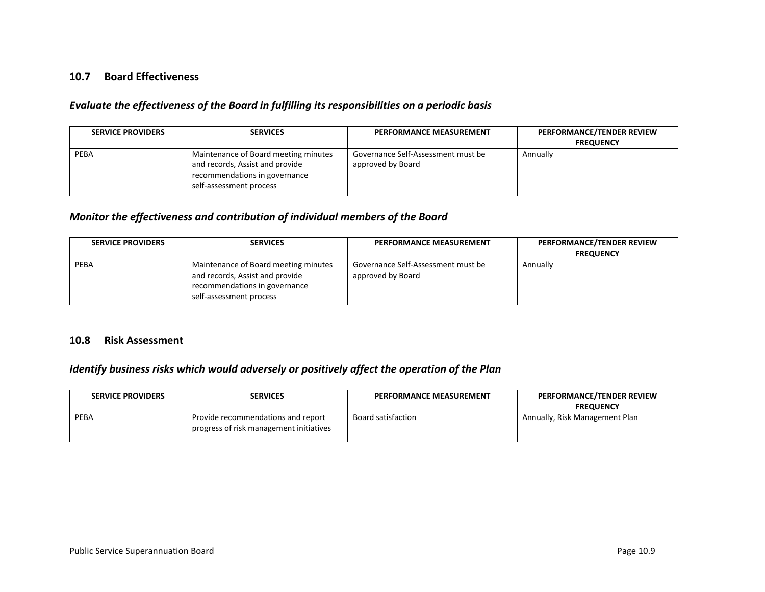### 10.7 Board Effectiveness

***Evaluate the effectiveness of the Board in fulfilling its responsibilities on a periodic basis***

| SERVICE PROVIDERS | SERVICES | PERFORMANCE MEASUREMENT | PERFORMANCE/TENDER REVIEW FREQUENCY |
|---|---|---|---|
| PEBA | Maintenance of Board meeting minutes and records, Assist and provide recommendations in governance self-assessment process | Governance Self-Assessment must be approved by Board | Annually |

***Monitor the effectiveness and contribution of individual members of the Board***

| SERVICE PROVIDERS | SERVICES | PERFORMANCE MEASUREMENT | PERFORMANCE/TENDER REVIEW FREQUENCY |
|---|---|---|---|
| PEBA | Maintenance of Board meeting minutes and records, Assist and provide recommendations in governance self-assessment process | Governance Self-Assessment must be approved by Board | Annually |

### 10.8 Risk Assessment

***Identify business risks which would adversely or positively affect the operation of the Plan***

| SERVICE PROVIDERS | SERVICES | PERFORMANCE MEASUREMENT | PERFORMANCE/TENDER REVIEW FREQUENCY |
|---|---|---|---|
| PEBA | Provide recommendations and report progress of risk management initiatives | Board satisfaction | Annually, Risk Management Plan |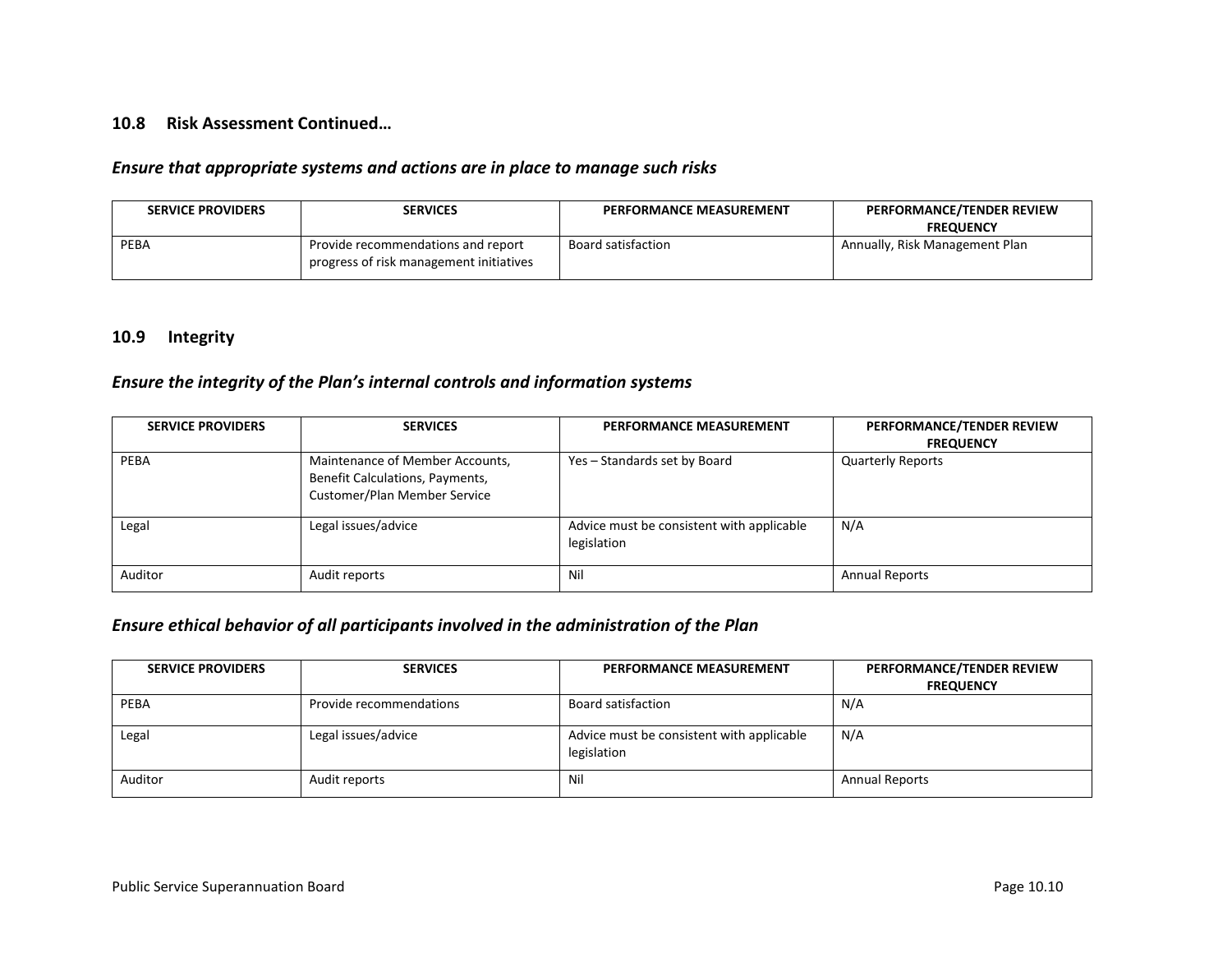## 10.8 Risk Assessment Continued…

### *Ensure that appropriate systems and actions are in place to manage such risks*

| SERVICE PROVIDERS | SERVICES | PERFORMANCE MEASUREMENT | PERFORMANCE/TENDER REVIEW FREQUENCY |
|---|---|---|---|
| PEBA | Provide recommendations and report progress of risk management initiatives | Board satisfaction | Annually, Risk Management Plan |

## 10.9 Integrity

### *Ensure the integrity of the Plan's internal controls and information systems*

| SERVICE PROVIDERS | SERVICES | PERFORMANCE MEASUREMENT | PERFORMANCE/TENDER REVIEW FREQUENCY |
|---|---|---|---|
| PEBA | Maintenance of Member Accounts, Benefit Calculations, Payments, Customer/Plan Member Service | Yes – Standards set by Board | Quarterly Reports |
| Legal | Legal issues/advice | Advice must be consistent with applicable legislation | N/A |
| Auditor | Audit reports | Nil | Annual Reports |

### *Ensure ethical behavior of all participants involved in the administration of the Plan*

| SERVICE PROVIDERS | SERVICES | PERFORMANCE MEASUREMENT | PERFORMANCE/TENDER REVIEW FREQUENCY |
|---|---|---|---|
| PEBA | Provide recommendations | Board satisfaction | N/A |
| Legal | Legal issues/advice | Advice must be consistent with applicable legislation | N/A |
| Auditor | Audit reports | Nil | Annual Reports |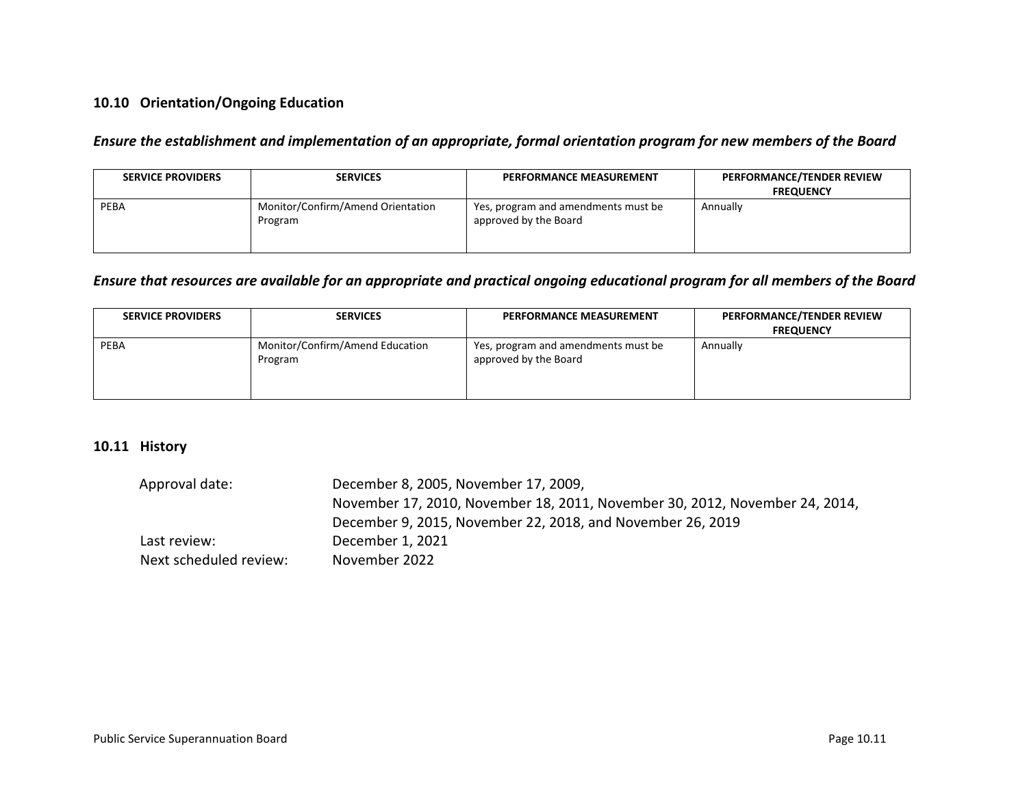## 10.10 Orientation/Ongoing Education

***Ensure the establishment and implementation of an appropriate, formal orientation program for new members of the Board***

| SERVICE PROVIDERS | SERVICES | PERFORMANCE MEASUREMENT | PERFORMANCE/TENDER REVIEW FREQUENCY |
|---|---|---|---|
| PEBA | Monitor/Confirm/Amend Orientation Program | Yes, program and amendments must be approved by the Board | Annually |

***Ensure that resources are available for an appropriate and practical ongoing educational program for all members of the Board***

| SERVICE PROVIDERS | SERVICES | PERFORMANCE MEASUREMENT | PERFORMANCE/TENDER REVIEW FREQUENCY |
|---|---|---|---|
| PEBA | Monitor/Confirm/Amend Education Program | Yes, program and amendments must be approved by the Board | Annually |

## 10.11 History

| | |
|---|---|
| Approval date: | December 8, 2005, November 17, 2009, November 17, 2010, November 18, 2011, November 30, 2012, November 24, 2014, December 9, 2015, November 22, 2018, and November 26, 2019 |
| Last review: | December 1, 2021 |
| Next scheduled review: | November 2022 |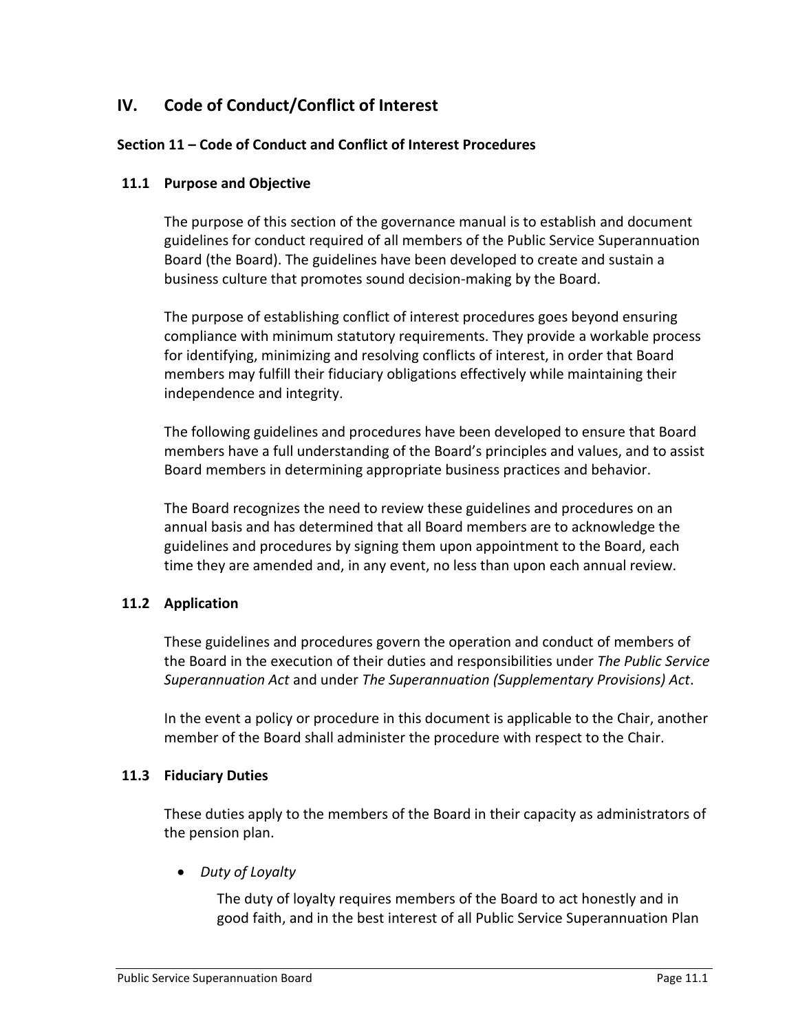# IV. Code of Conduct/Conflict of Interest

### Section 11 – Code of Conduct and Conflict of Interest Procedures

#### 11.1 Purpose and Objective

The purpose of this section of the governance manual is to establish and document guidelines for conduct required of all members of the Public Service Superannuation Board (the Board). The guidelines have been developed to create and sustain a business culture that promotes sound decision-making by the Board.

The purpose of establishing conflict of interest procedures goes beyond ensuring compliance with minimum statutory requirements. They provide a workable process for identifying, minimizing and resolving conflicts of interest, in order that Board members may fulfill their fiduciary obligations effectively while maintaining their independence and integrity.

The following guidelines and procedures have been developed to ensure that Board members have a full understanding of the Board's principles and values, and to assist Board members in determining appropriate business practices and behavior.

The Board recognizes the need to review these guidelines and procedures on an annual basis and has determined that all Board members are to acknowledge the guidelines and procedures by signing them upon appointment to the Board, each time they are amended and, in any event, no less than upon each annual review.

#### 11.2 Application

These guidelines and procedures govern the operation and conduct of members of the Board in the execution of their duties and responsibilities under *The Public Service Superannuation Act* and under *The Superannuation (Supplementary Provisions) Act*.

In the event a policy or procedure in this document is applicable to the Chair, another member of the Board shall administer the procedure with respect to the Chair.

#### 11.3 Fiduciary Duties

These duties apply to the members of the Board in their capacity as administrators of the pension plan.

- *Duty of Loyalty*

  The duty of loyalty requires members of the Board to act honestly and in good faith, and in the best interest of all Public Service Superannuation Plan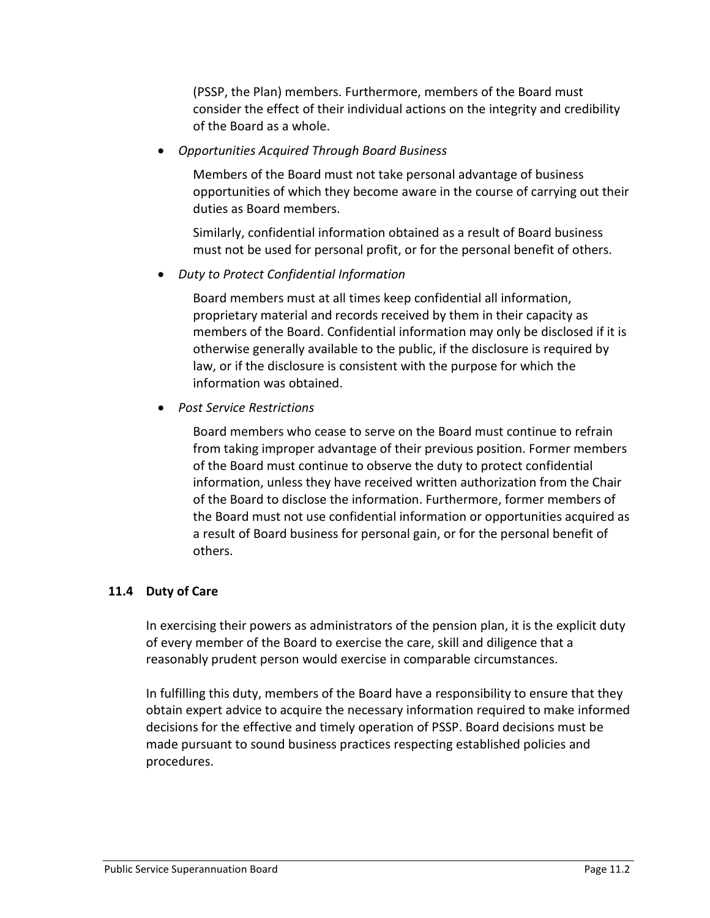(PSSP, the Plan) members. Furthermore, members of the Board must consider the effect of their individual actions on the integrity and credibility of the Board as a whole.

- *Opportunities Acquired Through Board Business*

  Members of the Board must not take personal advantage of business opportunities of which they become aware in the course of carrying out their duties as Board members.

  Similarly, confidential information obtained as a result of Board business must not be used for personal profit, or for the personal benefit of others.

- *Duty to Protect Confidential Information*

  Board members must at all times keep confidential all information, proprietary material and records received by them in their capacity as members of the Board. Confidential information may only be disclosed if it is otherwise generally available to the public, if the disclosure is required by law, or if the disclosure is consistent with the purpose for which the information was obtained.

- *Post Service Restrictions*

  Board members who cease to serve on the Board must continue to refrain from taking improper advantage of their previous position. Former members of the Board must continue to observe the duty to protect confidential information, unless they have received written authorization from the Chair of the Board to disclose the information. Furthermore, former members of the Board must not use confidential information or opportunities acquired as a result of Board business for personal gain, or for the personal benefit of others.

### 11.4 Duty of Care

In exercising their powers as administrators of the pension plan, it is the explicit duty of every member of the Board to exercise the care, skill and diligence that a reasonably prudent person would exercise in comparable circumstances.

In fulfilling this duty, members of the Board have a responsibility to ensure that they obtain expert advice to acquire the necessary information required to make informed decisions for the effective and timely operation of PSSP. Board decisions must be made pursuant to sound business practices respecting established policies and procedures.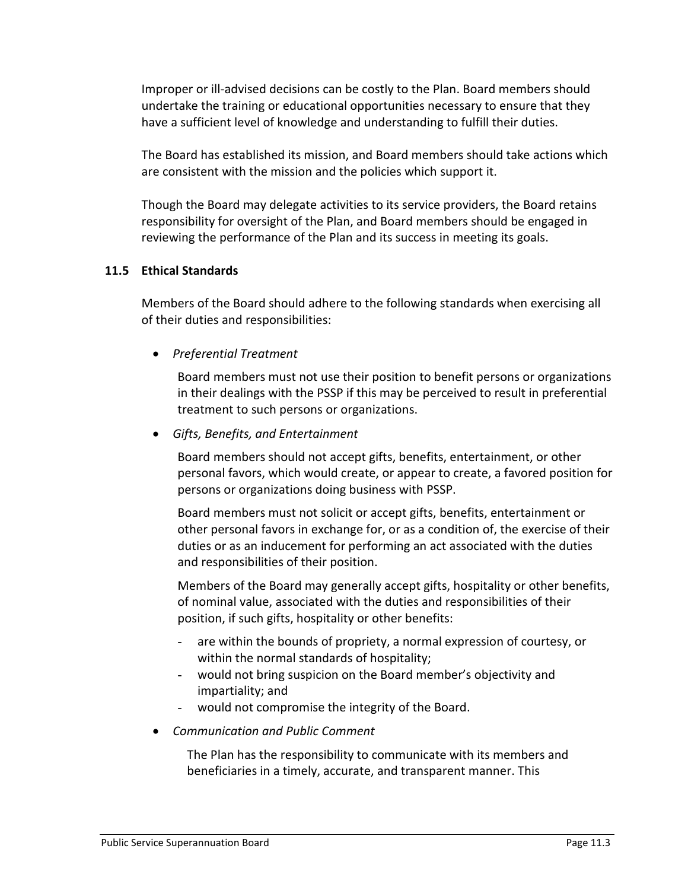Improper or ill-advised decisions can be costly to the Plan. Board members should undertake the training or educational opportunities necessary to ensure that they have a sufficient level of knowledge and understanding to fulfill their duties.

The Board has established its mission, and Board members should take actions which are consistent with the mission and the policies which support it.

Though the Board may delegate activities to its service providers, the Board retains responsibility for oversight of the Plan, and Board members should be engaged in reviewing the performance of the Plan and its success in meeting its goals.

### 11.5 Ethical Standards

Members of the Board should adhere to the following standards when exercising all of their duties and responsibilities:

- *Preferential Treatment*

  Board members must not use their position to benefit persons or organizations in their dealings with the PSSP if this may be perceived to result in preferential treatment to such persons or organizations.

- *Gifts, Benefits, and Entertainment*

  Board members should not accept gifts, benefits, entertainment, or other personal favors, which would create, or appear to create, a favored position for persons or organizations doing business with PSSP.

  Board members must not solicit or accept gifts, benefits, entertainment or other personal favors in exchange for, or as a condition of, the exercise of their duties or as an inducement for performing an act associated with the duties and responsibilities of their position.

  Members of the Board may generally accept gifts, hospitality or other benefits, of nominal value, associated with the duties and responsibilities of their position, if such gifts, hospitality or other benefits:

  - are within the bounds of propriety, a normal expression of courtesy, or within the normal standards of hospitality;
  - would not bring suspicion on the Board member's objectivity and impartiality; and
  - would not compromise the integrity of the Board.

- *Communication and Public Comment*

  The Plan has the responsibility to communicate with its members and beneficiaries in a timely, accurate, and transparent manner. This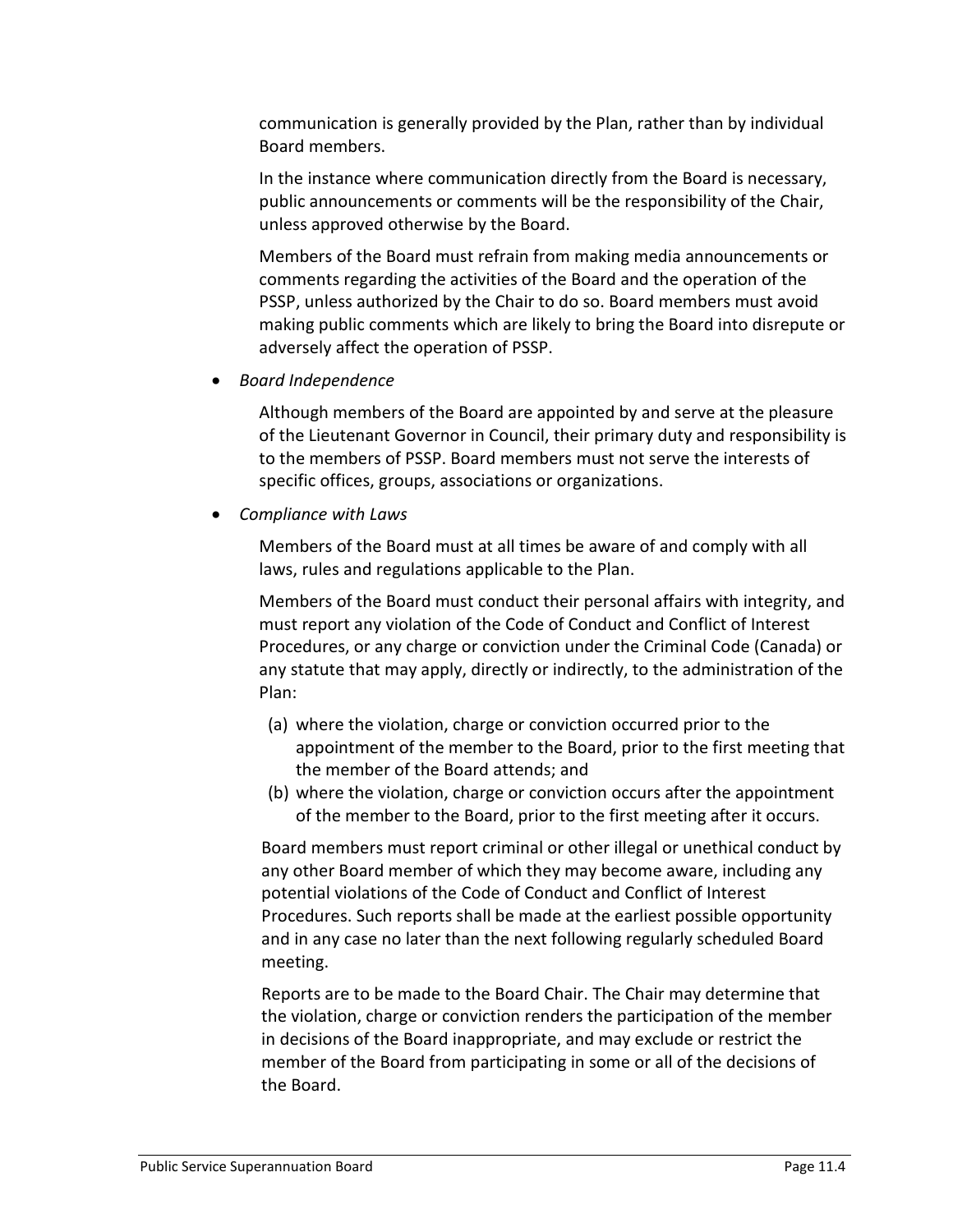communication is generally provided by the Plan, rather than by individual Board members.

In the instance where communication directly from the Board is necessary, public announcements or comments will be the responsibility of the Chair, unless approved otherwise by the Board.

Members of the Board must refrain from making media announcements or comments regarding the activities of the Board and the operation of the PSSP, unless authorized by the Chair to do so. Board members must avoid making public comments which are likely to bring the Board into disrepute or adversely affect the operation of PSSP.

- *Board Independence*

  Although members of the Board are appointed by and serve at the pleasure of the Lieutenant Governor in Council, their primary duty and responsibility is to the members of PSSP. Board members must not serve the interests of specific offices, groups, associations or organizations.

- *Compliance with Laws*

  Members of the Board must at all times be aware of and comply with all laws, rules and regulations applicable to the Plan.

  Members of the Board must conduct their personal affairs with integrity, and must report any violation of the Code of Conduct and Conflict of Interest Procedures, or any charge or conviction under the Criminal Code (Canada) or any statute that may apply, directly or indirectly, to the administration of the Plan:

  (a) where the violation, charge or conviction occurred prior to the appointment of the member to the Board, prior to the first meeting that the member of the Board attends; and
  (b) where the violation, charge or conviction occurs after the appointment of the member to the Board, prior to the first meeting after it occurs.

  Board members must report criminal or other illegal or unethical conduct by any other Board member of which they may become aware, including any potential violations of the Code of Conduct and Conflict of Interest Procedures. Such reports shall be made at the earliest possible opportunity and in any case no later than the next following regularly scheduled Board meeting.

  Reports are to be made to the Board Chair. The Chair may determine that the violation, charge or conviction renders the participation of the member in decisions of the Board inappropriate, and may exclude or restrict the member of the Board from participating in some or all of the decisions of the Board.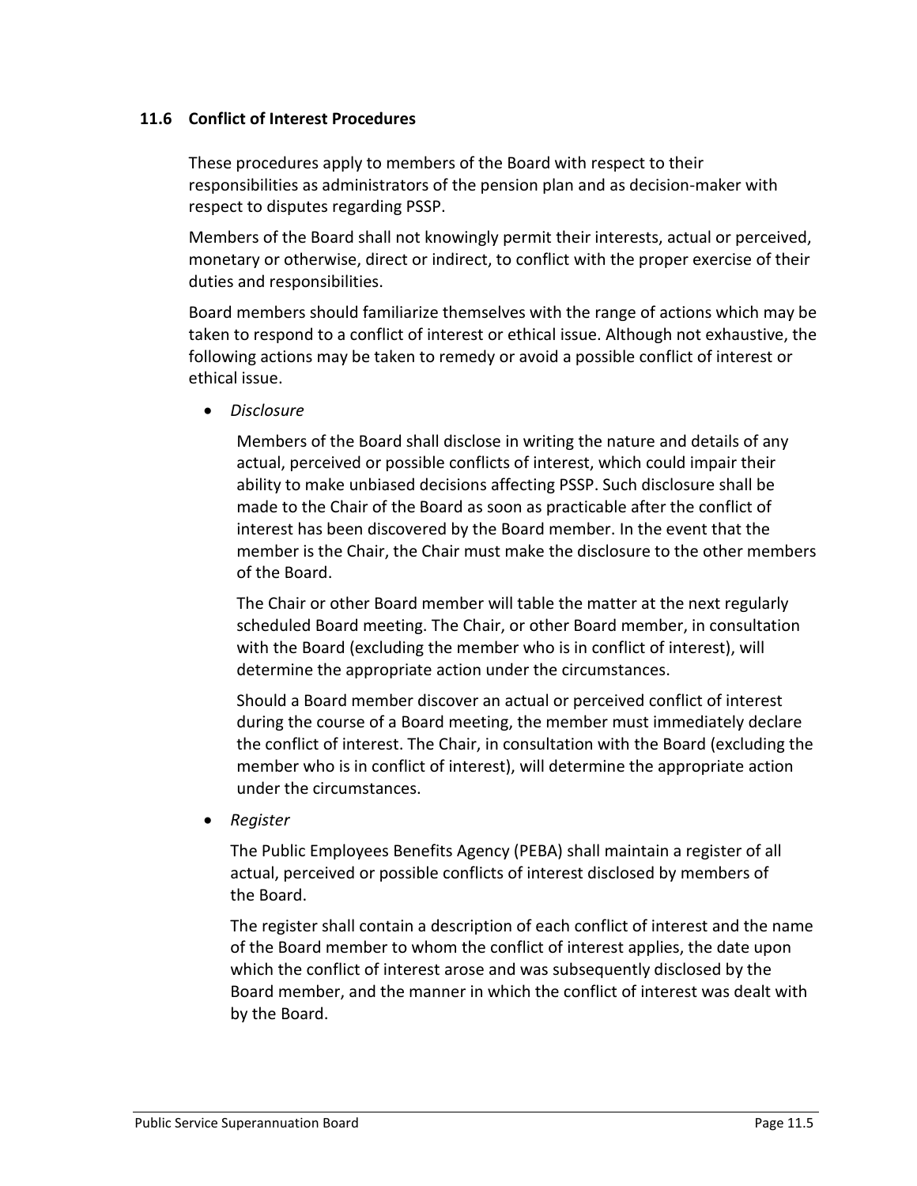### 11.6 Conflict of Interest Procedures

These procedures apply to members of the Board with respect to their responsibilities as administrators of the pension plan and as decision-maker with respect to disputes regarding PSSP.

Members of the Board shall not knowingly permit their interests, actual or perceived, monetary or otherwise, direct or indirect, to conflict with the proper exercise of their duties and responsibilities.

Board members should familiarize themselves with the range of actions which may be taken to respond to a conflict of interest or ethical issue. Although not exhaustive, the following actions may be taken to remedy or avoid a possible conflict of interest or ethical issue.

- *Disclosure*

  Members of the Board shall disclose in writing the nature and details of any actual, perceived or possible conflicts of interest, which could impair their ability to make unbiased decisions affecting PSSP. Such disclosure shall be made to the Chair of the Board as soon as practicable after the conflict of interest has been discovered by the Board member. In the event that the member is the Chair, the Chair must make the disclosure to the other members of the Board.

  The Chair or other Board member will table the matter at the next regularly scheduled Board meeting. The Chair, or other Board member, in consultation with the Board (excluding the member who is in conflict of interest), will determine the appropriate action under the circumstances.

  Should a Board member discover an actual or perceived conflict of interest during the course of a Board meeting, the member must immediately declare the conflict of interest. The Chair, in consultation with the Board (excluding the member who is in conflict of interest), will determine the appropriate action under the circumstances.

- *Register*

  The Public Employees Benefits Agency (PEBA) shall maintain a register of all actual, perceived or possible conflicts of interest disclosed by members of the Board.

  The register shall contain a description of each conflict of interest and the name of the Board member to whom the conflict of interest applies, the date upon which the conflict of interest arose and was subsequently disclosed by the Board member, and the manner in which the conflict of interest was dealt with by the Board.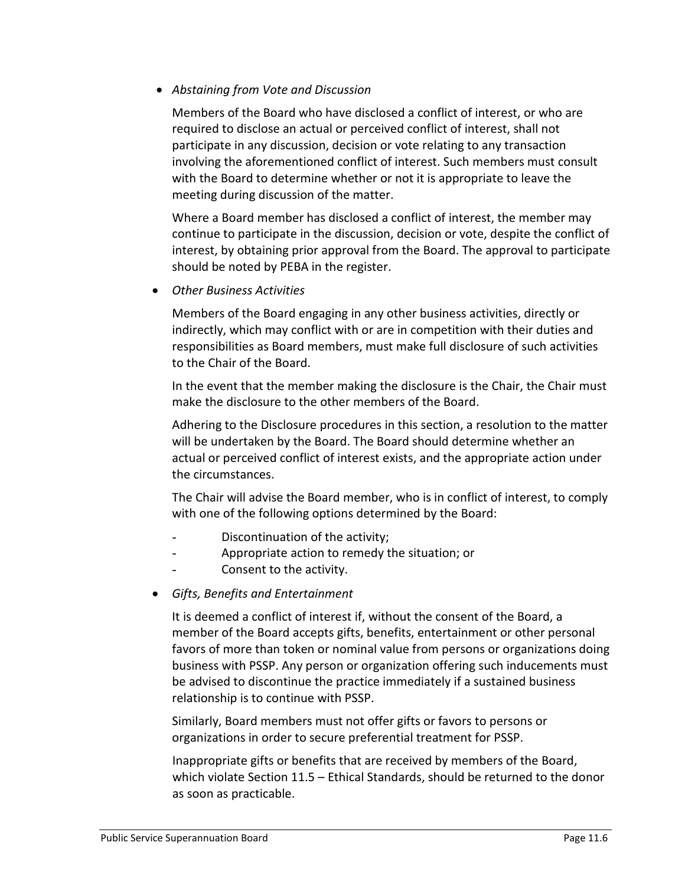- *Abstaining from Vote and Discussion*

  Members of the Board who have disclosed a conflict of interest, or who are required to disclose an actual or perceived conflict of interest, shall not participate in any discussion, decision or vote relating to any transaction involving the aforementioned conflict of interest. Such members must consult with the Board to determine whether or not it is appropriate to leave the meeting during discussion of the matter.

  Where a Board member has disclosed a conflict of interest, the member may continue to participate in the discussion, decision or vote, despite the conflict of interest, by obtaining prior approval from the Board. The approval to participate should be noted by PEBA in the register.

- *Other Business Activities*

  Members of the Board engaging in any other business activities, directly or indirectly, which may conflict with or are in competition with their duties and responsibilities as Board members, must make full disclosure of such activities to the Chair of the Board.

  In the event that the member making the disclosure is the Chair, the Chair must make the disclosure to the other members of the Board.

  Adhering to the Disclosure procedures in this section, a resolution to the matter will be undertaken by the Board. The Board should determine whether an actual or perceived conflict of interest exists, and the appropriate action under the circumstances.

  The Chair will advise the Board member, who is in conflict of interest, to comply with one of the following options determined by the Board:

  - Discontinuation of the activity;
  - Appropriate action to remedy the situation; or
  - Consent to the activity.

- *Gifts, Benefits and Entertainment*

  It is deemed a conflict of interest if, without the consent of the Board, a member of the Board accepts gifts, benefits, entertainment or other personal favors of more than token or nominal value from persons or organizations doing business with PSSP. Any person or organization offering such inducements must be advised to discontinue the practice immediately if a sustained business relationship is to continue with PSSP.

  Similarly, Board members must not offer gifts or favors to persons or organizations in order to secure preferential treatment for PSSP.

  Inappropriate gifts or benefits that are received by members of the Board, which violate Section 11.5 – Ethical Standards, should be returned to the donor as soon as practicable.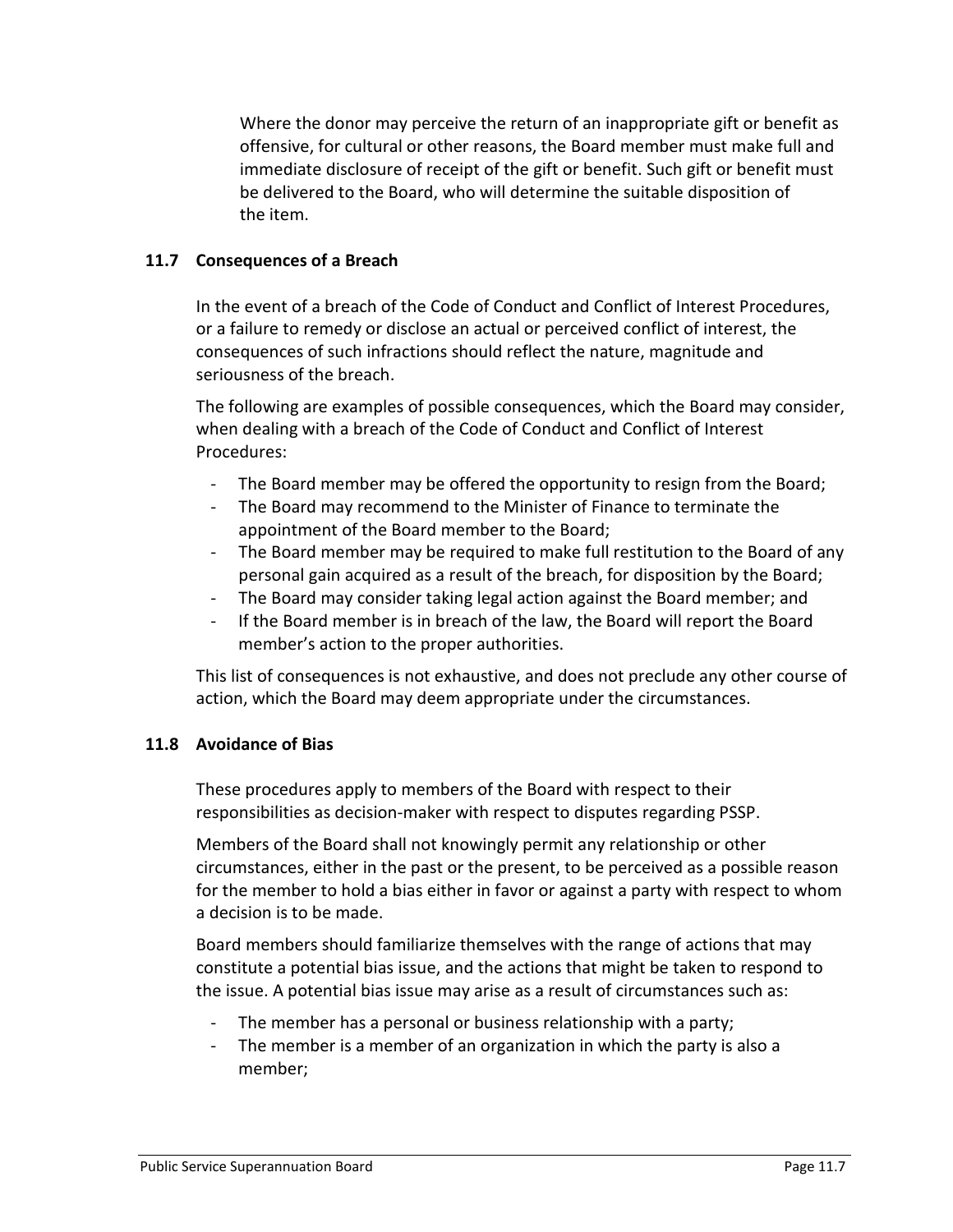Where the donor may perceive the return of an inappropriate gift or benefit as offensive, for cultural or other reasons, the Board member must make full and immediate disclosure of receipt of the gift or benefit. Such gift or benefit must be delivered to the Board, who will determine the suitable disposition of the item.

### 11.7 Consequences of a Breach

In the event of a breach of the Code of Conduct and Conflict of Interest Procedures, or a failure to remedy or disclose an actual or perceived conflict of interest, the consequences of such infractions should reflect the nature, magnitude and seriousness of the breach.

The following are examples of possible consequences, which the Board may consider, when dealing with a breach of the Code of Conduct and Conflict of Interest Procedures:

- The Board member may be offered the opportunity to resign from the Board;
- The Board may recommend to the Minister of Finance to terminate the appointment of the Board member to the Board;
- The Board member may be required to make full restitution to the Board of any personal gain acquired as a result of the breach, for disposition by the Board;
- The Board may consider taking legal action against the Board member; and
- If the Board member is in breach of the law, the Board will report the Board member's action to the proper authorities.

This list of consequences is not exhaustive, and does not preclude any other course of action, which the Board may deem appropriate under the circumstances.

### 11.8 Avoidance of Bias

These procedures apply to members of the Board with respect to their responsibilities as decision-maker with respect to disputes regarding PSSP.

Members of the Board shall not knowingly permit any relationship or other circumstances, either in the past or the present, to be perceived as a possible reason for the member to hold a bias either in favor or against a party with respect to whom a decision is to be made.

Board members should familiarize themselves with the range of actions that may constitute a potential bias issue, and the actions that might be taken to respond to the issue. A potential bias issue may arise as a result of circumstances such as:

- The member has a personal or business relationship with a party;
- The member is a member of an organization in which the party is also a member;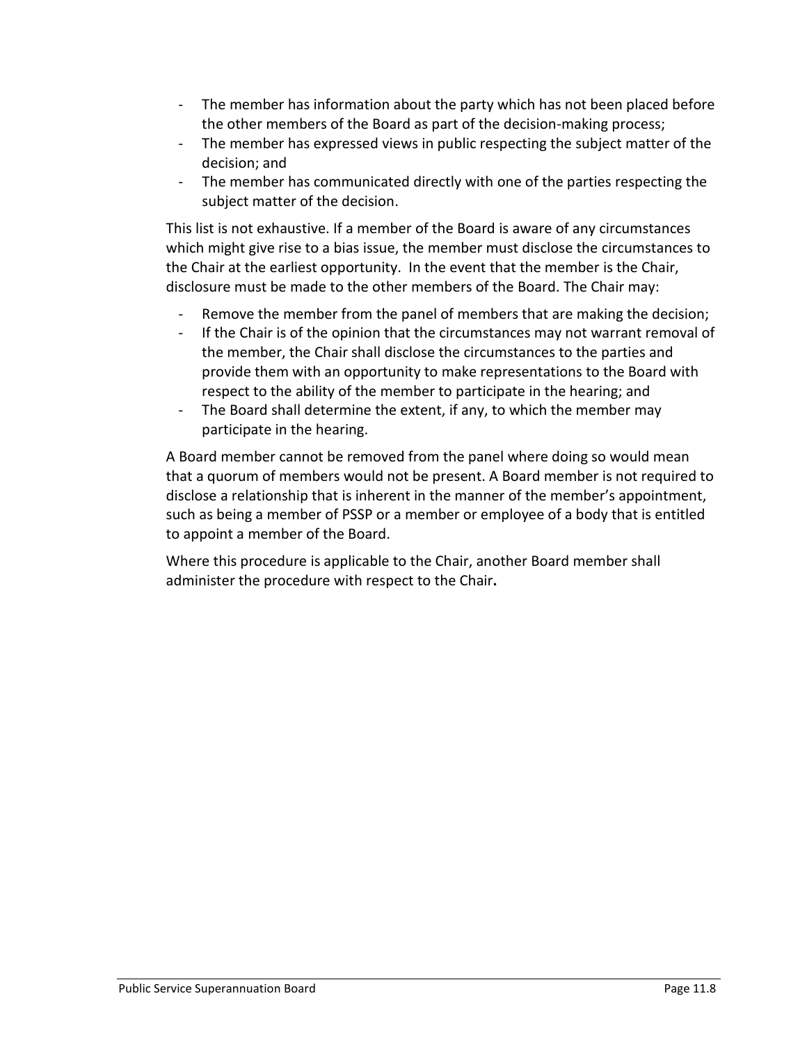- The member has information about the party which has not been placed before the other members of the Board as part of the decision-making process;
- The member has expressed views in public respecting the subject matter of the decision; and
- The member has communicated directly with one of the parties respecting the subject matter of the decision.

This list is not exhaustive. If a member of the Board is aware of any circumstances which might give rise to a bias issue, the member must disclose the circumstances to the Chair at the earliest opportunity. In the event that the member is the Chair, disclosure must be made to the other members of the Board. The Chair may:

- Remove the member from the panel of members that are making the decision;
- If the Chair is of the opinion that the circumstances may not warrant removal of the member, the Chair shall disclose the circumstances to the parties and provide them with an opportunity to make representations to the Board with respect to the ability of the member to participate in the hearing; and
- The Board shall determine the extent, if any, to which the member may participate in the hearing.

A Board member cannot be removed from the panel where doing so would mean that a quorum of members would not be present. A Board member is not required to disclose a relationship that is inherent in the manner of the member's appointment, such as being a member of PSSP or a member or employee of a body that is entitled to appoint a member of the Board.

Where this procedure is applicable to the Chair, another Board member shall administer the procedure with respect to the Chair.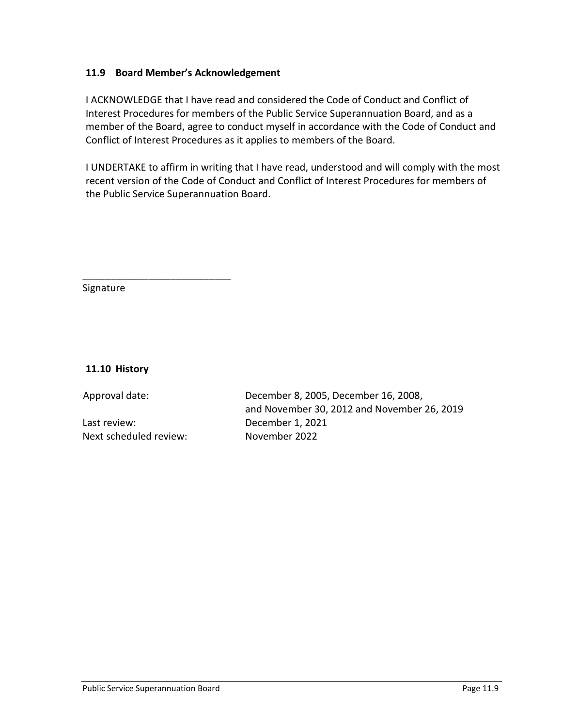### 11.9 Board Member's Acknowledgement

I ACKNOWLEDGE that I have read and considered the Code of Conduct and Conflict of Interest Procedures for members of the Public Service Superannuation Board, and as a member of the Board, agree to conduct myself in accordance with the Code of Conduct and Conflict of Interest Procedures as it applies to members of the Board.

I UNDERTAKE to affirm in writing that I have read, understood and will comply with the most recent version of the Code of Conduct and Conflict of Interest Procedures for members of the Public Service Superannuation Board.

___________________________
Signature

### 11.10 History

| | |
|---|---|
| Approval date: | December 8, 2005, December 16, 2008, and November 30, 2012 and November 26, 2019 |
| Last review: | December 1, 2021 |
| Next scheduled review: | November 2022 |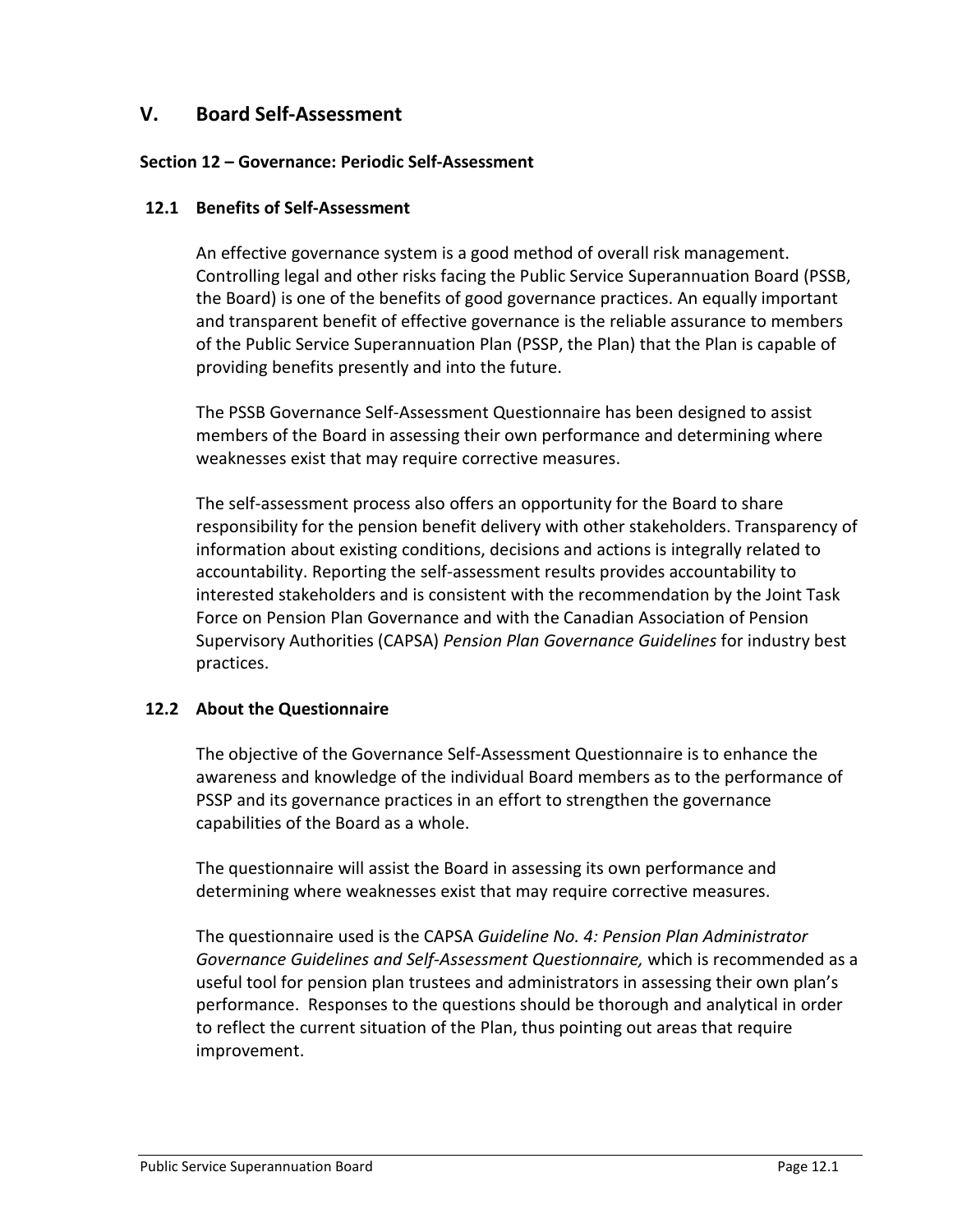## V. Board Self-Assessment

### Section 12 – Governance: Periodic Self-Assessment

#### 12.1 Benefits of Self-Assessment

An effective governance system is a good method of overall risk management. Controlling legal and other risks facing the Public Service Superannuation Board (PSSB, the Board) is one of the benefits of good governance practices. An equally important and transparent benefit of effective governance is the reliable assurance to members of the Public Service Superannuation Plan (PSSP, the Plan) that the Plan is capable of providing benefits presently and into the future.

The PSSB Governance Self-Assessment Questionnaire has been designed to assist members of the Board in assessing their own performance and determining where weaknesses exist that may require corrective measures.

The self-assessment process also offers an opportunity for the Board to share responsibility for the pension benefit delivery with other stakeholders. Transparency of information about existing conditions, decisions and actions is integrally related to accountability. Reporting the self-assessment results provides accountability to interested stakeholders and is consistent with the recommendation by the Joint Task Force on Pension Plan Governance and with the Canadian Association of Pension Supervisory Authorities (CAPSA) *Pension Plan Governance Guidelines* for industry best practices.

#### 12.2 About the Questionnaire

The objective of the Governance Self-Assessment Questionnaire is to enhance the awareness and knowledge of the individual Board members as to the performance of PSSP and its governance practices in an effort to strengthen the governance capabilities of the Board as a whole.

The questionnaire will assist the Board in assessing its own performance and determining where weaknesses exist that may require corrective measures.

The questionnaire used is the CAPSA *Guideline No. 4: Pension Plan Administrator Governance Guidelines and Self-Assessment Questionnaire,* which is recommended as a useful tool for pension plan trustees and administrators in assessing their own plan's performance. Responses to the questions should be thorough and analytical in order to reflect the current situation of the Plan, thus pointing out areas that require improvement.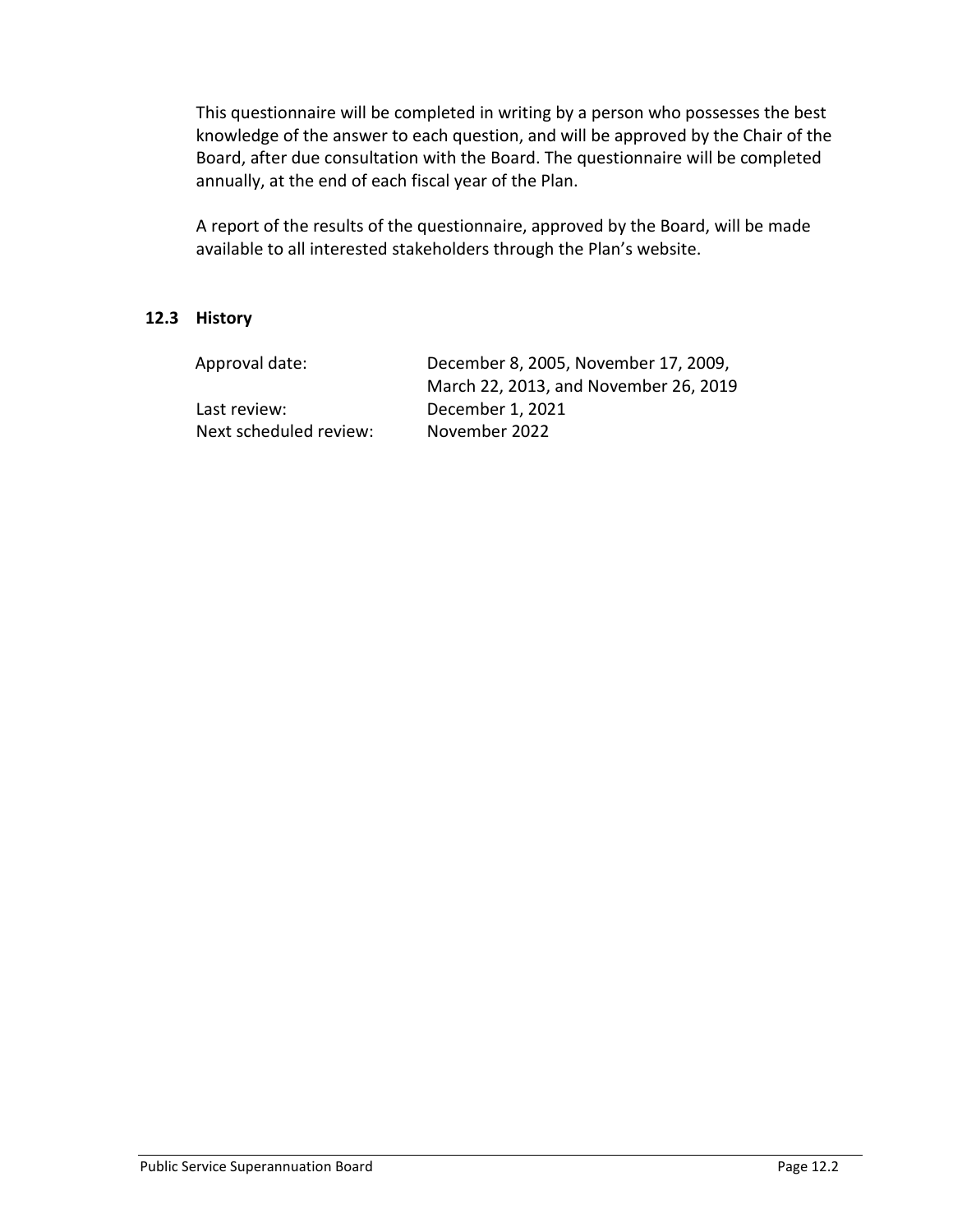This questionnaire will be completed in writing by a person who possesses the best knowledge of the answer to each question, and will be approved by the Chair of the Board, after due consultation with the Board. The questionnaire will be completed annually, at the end of each fiscal year of the Plan.

A report of the results of the questionnaire, approved by the Board, will be made available to all interested stakeholders through the Plan's website.

### 12.3 History

| | |
|---|---|
| Approval date: | December 8, 2005, November 17, 2009, March 22, 2013, and November 26, 2019 |
| Last review: | December 1, 2021 |
| Next scheduled review: | November 2022 |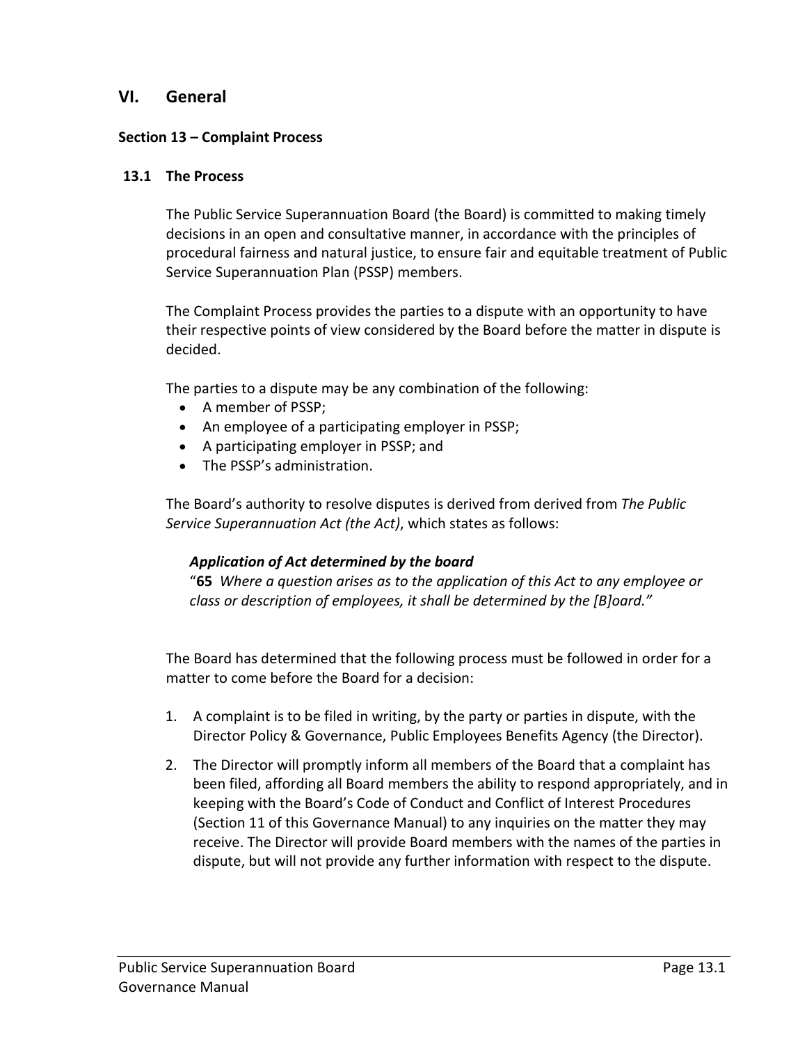# VI. General

### Section 13 – Complaint Process

#### 13.1 The Process

The Public Service Superannuation Board (the Board) is committed to making timely decisions in an open and consultative manner, in accordance with the principles of procedural fairness and natural justice, to ensure fair and equitable treatment of Public Service Superannuation Plan (PSSP) members.

The Complaint Process provides the parties to a dispute with an opportunity to have their respective points of view considered by the Board before the matter in dispute is decided.

The parties to a dispute may be any combination of the following:

- A member of PSSP;
- An employee of a participating employer in PSSP;
- A participating employer in PSSP; and
- The PSSP's administration.

The Board's authority to resolve disputes is derived from derived from *The Public Service Superannuation Act (the Act)*, which states as follows:

> ***Application of Act determined by the board***
> "**65** *Where a question arises as to the application of this Act to any employee or class or description of employees, it shall be determined by the [B]oard."*

The Board has determined that the following process must be followed in order for a matter to come before the Board for a decision:

1. A complaint is to be filed in writing, by the party or parties in dispute, with the Director Policy & Governance, Public Employees Benefits Agency (the Director).
2. The Director will promptly inform all members of the Board that a complaint has been filed, affording all Board members the ability to respond appropriately, and in keeping with the Board's Code of Conduct and Conflict of Interest Procedures (Section 11 of this Governance Manual) to any inquiries on the matter they may receive. The Director will provide Board members with the names of the parties in dispute, but will not provide any further information with respect to the dispute.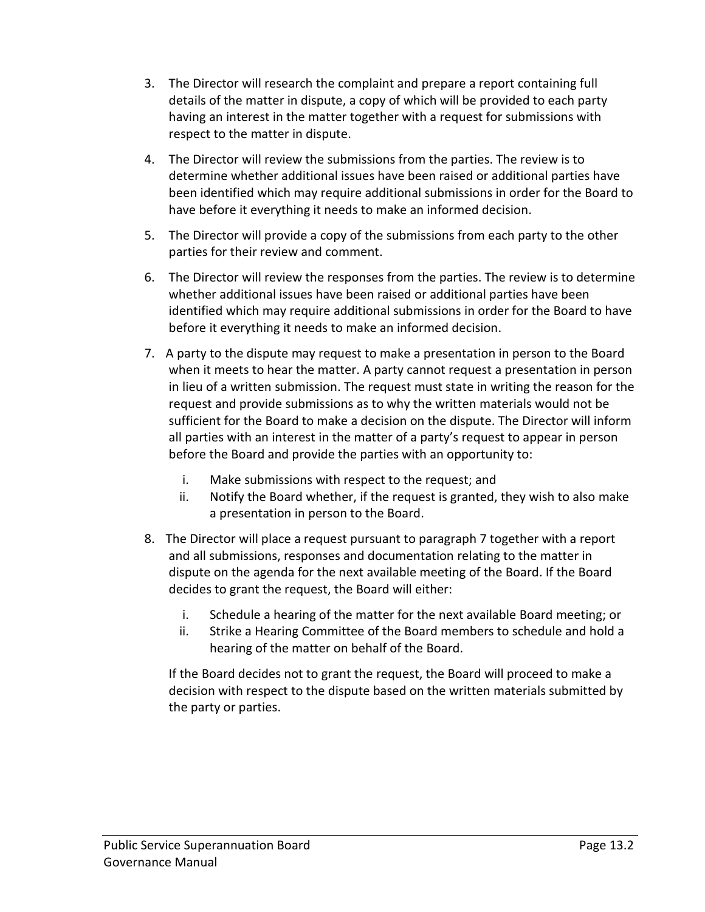3. The Director will research the complaint and prepare a report containing full details of the matter in dispute, a copy of which will be provided to each party having an interest in the matter together with a request for submissions with respect to the matter in dispute.

4. The Director will review the submissions from the parties. The review is to determine whether additional issues have been raised or additional parties have been identified which may require additional submissions in order for the Board to have before it everything it needs to make an informed decision.

5. The Director will provide a copy of the submissions from each party to the other parties for their review and comment.

6. The Director will review the responses from the parties. The review is to determine whether additional issues have been raised or additional parties have been identified which may require additional submissions in order for the Board to have before it everything it needs to make an informed decision.

7. A party to the dispute may request to make a presentation in person to the Board when it meets to hear the matter. A party cannot request a presentation in person in lieu of a written submission. The request must state in writing the reason for the request and provide submissions as to why the written materials would not be sufficient for the Board to make a decision on the dispute. The Director will inform all parties with an interest in the matter of a party's request to appear in person before the Board and provide the parties with an opportunity to:

   i. Make submissions with respect to the request; and
   ii. Notify the Board whether, if the request is granted, they wish to also make a presentation in person to the Board.

8. The Director will place a request pursuant to paragraph 7 together with a report and all submissions, responses and documentation relating to the matter in dispute on the agenda for the next available meeting of the Board. If the Board decides to grant the request, the Board will either:

   i. Schedule a hearing of the matter for the next available Board meeting; or
   ii. Strike a Hearing Committee of the Board members to schedule and hold a hearing of the matter on behalf of the Board.

   If the Board decides not to grant the request, the Board will proceed to make a decision with respect to the dispute based on the written materials submitted by the party or parties.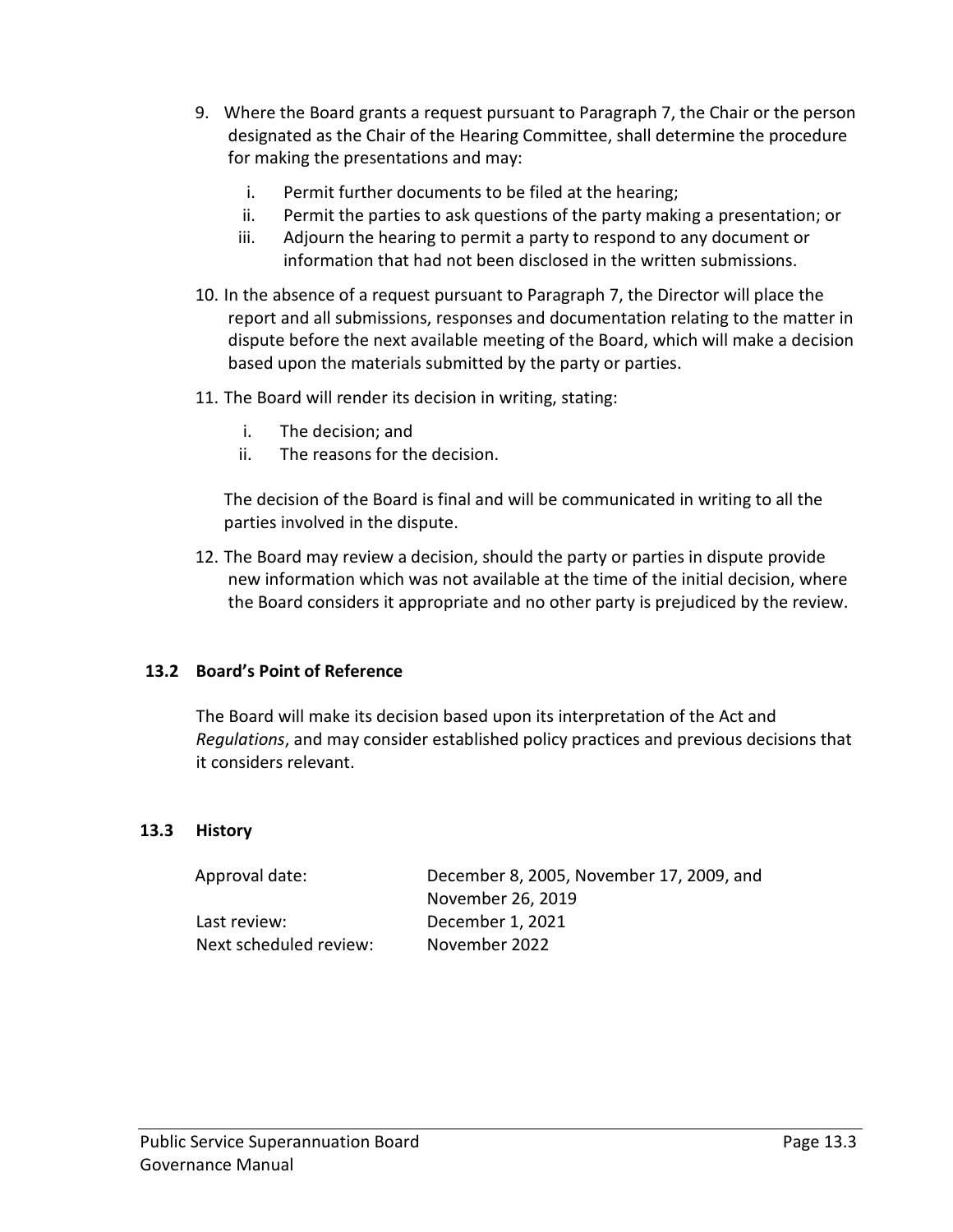9. Where the Board grants a request pursuant to Paragraph 7, the Chair or the person designated as the Chair of the Hearing Committee, shall determine the procedure for making the presentations and may:

   i. Permit further documents to be filed at the hearing;
   ii. Permit the parties to ask questions of the party making a presentation; or
   iii. Adjourn the hearing to permit a party to respond to any document or information that had not been disclosed in the written submissions.

10. In the absence of a request pursuant to Paragraph 7, the Director will place the report and all submissions, responses and documentation relating to the matter in dispute before the next available meeting of the Board, which will make a decision based upon the materials submitted by the party or parties.

11. The Board will render its decision in writing, stating:

    i. The decision; and
    ii. The reasons for the decision.

    The decision of the Board is final and will be communicated in writing to all the parties involved in the dispute.

12. The Board may review a decision, should the party or parties in dispute provide new information which was not available at the time of the initial decision, where the Board considers it appropriate and no other party is prejudiced by the review.

### 13.2 Board's Point of Reference

The Board will make its decision based upon its interpretation of the Act and *Regulations*, and may consider established policy practices and previous decisions that it considers relevant.

### 13.3 History

| | |
|---|---|
| Approval date: | December 8, 2005, November 17, 2009, and November 26, 2019 |
| Last review: | December 1, 2021 |
| Next scheduled review: | November 2022 |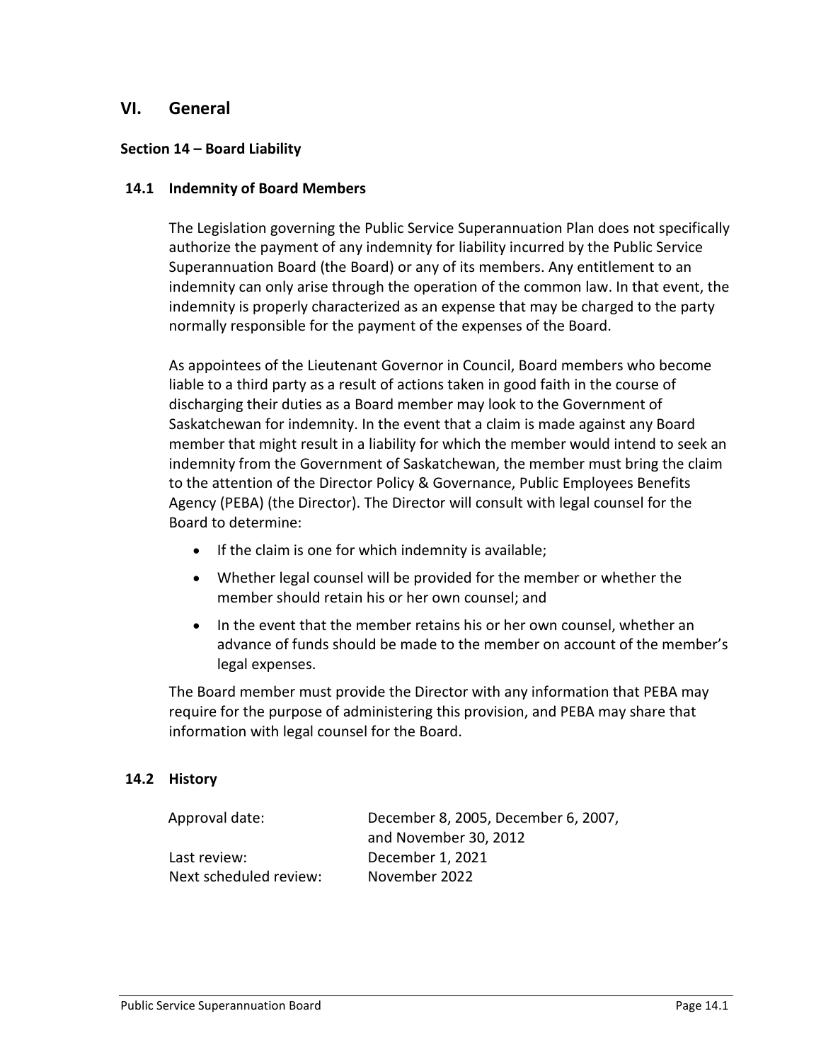## VI. General

### Section 14 – Board Liability

#### 14.1 Indemnity of Board Members

The Legislation governing the Public Service Superannuation Plan does not specifically authorize the payment of any indemnity for liability incurred by the Public Service Superannuation Board (the Board) or any of its members. Any entitlement to an indemnity can only arise through the operation of the common law. In that event, the indemnity is properly characterized as an expense that may be charged to the party normally responsible for the payment of the expenses of the Board.

As appointees of the Lieutenant Governor in Council, Board members who become liable to a third party as a result of actions taken in good faith in the course of discharging their duties as a Board member may look to the Government of Saskatchewan for indemnity. In the event that a claim is made against any Board member that might result in a liability for which the member would intend to seek an indemnity from the Government of Saskatchewan, the member must bring the claim to the attention of the Director Policy & Governance, Public Employees Benefits Agency (PEBA) (the Director). The Director will consult with legal counsel for the Board to determine:

- If the claim is one for which indemnity is available;
- Whether legal counsel will be provided for the member or whether the member should retain his or her own counsel; and
- In the event that the member retains his or her own counsel, whether an advance of funds should be made to the member on account of the member's legal expenses.

The Board member must provide the Director with any information that PEBA may require for the purpose of administering this provision, and PEBA may share that information with legal counsel for the Board.

#### 14.2 History

| | |
|---|---|
| Approval date: | December 8, 2005, December 6, 2007, and November 30, 2012 |
| Last review: | December 1, 2021 |
| Next scheduled review: | November 2022 |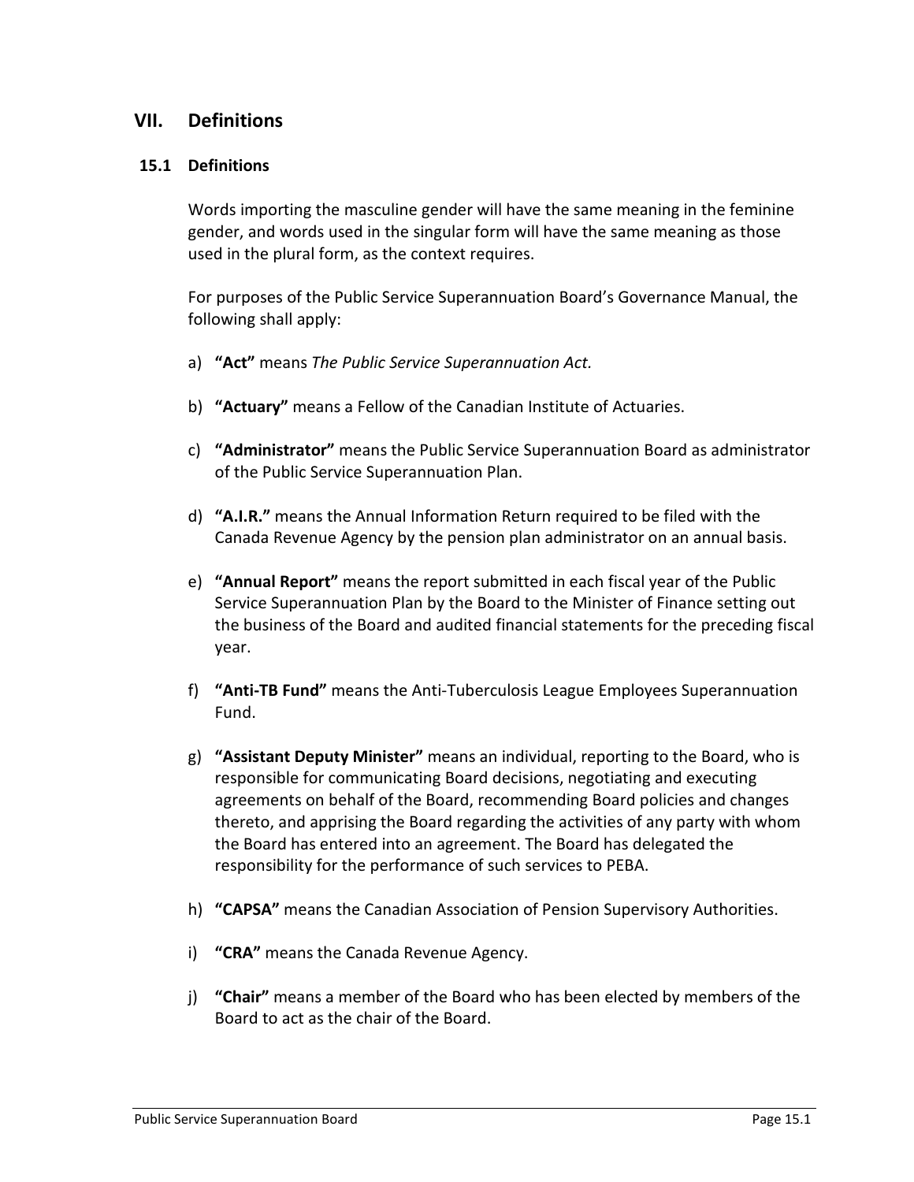## VII. Definitions

### 15.1 Definitions

Words importing the masculine gender will have the same meaning in the feminine gender, and words used in the singular form will have the same meaning as those used in the plural form, as the context requires.

For purposes of the Public Service Superannuation Board's Governance Manual, the following shall apply:

a) **"Act"** means *The Public Service Superannuation Act.*

b) **"Actuary"** means a Fellow of the Canadian Institute of Actuaries.

c) **"Administrator"** means the Public Service Superannuation Board as administrator of the Public Service Superannuation Plan.

d) **"A.I.R."** means the Annual Information Return required to be filed with the Canada Revenue Agency by the pension plan administrator on an annual basis.

e) **"Annual Report"** means the report submitted in each fiscal year of the Public Service Superannuation Plan by the Board to the Minister of Finance setting out the business of the Board and audited financial statements for the preceding fiscal year.

f) **"Anti-TB Fund"** means the Anti-Tuberculosis League Employees Superannuation Fund.

g) **"Assistant Deputy Minister"** means an individual, reporting to the Board, who is responsible for communicating Board decisions, negotiating and executing agreements on behalf of the Board, recommending Board policies and changes thereto, and apprising the Board regarding the activities of any party with whom the Board has entered into an agreement. The Board has delegated the responsibility for the performance of such services to PEBA.

h) **"CAPSA"** means the Canadian Association of Pension Supervisory Authorities.

i) **"CRA"** means the Canada Revenue Agency.

j) **"Chair"** means a member of the Board who has been elected by members of the Board to act as the chair of the Board.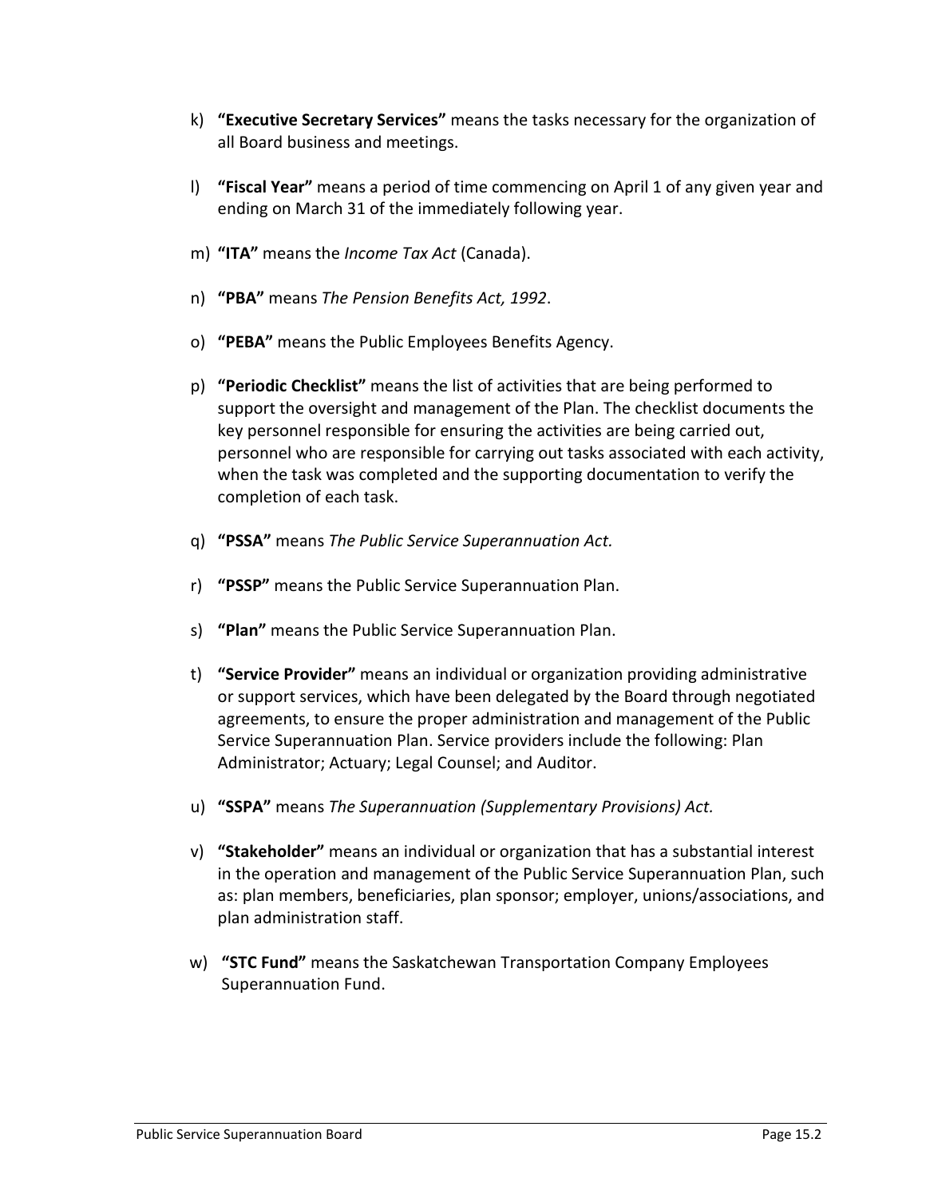k) **"Executive Secretary Services"** means the tasks necessary for the organization of all Board business and meetings.

l) **"Fiscal Year"** means a period of time commencing on April 1 of any given year and ending on March 31 of the immediately following year.

m) **"ITA"** means the *Income Tax Act* (Canada).

n) **"PBA"** means *The Pension Benefits Act, 1992*.

o) **"PEBA"** means the Public Employees Benefits Agency.

p) **"Periodic Checklist"** means the list of activities that are being performed to support the oversight and management of the Plan. The checklist documents the key personnel responsible for ensuring the activities are being carried out, personnel who are responsible for carrying out tasks associated with each activity, when the task was completed and the supporting documentation to verify the completion of each task.

q) **"PSSA"** means *The Public Service Superannuation Act.*

r) **"PSSP"** means the Public Service Superannuation Plan.

s) **"Plan"** means the Public Service Superannuation Plan.

t) **"Service Provider"** means an individual or organization providing administrative or support services, which have been delegated by the Board through negotiated agreements, to ensure the proper administration and management of the Public Service Superannuation Plan. Service providers include the following: Plan Administrator; Actuary; Legal Counsel; and Auditor.

u) **"SSPA"** means *The Superannuation (Supplementary Provisions) Act.*

v) **"Stakeholder"** means an individual or organization that has a substantial interest in the operation and management of the Public Service Superannuation Plan, such as: plan members, beneficiaries, plan sponsor; employer, unions/associations, and plan administration staff.

w) **"STC Fund"** means the Saskatchewan Transportation Company Employees Superannuation Fund.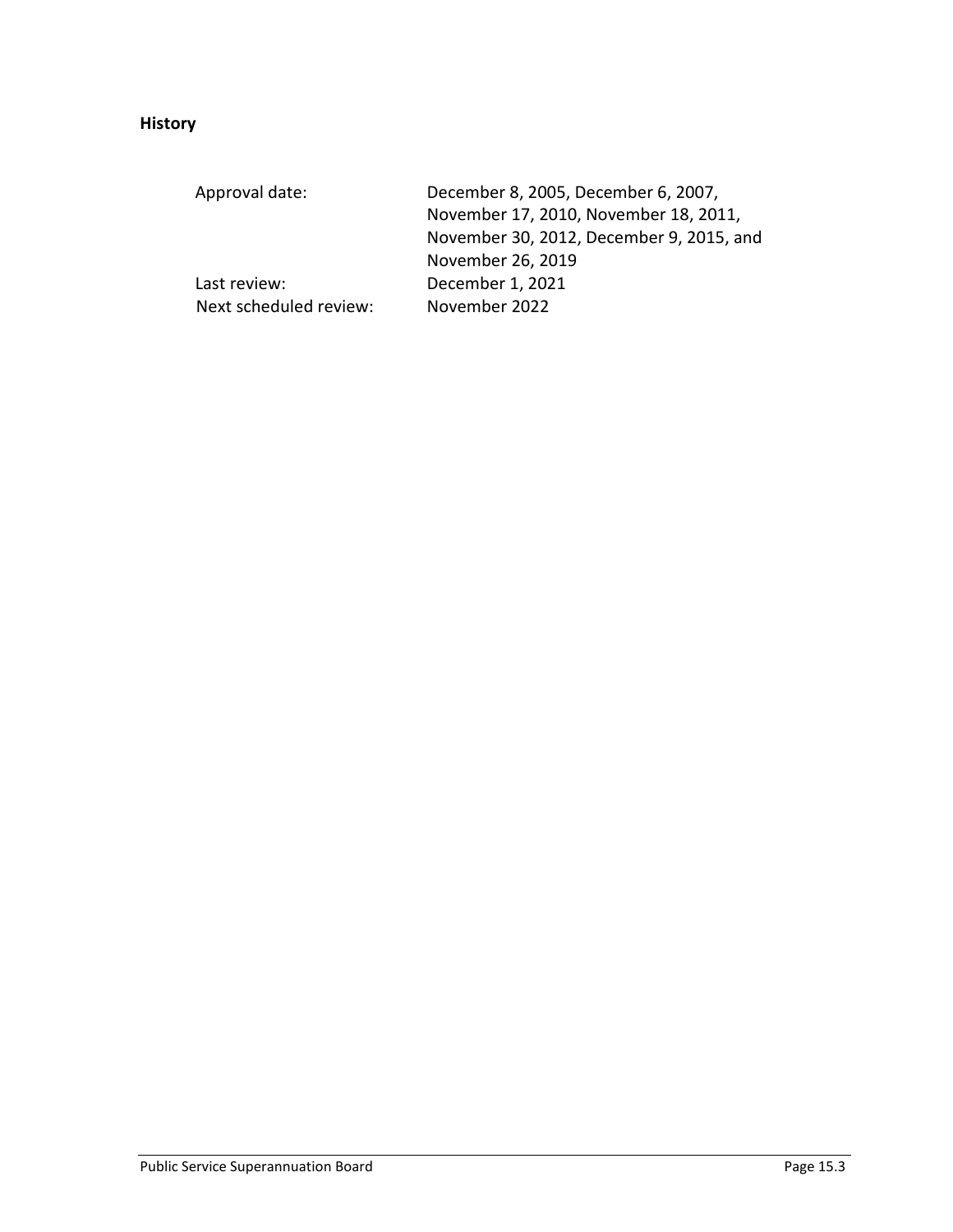**History**

| | |
|---|---|
| Approval date: | December 8, 2005, December 6, 2007, November 17, 2010, November 18, 2011, November 30, 2012, December 9, 2015, and November 26, 2019 |
| Last review: | December 1, 2021 |
| Next scheduled review: | November 2022 |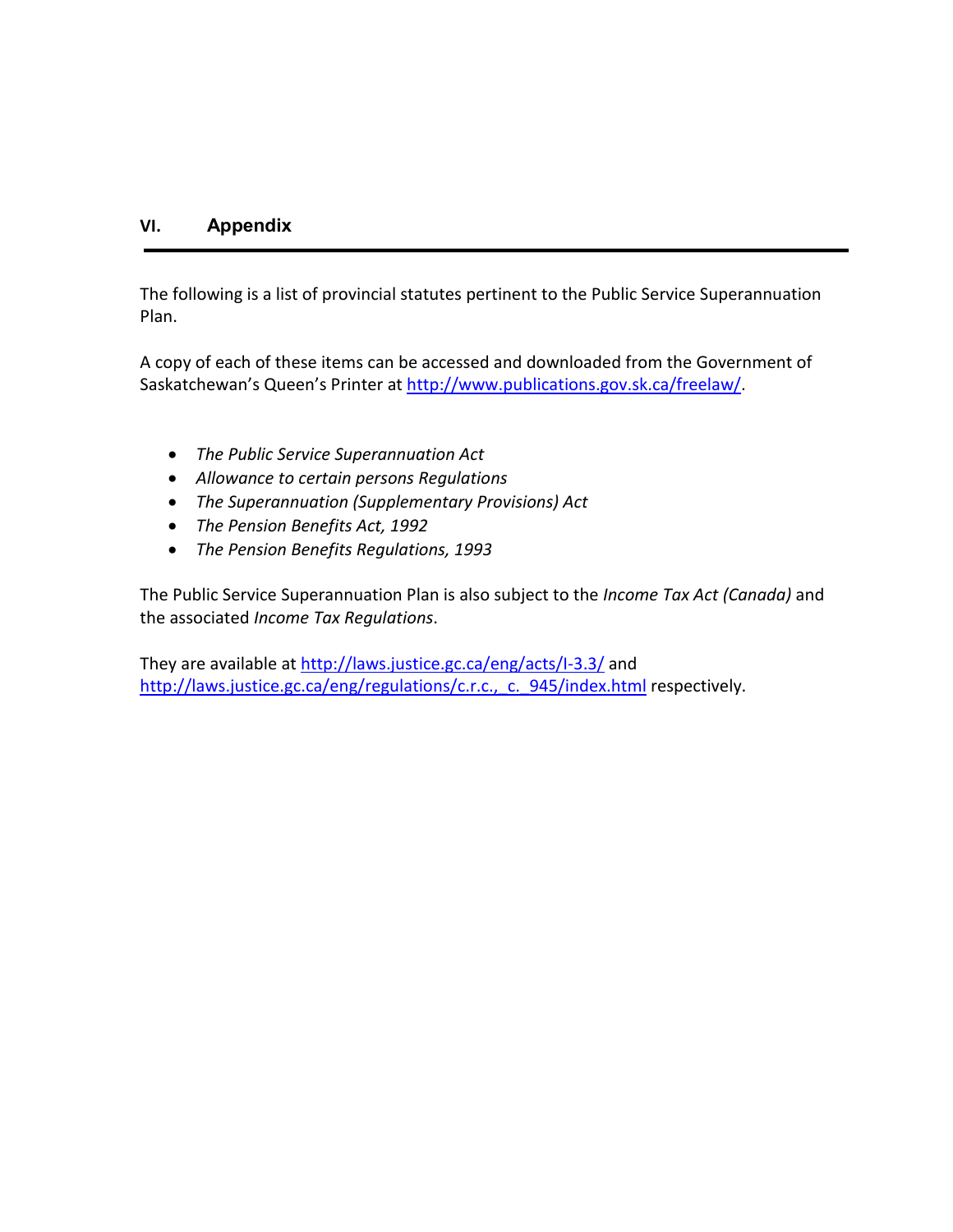## VI. Appendix

The following is a list of provincial statutes pertinent to the Public Service Superannuation Plan.

A copy of each of these items can be accessed and downloaded from the Government of Saskatchewan's Queen's Printer at http://www.publications.gov.sk.ca/freelaw/.

- *The Public Service Superannuation Act*
- *Allowance to certain persons Regulations*
- *The Superannuation (Supplementary Provisions) Act*
- *The Pension Benefits Act, 1992*
- *The Pension Benefits Regulations, 1993*

The Public Service Superannuation Plan is also subject to the *Income Tax Act (Canada)* and the associated *Income Tax Regulations*.

They are available at http://laws.justice.gc.ca/eng/acts/I-3.3/ and http://laws.justice.gc.ca/eng/regulations/c.r.c.,_c._945/index.html respectively.